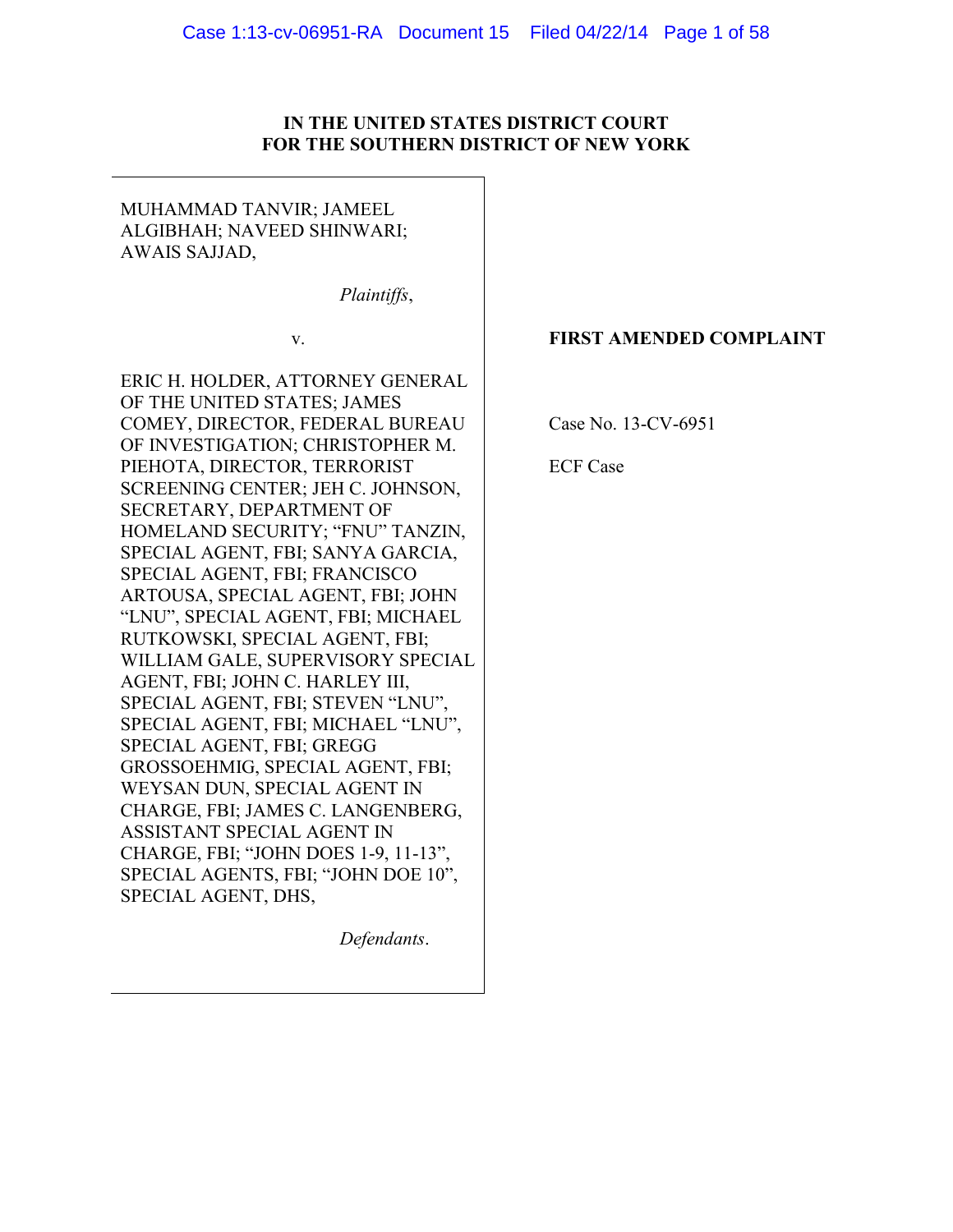**IN THE UNITED STATES DISTRICT COURT**
**FOR THE SOUTHERN DISTRICT OF NEW YORK**

MUHAMMAD TANVIR; JAMEEL ALGIBHAH; NAVEED SHINWARI; AWAIS SAJJAD,

*Plaintiffs*,

v.

ERIC H. HOLDER, ATTORNEY GENERAL OF THE UNITED STATES; JAMES COMEY, DIRECTOR, FEDERAL BUREAU OF INVESTIGATION; CHRISTOPHER M. PIEHOTA, DIRECTOR, TERRORIST SCREENING CENTER; JEH C. JOHNSON, SECRETARY, DEPARTMENT OF HOMELAND SECURITY; "FNU" TANZIN, SPECIAL AGENT, FBI; SANYA GARCIA, SPECIAL AGENT, FBI; FRANCISCO ARTOUSA, SPECIAL AGENT, FBI; JOHN "LNU", SPECIAL AGENT, FBI; MICHAEL RUTKOWSKI, SPECIAL AGENT, FBI; WILLIAM GALE, SUPERVISORY SPECIAL AGENT, FBI; JOHN C. HARLEY III, SPECIAL AGENT, FBI; STEVEN "LNU", SPECIAL AGENT, FBI; MICHAEL "LNU", SPECIAL AGENT, FBI; GREGG GROSSOEHMIG, SPECIAL AGENT, FBI; WEYSAN DUN, SPECIAL AGENT IN CHARGE, FBI; JAMES C. LANGENBERG, ASSISTANT SPECIAL AGENT IN CHARGE, FBI; "JOHN DOES 1-9, 11-13", SPECIAL AGENTS, FBI; "JOHN DOE 10", SPECIAL AGENT, DHS,

*Defendants*.

**FIRST AMENDED COMPLAINT**

Case No. 13-CV-6951

ECF Case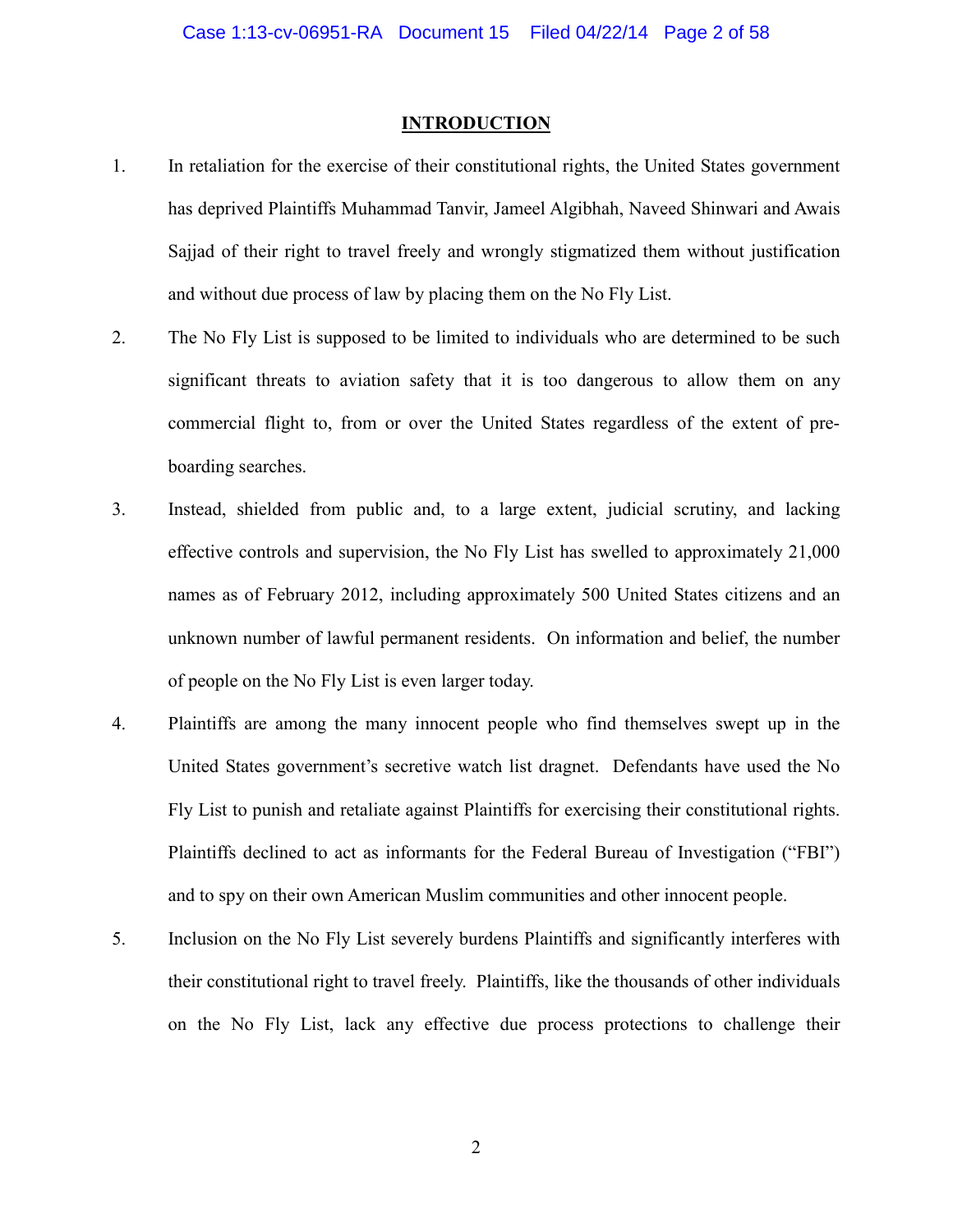## INTRODUCTION

1. In retaliation for the exercise of their constitutional rights, the United States government has deprived Plaintiffs Muhammad Tanvir, Jameel Algibhah, Naveed Shinwari and Awais Sajjad of their right to travel freely and wrongly stigmatized them without justification and without due process of law by placing them on the No Fly List.

2. The No Fly List is supposed to be limited to individuals who are determined to be such significant threats to aviation safety that it is too dangerous to allow them on any commercial flight to, from or over the United States regardless of the extent of pre-boarding searches.

3. Instead, shielded from public and, to a large extent, judicial scrutiny, and lacking effective controls and supervision, the No Fly List has swelled to approximately 21,000 names as of February 2012, including approximately 500 United States citizens and an unknown number of lawful permanent residents. On information and belief, the number of people on the No Fly List is even larger today.

4. Plaintiffs are among the many innocent people who find themselves swept up in the United States government's secretive watch list dragnet. Defendants have used the No Fly List to punish and retaliate against Plaintiffs for exercising their constitutional rights. Plaintiffs declined to act as informants for the Federal Bureau of Investigation ("FBI") and to spy on their own American Muslim communities and other innocent people.

5. Inclusion on the No Fly List severely burdens Plaintiffs and significantly interferes with their constitutional right to travel freely. Plaintiffs, like the thousands of other individuals on the No Fly List, lack any effective due process protections to challenge their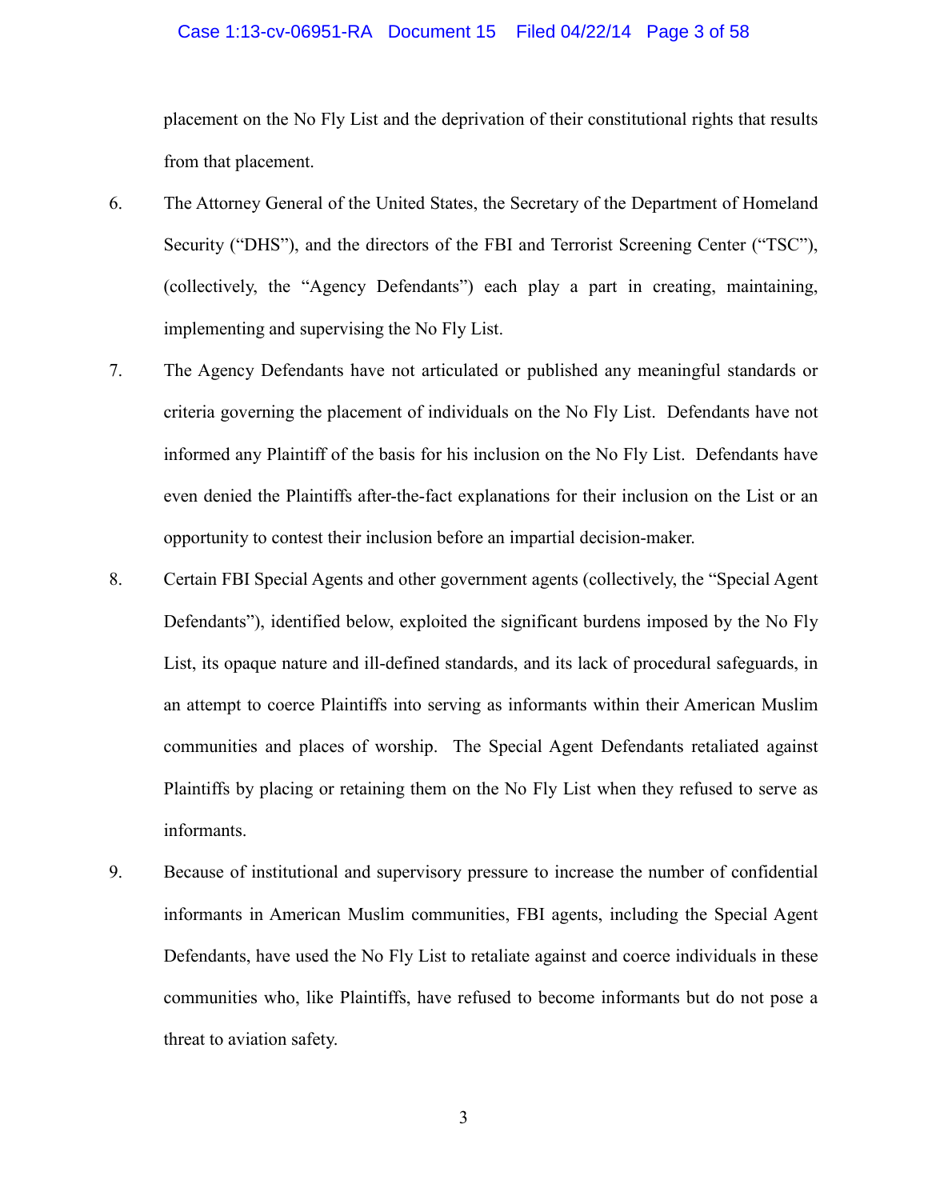placement on the No Fly List and the deprivation of their constitutional rights that results from that placement.

6. The Attorney General of the United States, the Secretary of the Department of Homeland Security ("DHS"), and the directors of the FBI and Terrorist Screening Center ("TSC"), (collectively, the "Agency Defendants") each play a part in creating, maintaining, implementing and supervising the No Fly List.

7. The Agency Defendants have not articulated or published any meaningful standards or criteria governing the placement of individuals on the No Fly List. Defendants have not informed any Plaintiff of the basis for his inclusion on the No Fly List. Defendants have even denied the Plaintiffs after-the-fact explanations for their inclusion on the List or an opportunity to contest their inclusion before an impartial decision-maker.

8. Certain FBI Special Agents and other government agents (collectively, the "Special Agent Defendants"), identified below, exploited the significant burdens imposed by the No Fly List, its opaque nature and ill-defined standards, and its lack of procedural safeguards, in an attempt to coerce Plaintiffs into serving as informants within their American Muslim communities and places of worship. The Special Agent Defendants retaliated against Plaintiffs by placing or retaining them on the No Fly List when they refused to serve as informants.

9. Because of institutional and supervisory pressure to increase the number of confidential informants in American Muslim communities, FBI agents, including the Special Agent Defendants, have used the No Fly List to retaliate against and coerce individuals in these communities who, like Plaintiffs, have refused to become informants but do not pose a threat to aviation safety.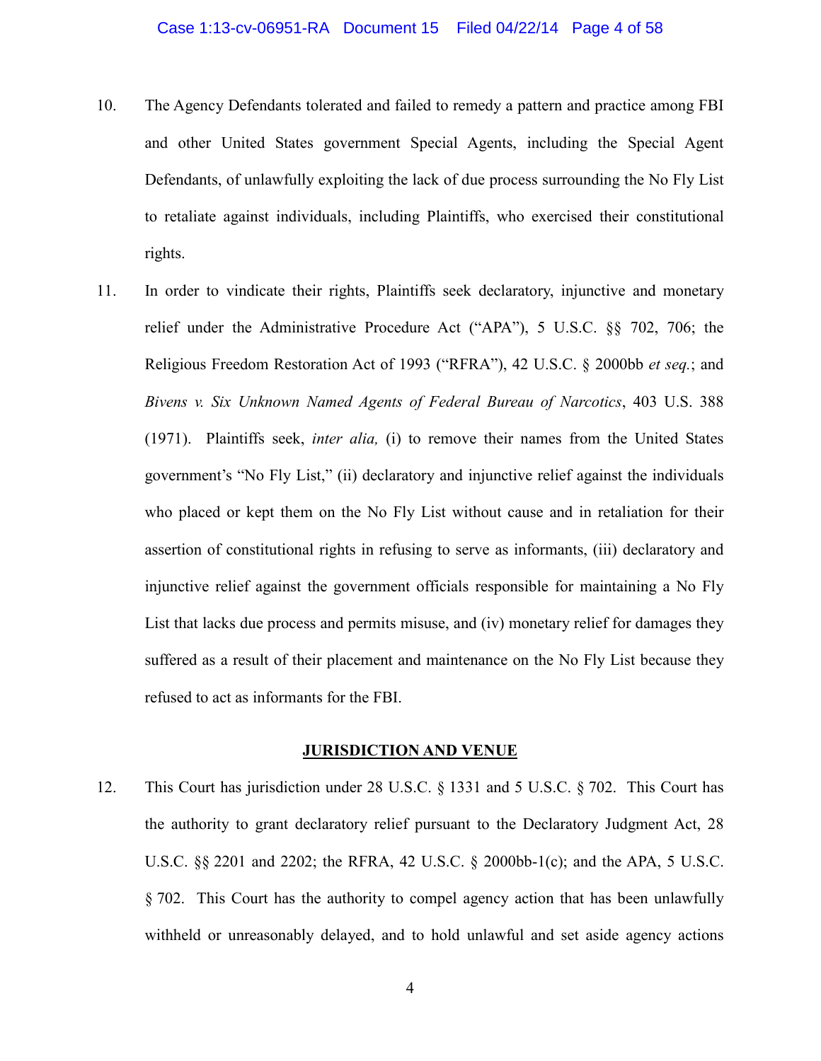10. The Agency Defendants tolerated and failed to remedy a pattern and practice among FBI and other United States government Special Agents, including the Special Agent Defendants, of unlawfully exploiting the lack of due process surrounding the No Fly List to retaliate against individuals, including Plaintiffs, who exercised their constitutional rights.

11. In order to vindicate their rights, Plaintiffs seek declaratory, injunctive and monetary relief under the Administrative Procedure Act ("APA"), 5 U.S.C. §§ 702, 706; the Religious Freedom Restoration Act of 1993 ("RFRA"), 42 U.S.C. § 2000bb *et seq.*; and *Bivens v. Six Unknown Named Agents of Federal Bureau of Narcotics*, 403 U.S. 388 (1971). Plaintiffs seek, *inter alia,* (i) to remove their names from the United States government's "No Fly List," (ii) declaratory and injunctive relief against the individuals who placed or kept them on the No Fly List without cause and in retaliation for their assertion of constitutional rights in refusing to serve as informants, (iii) declaratory and injunctive relief against the government officials responsible for maintaining a No Fly List that lacks due process and permits misuse, and (iv) monetary relief for damages they suffered as a result of their placement and maintenance on the No Fly List because they refused to act as informants for the FBI.

## JURISDICTION AND VENUE

12. This Court has jurisdiction under 28 U.S.C. § 1331 and 5 U.S.C. § 702. This Court has the authority to grant declaratory relief pursuant to the Declaratory Judgment Act, 28 U.S.C. §§ 2201 and 2202; the RFRA, 42 U.S.C. § 2000bb-1(c); and the APA, 5 U.S.C. § 702. This Court has the authority to compel agency action that has been unlawfully withheld or unreasonably delayed, and to hold unlawful and set aside agency actions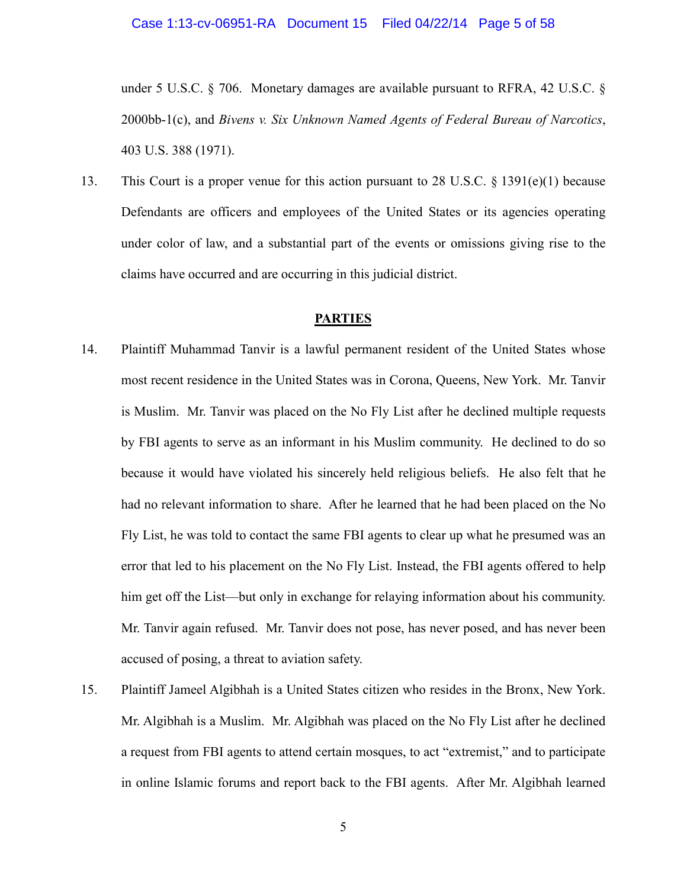under 5 U.S.C. § 706. Monetary damages are available pursuant to RFRA, 42 U.S.C. § 2000bb-1(c), and *Bivens v. Six Unknown Named Agents of Federal Bureau of Narcotics*, 403 U.S. 388 (1971).

13. This Court is a proper venue for this action pursuant to 28 U.S.C. § 1391(e)(1) because Defendants are officers and employees of the United States or its agencies operating under color of law, and a substantial part of the events or omissions giving rise to the claims have occurred and are occurring in this judicial district.

## PARTIES

14. Plaintiff Muhammad Tanvir is a lawful permanent resident of the United States whose most recent residence in the United States was in Corona, Queens, New York. Mr. Tanvir is Muslim. Mr. Tanvir was placed on the No Fly List after he declined multiple requests by FBI agents to serve as an informant in his Muslim community. He declined to do so because it would have violated his sincerely held religious beliefs. He also felt that he had no relevant information to share. After he learned that he had been placed on the No Fly List, he was told to contact the same FBI agents to clear up what he presumed was an error that led to his placement on the No Fly List. Instead, the FBI agents offered to help him get off the List—but only in exchange for relaying information about his community. Mr. Tanvir again refused. Mr. Tanvir does not pose, has never posed, and has never been accused of posing, a threat to aviation safety.

15. Plaintiff Jameel Algibhah is a United States citizen who resides in the Bronx, New York. Mr. Algibhah is a Muslim. Mr. Algibhah was placed on the No Fly List after he declined a request from FBI agents to attend certain mosques, to act "extremist," and to participate in online Islamic forums and report back to the FBI agents. After Mr. Algibhah learned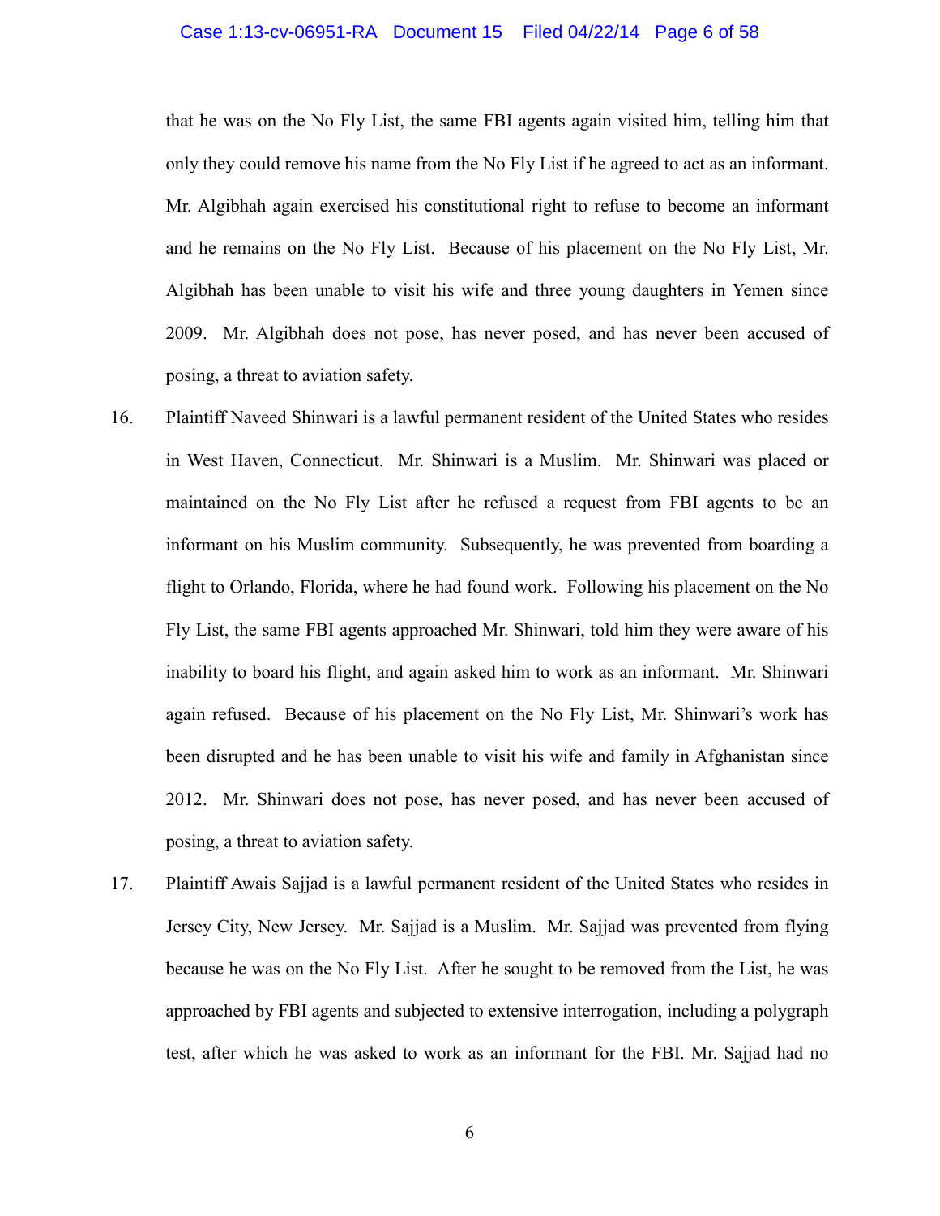that he was on the No Fly List, the same FBI agents again visited him, telling him that only they could remove his name from the No Fly List if he agreed to act as an informant. Mr. Algibhah again exercised his constitutional right to refuse to become an informant and he remains on the No Fly List. Because of his placement on the No Fly List, Mr. Algibhah has been unable to visit his wife and three young daughters in Yemen since 2009. Mr. Algibhah does not pose, has never posed, and has never been accused of posing, a threat to aviation safety.

16. Plaintiff Naveed Shinwari is a lawful permanent resident of the United States who resides in West Haven, Connecticut. Mr. Shinwari is a Muslim. Mr. Shinwari was placed or maintained on the No Fly List after he refused a request from FBI agents to be an informant on his Muslim community. Subsequently, he was prevented from boarding a flight to Orlando, Florida, where he had found work. Following his placement on the No Fly List, the same FBI agents approached Mr. Shinwari, told him they were aware of his inability to board his flight, and again asked him to work as an informant. Mr. Shinwari again refused. Because of his placement on the No Fly List, Mr. Shinwari's work has been disrupted and he has been unable to visit his wife and family in Afghanistan since 2012. Mr. Shinwari does not pose, has never posed, and has never been accused of posing, a threat to aviation safety.

17. Plaintiff Awais Sajjad is a lawful permanent resident of the United States who resides in Jersey City, New Jersey. Mr. Sajjad is a Muslim. Mr. Sajjad was prevented from flying because he was on the No Fly List. After he sought to be removed from the List, he was approached by FBI agents and subjected to extensive interrogation, including a polygraph test, after which he was asked to work as an informant for the FBI. Mr. Sajjad had no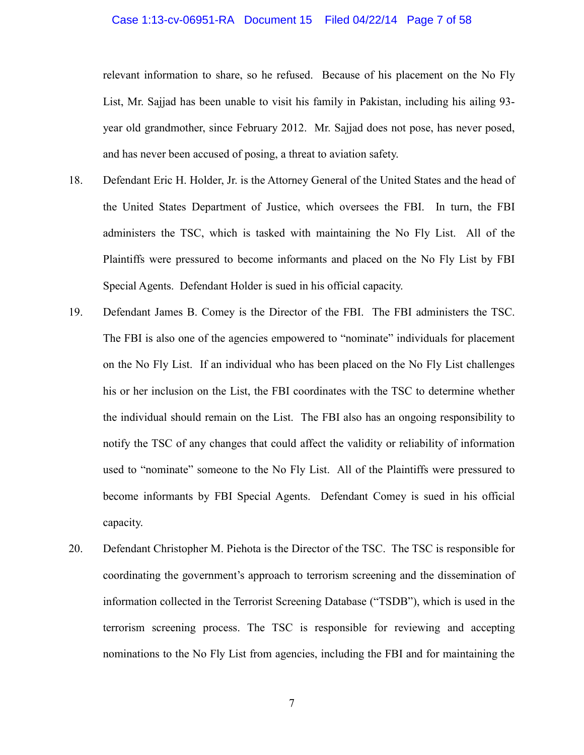relevant information to share, so he refused. Because of his placement on the No Fly List, Mr. Sajjad has been unable to visit his family in Pakistan, including his ailing 93-year old grandmother, since February 2012. Mr. Sajjad does not pose, has never posed, and has never been accused of posing, a threat to aviation safety.

18. Defendant Eric H. Holder, Jr. is the Attorney General of the United States and the head of the United States Department of Justice, which oversees the FBI. In turn, the FBI administers the TSC, which is tasked with maintaining the No Fly List. All of the Plaintiffs were pressured to become informants and placed on the No Fly List by FBI Special Agents. Defendant Holder is sued in his official capacity.

19. Defendant James B. Comey is the Director of the FBI. The FBI administers the TSC. The FBI is also one of the agencies empowered to "nominate" individuals for placement on the No Fly List. If an individual who has been placed on the No Fly List challenges his or her inclusion on the List, the FBI coordinates with the TSC to determine whether the individual should remain on the List. The FBI also has an ongoing responsibility to notify the TSC of any changes that could affect the validity or reliability of information used to "nominate" someone to the No Fly List. All of the Plaintiffs were pressured to become informants by FBI Special Agents. Defendant Comey is sued in his official capacity.

20. Defendant Christopher M. Piehota is the Director of the TSC. The TSC is responsible for coordinating the government's approach to terrorism screening and the dissemination of information collected in the Terrorist Screening Database ("TSDB"), which is used in the terrorism screening process. The TSC is responsible for reviewing and accepting nominations to the No Fly List from agencies, including the FBI and for maintaining the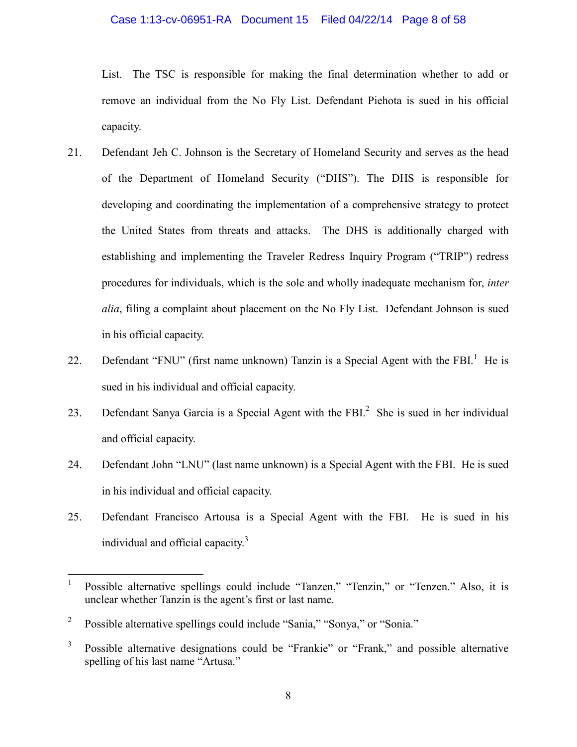List. The TSC is responsible for making the final determination whether to add or remove an individual from the No Fly List. Defendant Piehota is sued in his official capacity.

21. Defendant Jeh C. Johnson is the Secretary of Homeland Security and serves as the head of the Department of Homeland Security ("DHS"). The DHS is responsible for developing and coordinating the implementation of a comprehensive strategy to protect the United States from threats and attacks. The DHS is additionally charged with establishing and implementing the Traveler Redress Inquiry Program ("TRIP") redress procedures for individuals, which is the sole and wholly inadequate mechanism for, *inter alia*, filing a complaint about placement on the No Fly List. Defendant Johnson is sued in his official capacity.

22. Defendant "FNU" (first name unknown) Tanzin is a Special Agent with the FBI.[1] He is sued in his individual and official capacity.

23. Defendant Sanya Garcia is a Special Agent with the FBI.[2] She is sued in her individual and official capacity.

24. Defendant John "LNU" (last name unknown) is a Special Agent with the FBI. He is sued in his individual and official capacity.

25. Defendant Francisco Artousa is a Special Agent with the FBI. He is sued in his individual and official capacity.[3]

---

[1] Possible alternative spellings could include "Tanzen," "Tenzin," or "Tenzen." Also, it is unclear whether Tanzin is the agent's first or last name.

[2] Possible alternative spellings could include "Sania," "Sonya," or "Sonia."

[3] Possible alternative designations could be "Frankie" or "Frank," and possible alternative spelling of his last name "Artusa."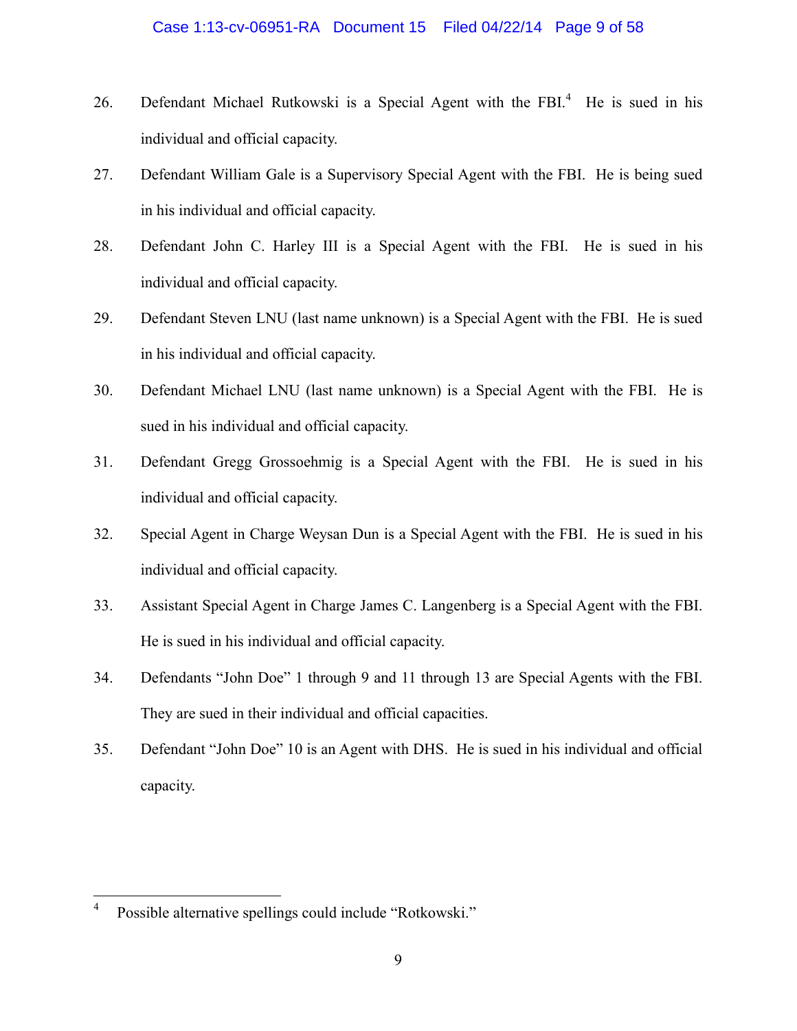26. Defendant Michael Rutkowski is a Special Agent with the FBI.[4] He is sued in his individual and official capacity.

27. Defendant William Gale is a Supervisory Special Agent with the FBI. He is being sued in his individual and official capacity.

28. Defendant John C. Harley III is a Special Agent with the FBI. He is sued in his individual and official capacity.

29. Defendant Steven LNU (last name unknown) is a Special Agent with the FBI. He is sued in his individual and official capacity.

30. Defendant Michael LNU (last name unknown) is a Special Agent with the FBI. He is sued in his individual and official capacity.

31. Defendant Gregg Grossoehmig is a Special Agent with the FBI. He is sued in his individual and official capacity.

32. Special Agent in Charge Weysan Dun is a Special Agent with the FBI. He is sued in his individual and official capacity.

33. Assistant Special Agent in Charge James C. Langenberg is a Special Agent with the FBI. He is sued in his individual and official capacity.

34. Defendants "John Doe" 1 through 9 and 11 through 13 are Special Agents with the FBI. They are sued in their individual and official capacities.

35. Defendant "John Doe" 10 is an Agent with DHS. He is sued in his individual and official capacity.

---

[4] Possible alternative spellings could include "Rotkowski."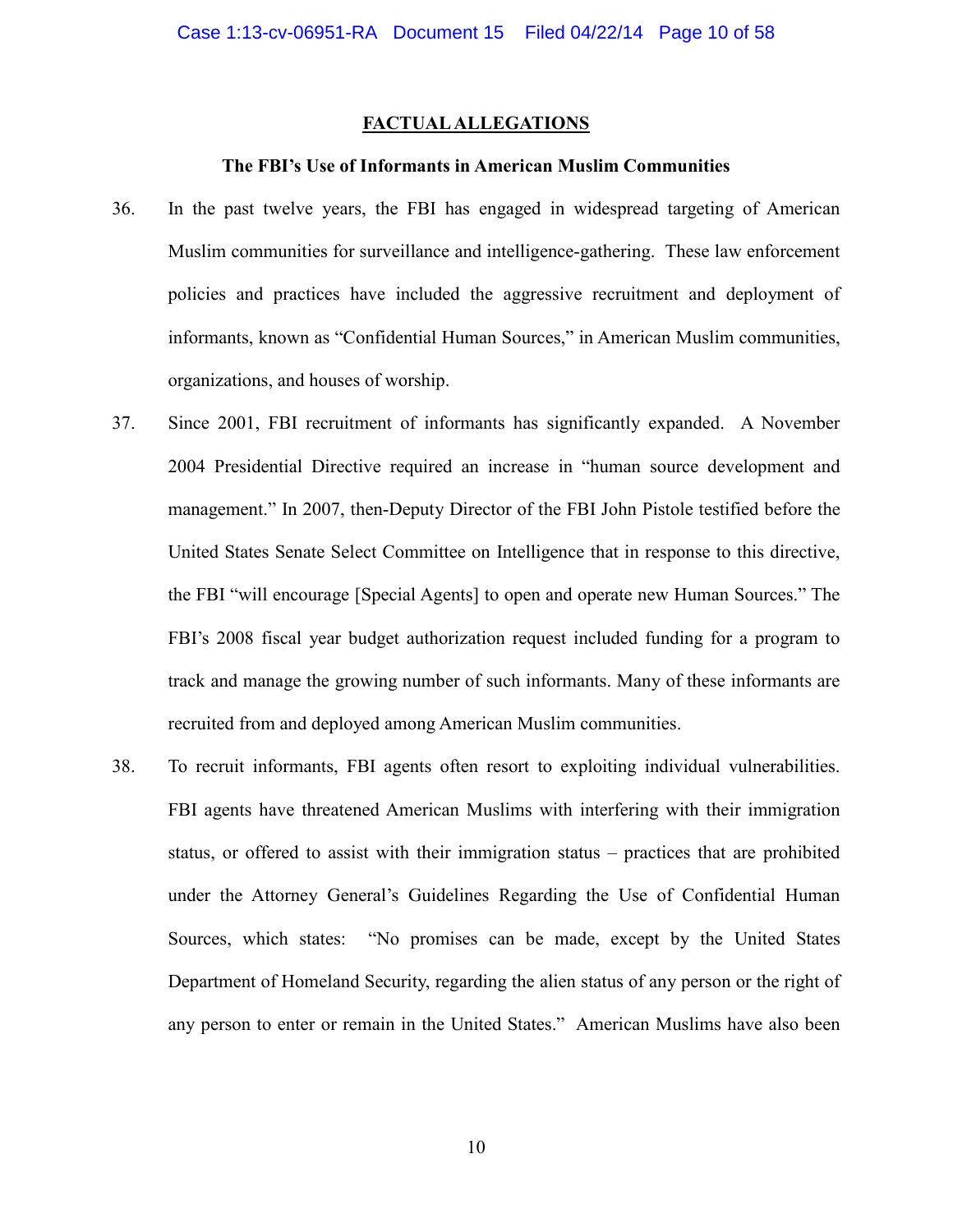## FACTUAL ALLEGATIONS

### The FBI's Use of Informants in American Muslim Communities

36. In the past twelve years, the FBI has engaged in widespread targeting of American Muslim communities for surveillance and intelligence-gathering. These law enforcement policies and practices have included the aggressive recruitment and deployment of informants, known as "Confidential Human Sources," in American Muslim communities, organizations, and houses of worship.

37. Since 2001, FBI recruitment of informants has significantly expanded. A November 2004 Presidential Directive required an increase in "human source development and management." In 2007, then-Deputy Director of the FBI John Pistole testified before the United States Senate Select Committee on Intelligence that in response to this directive, the FBI "will encourage [Special Agents] to open and operate new Human Sources." The FBI's 2008 fiscal year budget authorization request included funding for a program to track and manage the growing number of such informants. Many of these informants are recruited from and deployed among American Muslim communities.

38. To recruit informants, FBI agents often resort to exploiting individual vulnerabilities. FBI agents have threatened American Muslims with interfering with their immigration status, or offered to assist with their immigration status – practices that are prohibited under the Attorney General's Guidelines Regarding the Use of Confidential Human Sources, which states: "No promises can be made, except by the United States Department of Homeland Security, regarding the alien status of any person or the right of any person to enter or remain in the United States." American Muslims have also been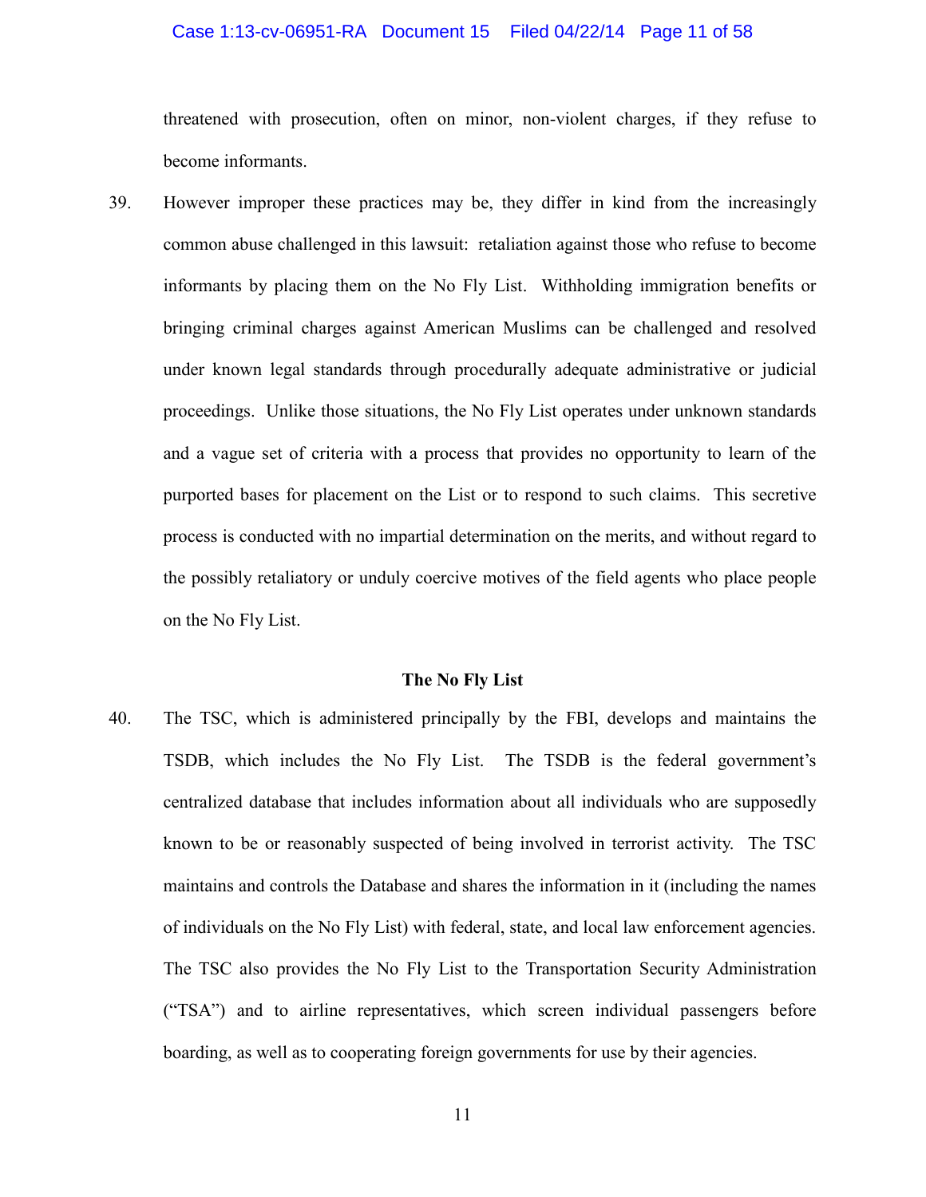threatened with prosecution, often on minor, non-violent charges, if they refuse to become informants.

39. However improper these practices may be, they differ in kind from the increasingly common abuse challenged in this lawsuit: retaliation against those who refuse to become informants by placing them on the No Fly List. Withholding immigration benefits or bringing criminal charges against American Muslims can be challenged and resolved under known legal standards through procedurally adequate administrative or judicial proceedings. Unlike those situations, the No Fly List operates under unknown standards and a vague set of criteria with a process that provides no opportunity to learn of the purported bases for placement on the List or to respond to such claims. This secretive process is conducted with no impartial determination on the merits, and without regard to the possibly retaliatory or unduly coercive motives of the field agents who place people on the No Fly List.

**The No Fly List**

40. The TSC, which is administered principally by the FBI, develops and maintains the TSDB, which includes the No Fly List. The TSDB is the federal government's centralized database that includes information about all individuals who are supposedly known to be or reasonably suspected of being involved in terrorist activity. The TSC maintains and controls the Database and shares the information in it (including the names of individuals on the No Fly List) with federal, state, and local law enforcement agencies. The TSC also provides the No Fly List to the Transportation Security Administration ("TSA") and to airline representatives, which screen individual passengers before boarding, as well as to cooperating foreign governments for use by their agencies.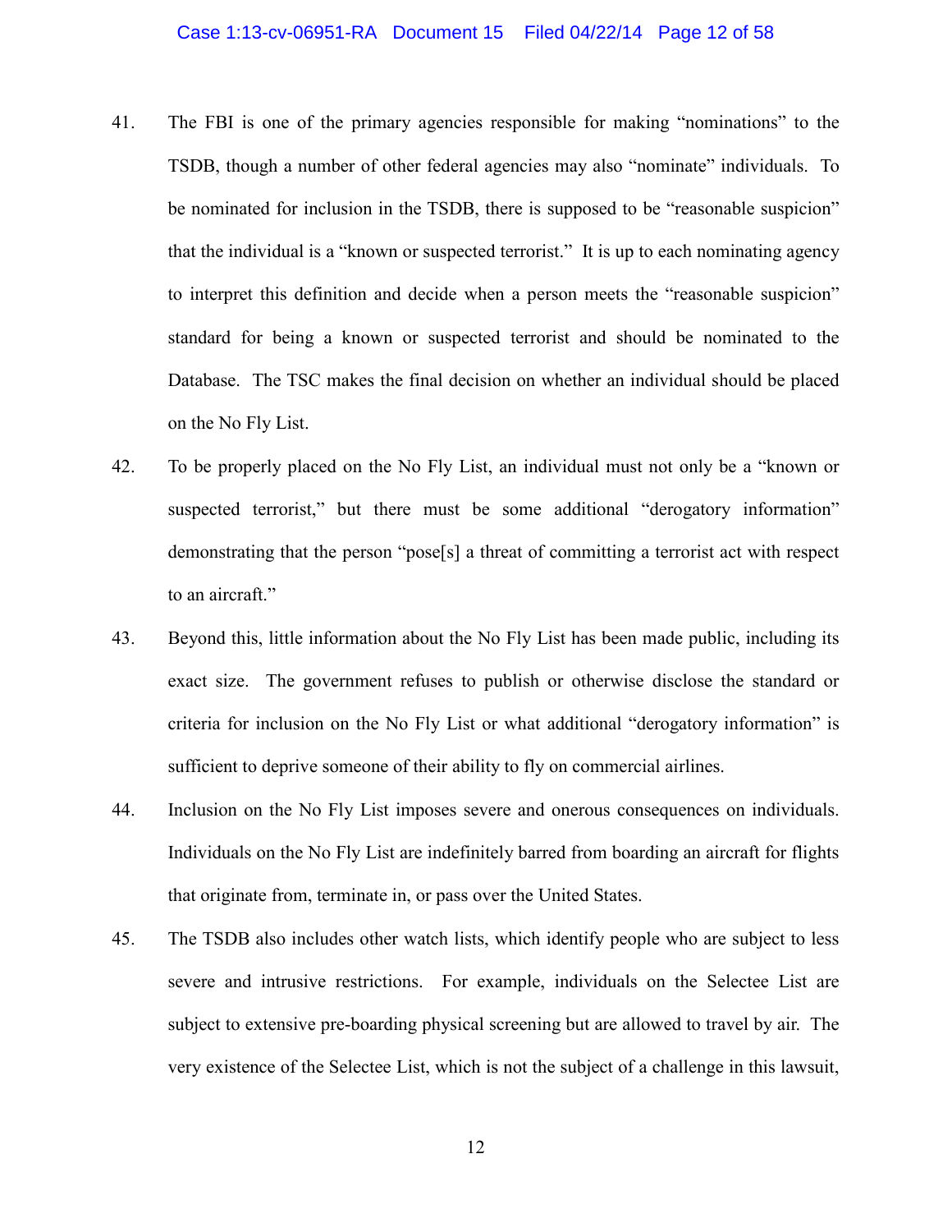41. The FBI is one of the primary agencies responsible for making "nominations" to the TSDB, though a number of other federal agencies may also "nominate" individuals. To be nominated for inclusion in the TSDB, there is supposed to be "reasonable suspicion" that the individual is a "known or suspected terrorist." It is up to each nominating agency to interpret this definition and decide when a person meets the "reasonable suspicion" standard for being a known or suspected terrorist and should be nominated to the Database. The TSC makes the final decision on whether an individual should be placed on the No Fly List.

42. To be properly placed on the No Fly List, an individual must not only be a "known or suspected terrorist," but there must be some additional "derogatory information" demonstrating that the person "pose[s] a threat of committing a terrorist act with respect to an aircraft."

43. Beyond this, little information about the No Fly List has been made public, including its exact size. The government refuses to publish or otherwise disclose the standard or criteria for inclusion on the No Fly List or what additional "derogatory information" is sufficient to deprive someone of their ability to fly on commercial airlines.

44. Inclusion on the No Fly List imposes severe and onerous consequences on individuals. Individuals on the No Fly List are indefinitely barred from boarding an aircraft for flights that originate from, terminate in, or pass over the United States.

45. The TSDB also includes other watch lists, which identify people who are subject to less severe and intrusive restrictions. For example, individuals on the Selectee List are subject to extensive pre-boarding physical screening but are allowed to travel by air. The very existence of the Selectee List, which is not the subject of a challenge in this lawsuit,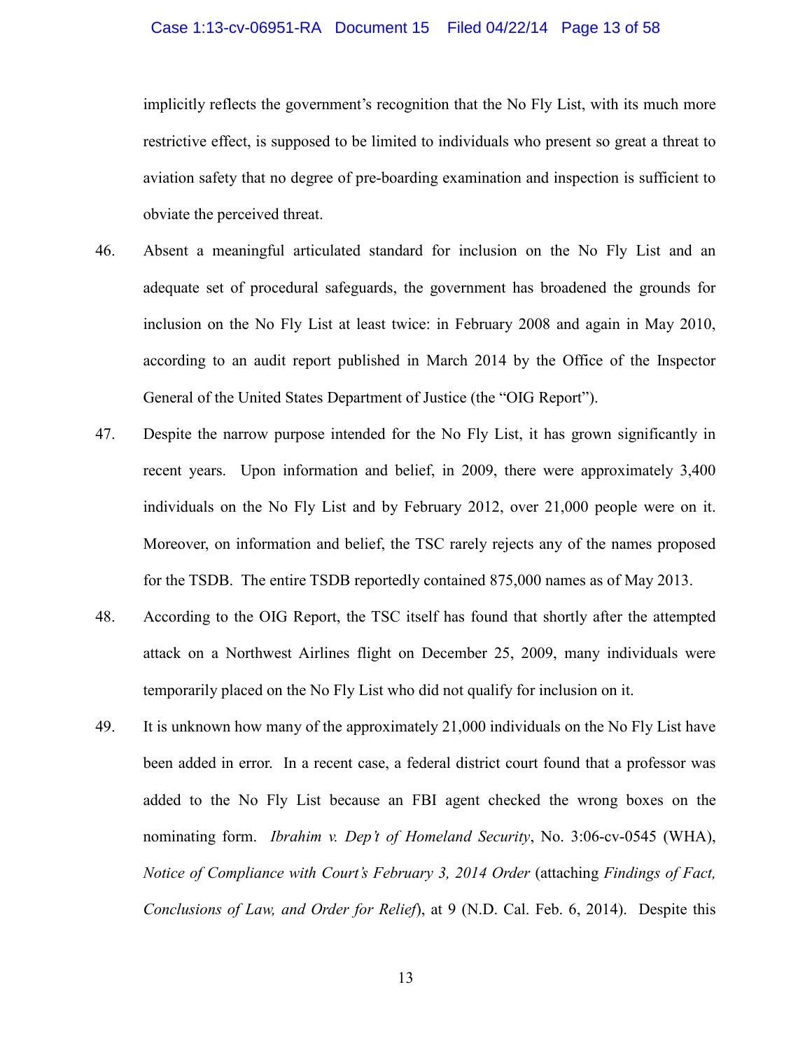implicitly reflects the government's recognition that the No Fly List, with its much more restrictive effect, is supposed to be limited to individuals who present so great a threat to aviation safety that no degree of pre-boarding examination and inspection is sufficient to obviate the perceived threat.

46. Absent a meaningful articulated standard for inclusion on the No Fly List and an adequate set of procedural safeguards, the government has broadened the grounds for inclusion on the No Fly List at least twice: in February 2008 and again in May 2010, according to an audit report published in March 2014 by the Office of the Inspector General of the United States Department of Justice (the "OIG Report").

47. Despite the narrow purpose intended for the No Fly List, it has grown significantly in recent years. Upon information and belief, in 2009, there were approximately 3,400 individuals on the No Fly List and by February 2012, over 21,000 people were on it. Moreover, on information and belief, the TSC rarely rejects any of the names proposed for the TSDB. The entire TSDB reportedly contained 875,000 names as of May 2013.

48. According to the OIG Report, the TSC itself has found that shortly after the attempted attack on a Northwest Airlines flight on December 25, 2009, many individuals were temporarily placed on the No Fly List who did not qualify for inclusion on it.

49. It is unknown how many of the approximately 21,000 individuals on the No Fly List have been added in error. In a recent case, a federal district court found that a professor was added to the No Fly List because an FBI agent checked the wrong boxes on the nominating form. *Ibrahim v. Dep't of Homeland Security*, No. 3:06-cv-0545 (WHA), *Notice of Compliance with Court's February 3, 2014 Order* (attaching *Findings of Fact, Conclusions of Law, and Order for Relief*), at 9 (N.D. Cal. Feb. 6, 2014). Despite this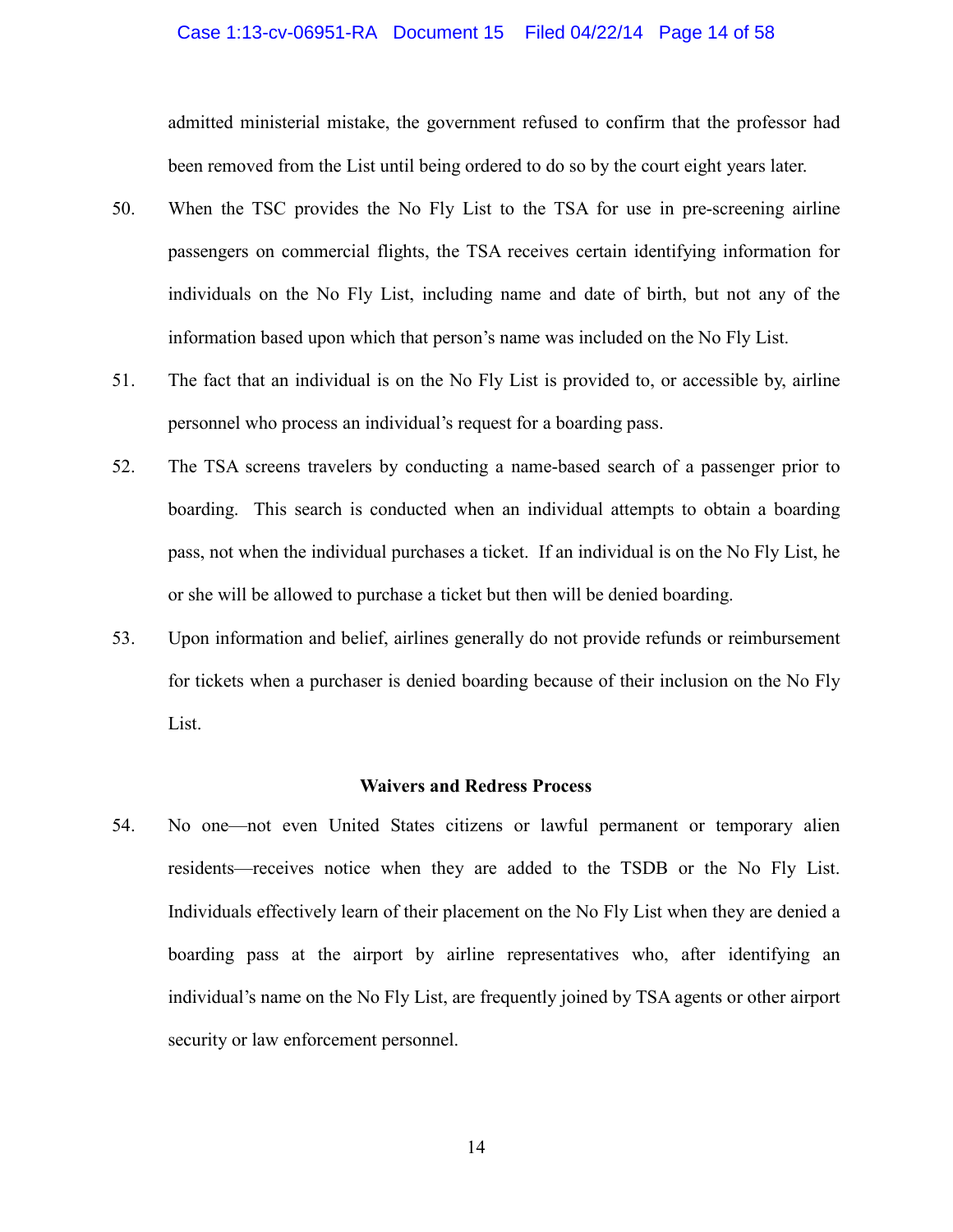admitted ministerial mistake, the government refused to confirm that the professor had been removed from the List until being ordered to do so by the court eight years later.

50. When the TSC provides the No Fly List to the TSA for use in pre-screening airline passengers on commercial flights, the TSA receives certain identifying information for individuals on the No Fly List, including name and date of birth, but not any of the information based upon which that person's name was included on the No Fly List.

51. The fact that an individual is on the No Fly List is provided to, or accessible by, airline personnel who process an individual's request for a boarding pass.

52. The TSA screens travelers by conducting a name-based search of a passenger prior to boarding. This search is conducted when an individual attempts to obtain a boarding pass, not when the individual purchases a ticket. If an individual is on the No Fly List, he or she will be allowed to purchase a ticket but then will be denied boarding.

53. Upon information and belief, airlines generally do not provide refunds or reimbursement for tickets when a purchaser is denied boarding because of their inclusion on the No Fly List.

**Waivers and Redress Process**

54. No one—not even United States citizens or lawful permanent or temporary alien residents—receives notice when they are added to the TSDB or the No Fly List. Individuals effectively learn of their placement on the No Fly List when they are denied a boarding pass at the airport by airline representatives who, after identifying an individual's name on the No Fly List, are frequently joined by TSA agents or other airport security or law enforcement personnel.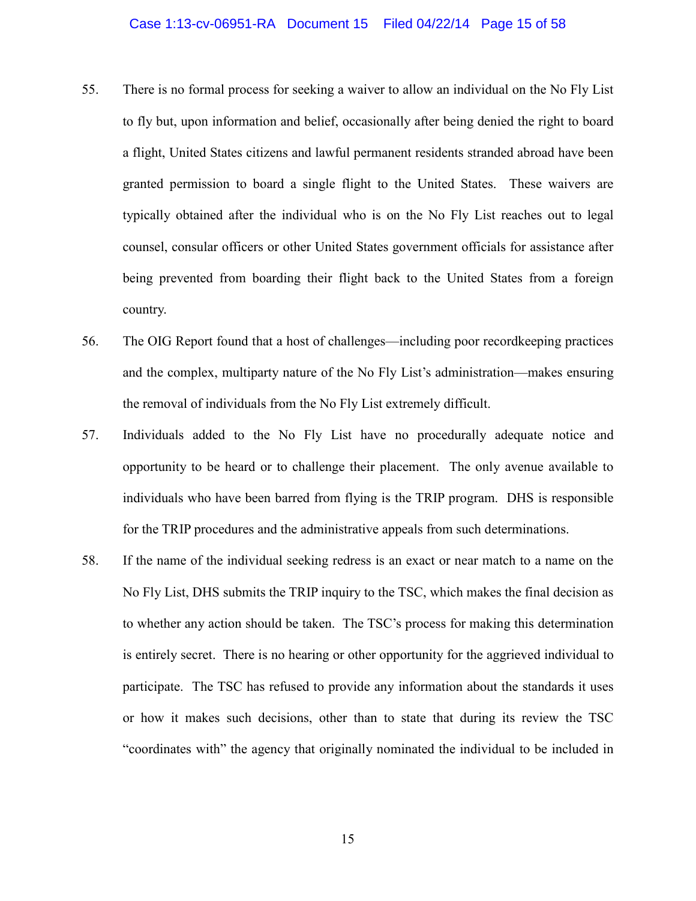55. There is no formal process for seeking a waiver to allow an individual on the No Fly List to fly but, upon information and belief, occasionally after being denied the right to board a flight, United States citizens and lawful permanent residents stranded abroad have been granted permission to board a single flight to the United States. These waivers are typically obtained after the individual who is on the No Fly List reaches out to legal counsel, consular officers or other United States government officials for assistance after being prevented from boarding their flight back to the United States from a foreign country.

56. The OIG Report found that a host of challenges—including poor recordkeeping practices and the complex, multiparty nature of the No Fly List's administration—makes ensuring the removal of individuals from the No Fly List extremely difficult.

57. Individuals added to the No Fly List have no procedurally adequate notice and opportunity to be heard or to challenge their placement. The only avenue available to individuals who have been barred from flying is the TRIP program. DHS is responsible for the TRIP procedures and the administrative appeals from such determinations.

58. If the name of the individual seeking redress is an exact or near match to a name on the No Fly List, DHS submits the TRIP inquiry to the TSC, which makes the final decision as to whether any action should be taken. The TSC's process for making this determination is entirely secret. There is no hearing or other opportunity for the aggrieved individual to participate. The TSC has refused to provide any information about the standards it uses or how it makes such decisions, other than to state that during its review the TSC "coordinates with" the agency that originally nominated the individual to be included in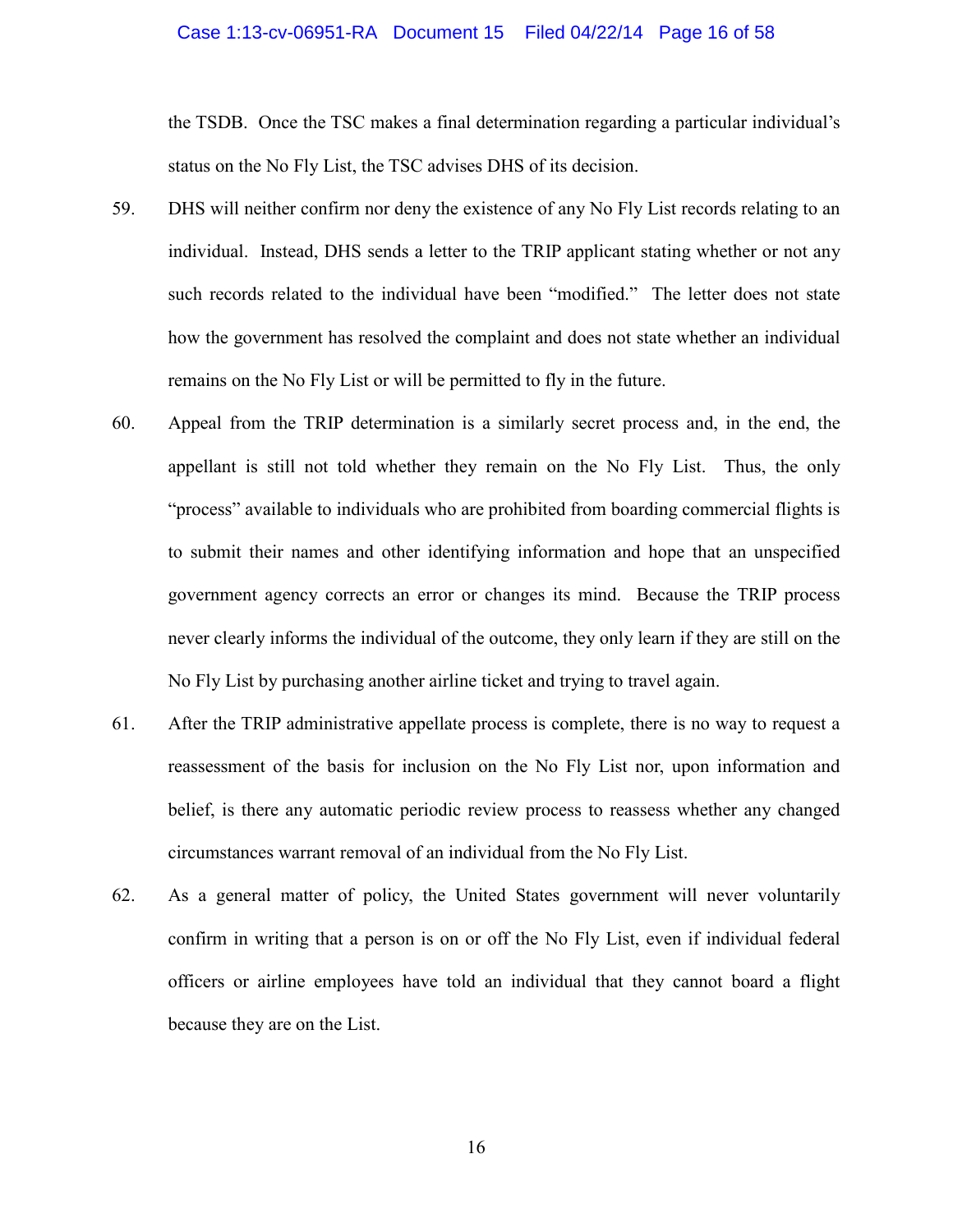the TSDB. Once the TSC makes a final determination regarding a particular individual's status on the No Fly List, the TSC advises DHS of its decision.

59. DHS will neither confirm nor deny the existence of any No Fly List records relating to an individual. Instead, DHS sends a letter to the TRIP applicant stating whether or not any such records related to the individual have been "modified." The letter does not state how the government has resolved the complaint and does not state whether an individual remains on the No Fly List or will be permitted to fly in the future.

60. Appeal from the TRIP determination is a similarly secret process and, in the end, the appellant is still not told whether they remain on the No Fly List. Thus, the only "process" available to individuals who are prohibited from boarding commercial flights is to submit their names and other identifying information and hope that an unspecified government agency corrects an error or changes its mind. Because the TRIP process never clearly informs the individual of the outcome, they only learn if they are still on the No Fly List by purchasing another airline ticket and trying to travel again.

61. After the TRIP administrative appellate process is complete, there is no way to request a reassessment of the basis for inclusion on the No Fly List nor, upon information and belief, is there any automatic periodic review process to reassess whether any changed circumstances warrant removal of an individual from the No Fly List.

62. As a general matter of policy, the United States government will never voluntarily confirm in writing that a person is on or off the No Fly List, even if individual federal officers or airline employees have told an individual that they cannot board a flight because they are on the List.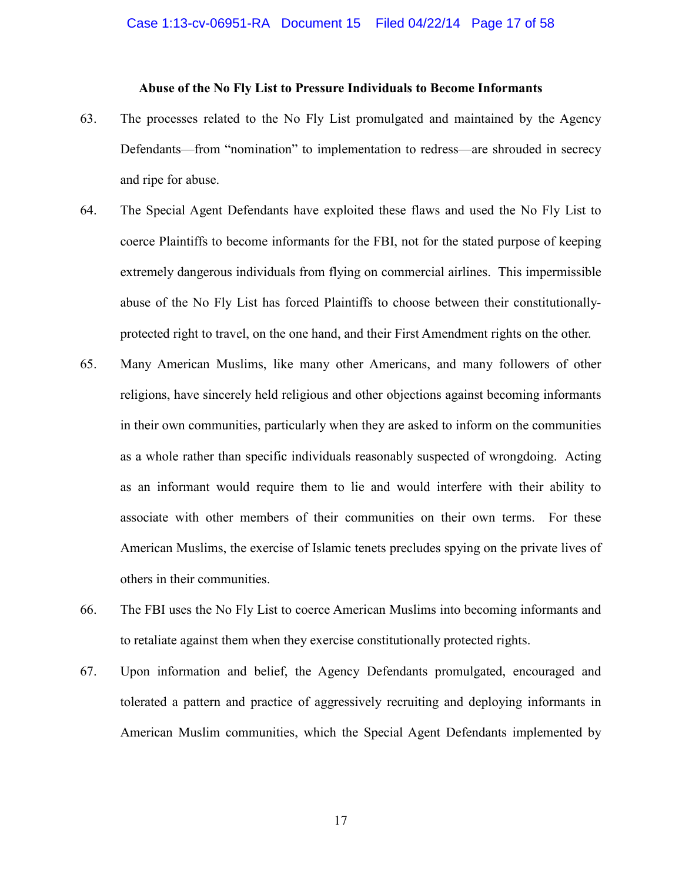**Abuse of the No Fly List to Pressure Individuals to Become Informants**

63. The processes related to the No Fly List promulgated and maintained by the Agency Defendants—from "nomination" to implementation to redress—are shrouded in secrecy and ripe for abuse.

64. The Special Agent Defendants have exploited these flaws and used the No Fly List to coerce Plaintiffs to become informants for the FBI, not for the stated purpose of keeping extremely dangerous individuals from flying on commercial airlines. This impermissible abuse of the No Fly List has forced Plaintiffs to choose between their constitutionally-protected right to travel, on the one hand, and their First Amendment rights on the other.

65. Many American Muslims, like many other Americans, and many followers of other religions, have sincerely held religious and other objections against becoming informants in their own communities, particularly when they are asked to inform on the communities as a whole rather than specific individuals reasonably suspected of wrongdoing. Acting as an informant would require them to lie and would interfere with their ability to associate with other members of their communities on their own terms. For these American Muslims, the exercise of Islamic tenets precludes spying on the private lives of others in their communities.

66. The FBI uses the No Fly List to coerce American Muslims into becoming informants and to retaliate against them when they exercise constitutionally protected rights.

67. Upon information and belief, the Agency Defendants promulgated, encouraged and tolerated a pattern and practice of aggressively recruiting and deploying informants in American Muslim communities, which the Special Agent Defendants implemented by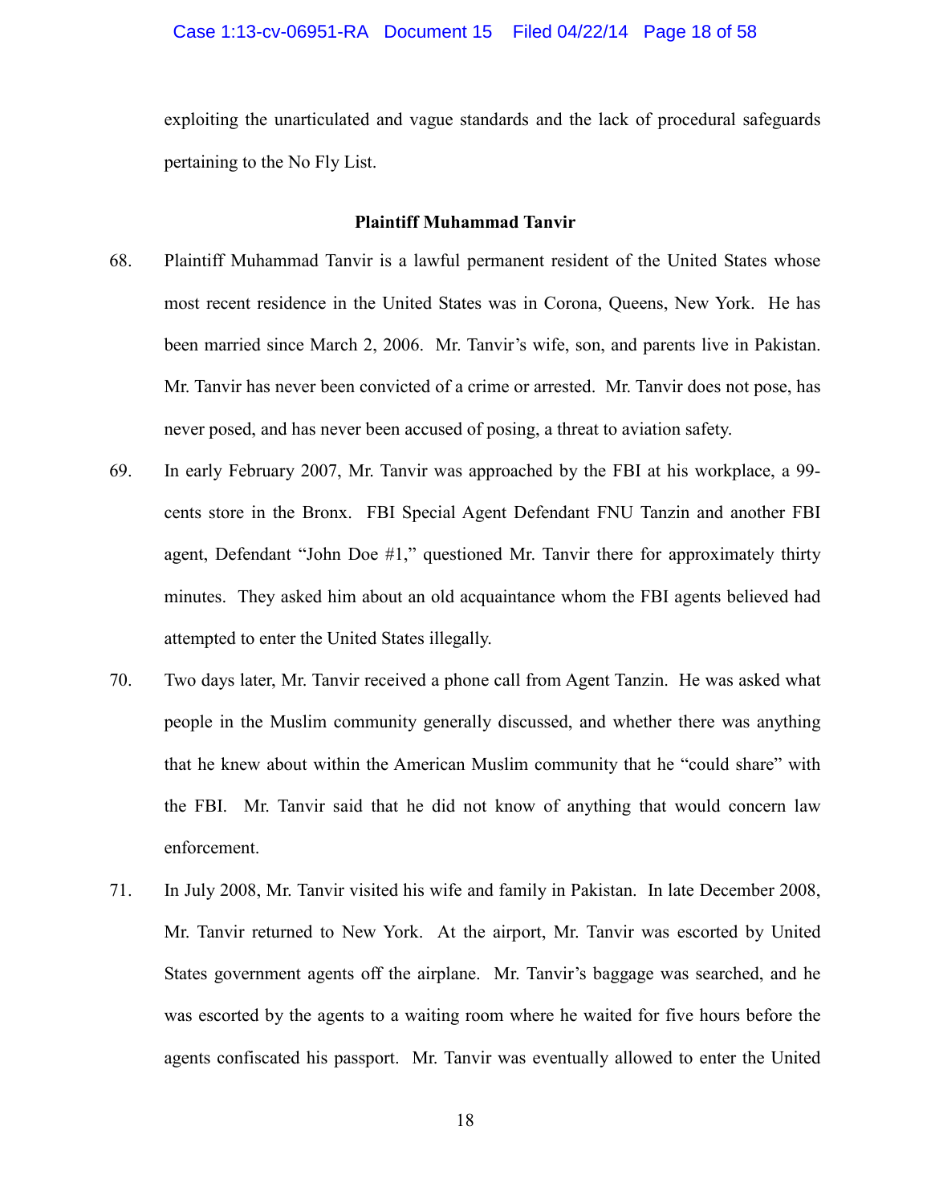exploiting the unarticulated and vague standards and the lack of procedural safeguards pertaining to the No Fly List.

**Plaintiff Muhammad Tanvir**

68. Plaintiff Muhammad Tanvir is a lawful permanent resident of the United States whose most recent residence in the United States was in Corona, Queens, New York. He has been married since March 2, 2006. Mr. Tanvir's wife, son, and parents live in Pakistan. Mr. Tanvir has never been convicted of a crime or arrested. Mr. Tanvir does not pose, has never posed, and has never been accused of posing, a threat to aviation safety.

69. In early February 2007, Mr. Tanvir was approached by the FBI at his workplace, a 99-cents store in the Bronx. FBI Special Agent Defendant FNU Tanzin and another FBI agent, Defendant "John Doe #1," questioned Mr. Tanvir there for approximately thirty minutes. They asked him about an old acquaintance whom the FBI agents believed had attempted to enter the United States illegally.

70. Two days later, Mr. Tanvir received a phone call from Agent Tanzin. He was asked what people in the Muslim community generally discussed, and whether there was anything that he knew about within the American Muslim community that he "could share" with the FBI. Mr. Tanvir said that he did not know of anything that would concern law enforcement.

71. In July 2008, Mr. Tanvir visited his wife and family in Pakistan. In late December 2008, Mr. Tanvir returned to New York. At the airport, Mr. Tanvir was escorted by United States government agents off the airplane. Mr. Tanvir's baggage was searched, and he was escorted by the agents to a waiting room where he waited for five hours before the agents confiscated his passport. Mr. Tanvir was eventually allowed to enter the United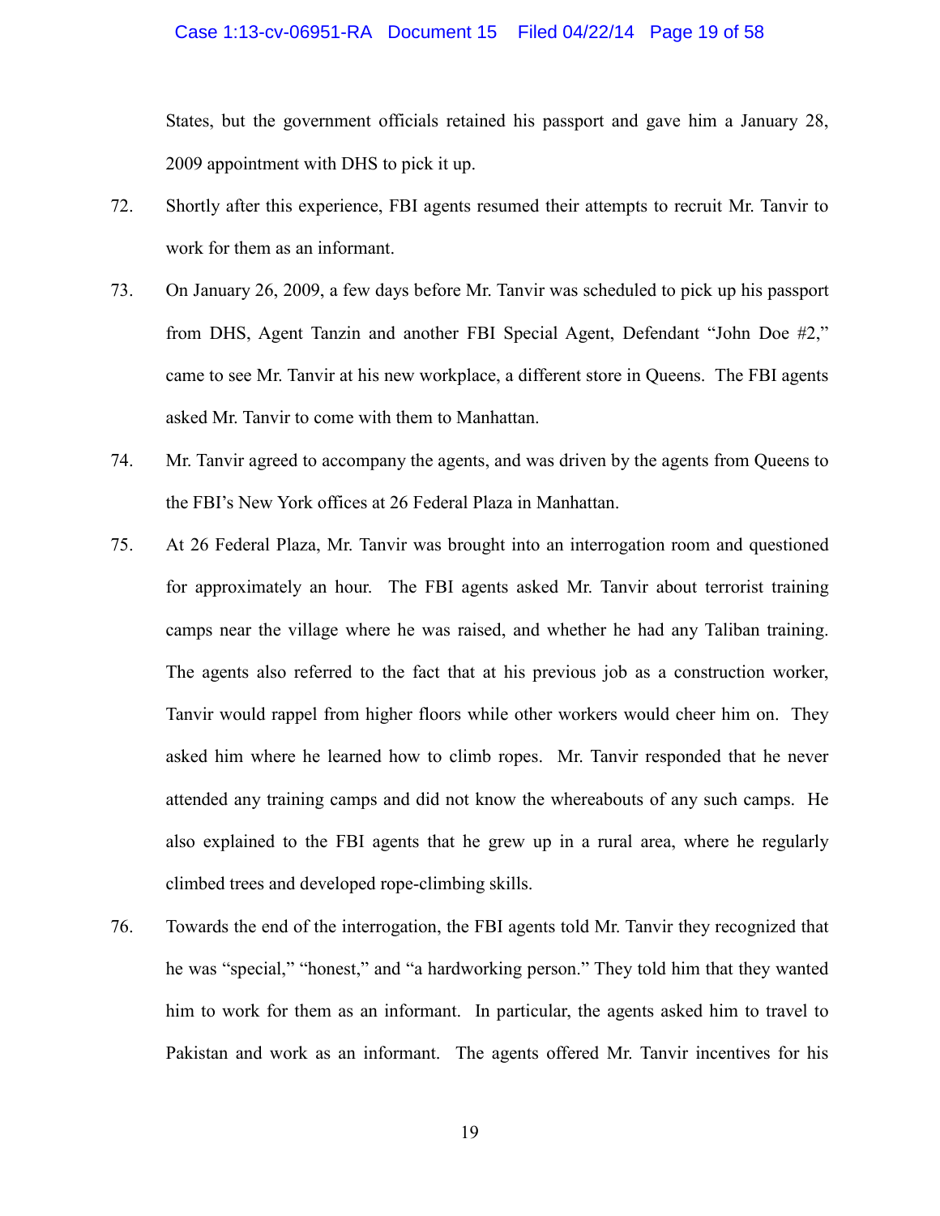States, but the government officials retained his passport and gave him a January 28, 2009 appointment with DHS to pick it up.

72. Shortly after this experience, FBI agents resumed their attempts to recruit Mr. Tanvir to work for them as an informant.

73. On January 26, 2009, a few days before Mr. Tanvir was scheduled to pick up his passport from DHS, Agent Tanzin and another FBI Special Agent, Defendant "John Doe #2," came to see Mr. Tanvir at his new workplace, a different store in Queens. The FBI agents asked Mr. Tanvir to come with them to Manhattan.

74. Mr. Tanvir agreed to accompany the agents, and was driven by the agents from Queens to the FBI's New York offices at 26 Federal Plaza in Manhattan.

75. At 26 Federal Plaza, Mr. Tanvir was brought into an interrogation room and questioned for approximately an hour. The FBI agents asked Mr. Tanvir about terrorist training camps near the village where he was raised, and whether he had any Taliban training. The agents also referred to the fact that at his previous job as a construction worker, Tanvir would rappel from higher floors while other workers would cheer him on. They asked him where he learned how to climb ropes. Mr. Tanvir responded that he never attended any training camps and did not know the whereabouts of any such camps. He also explained to the FBI agents that he grew up in a rural area, where he regularly climbed trees and developed rope-climbing skills.

76. Towards the end of the interrogation, the FBI agents told Mr. Tanvir they recognized that he was "special," "honest," and "a hardworking person." They told him that they wanted him to work for them as an informant. In particular, the agents asked him to travel to Pakistan and work as an informant. The agents offered Mr. Tanvir incentives for his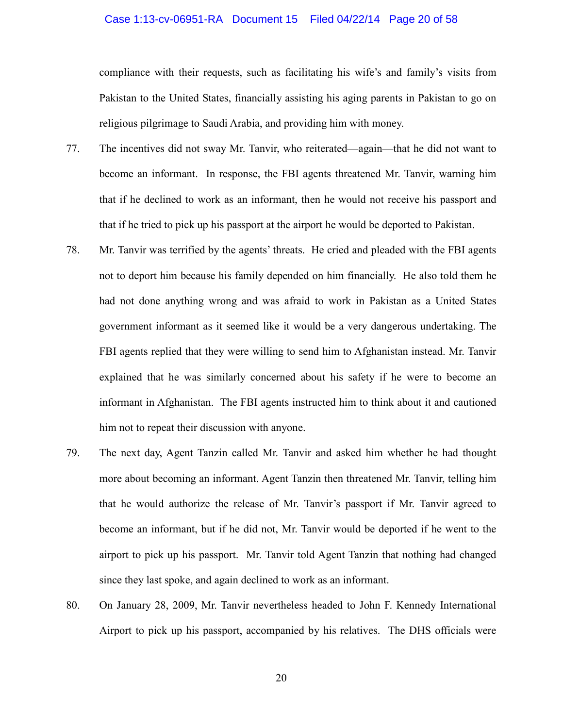compliance with their requests, such as facilitating his wife's and family's visits from Pakistan to the United States, financially assisting his aging parents in Pakistan to go on religious pilgrimage to Saudi Arabia, and providing him with money.

77. The incentives did not sway Mr. Tanvir, who reiterated—again—that he did not want to become an informant. In response, the FBI agents threatened Mr. Tanvir, warning him that if he declined to work as an informant, then he would not receive his passport and that if he tried to pick up his passport at the airport he would be deported to Pakistan.

78. Mr. Tanvir was terrified by the agents' threats. He cried and pleaded with the FBI agents not to deport him because his family depended on him financially. He also told them he had not done anything wrong and was afraid to work in Pakistan as a United States government informant as it seemed like it would be a very dangerous undertaking. The FBI agents replied that they were willing to send him to Afghanistan instead. Mr. Tanvir explained that he was similarly concerned about his safety if he were to become an informant in Afghanistan. The FBI agents instructed him to think about it and cautioned him not to repeat their discussion with anyone.

79. The next day, Agent Tanzin called Mr. Tanvir and asked him whether he had thought more about becoming an informant. Agent Tanzin then threatened Mr. Tanvir, telling him that he would authorize the release of Mr. Tanvir's passport if Mr. Tanvir agreed to become an informant, but if he did not, Mr. Tanvir would be deported if he went to the airport to pick up his passport. Mr. Tanvir told Agent Tanzin that nothing had changed since they last spoke, and again declined to work as an informant.

80. On January 28, 2009, Mr. Tanvir nevertheless headed to John F. Kennedy International Airport to pick up his passport, accompanied by his relatives. The DHS officials were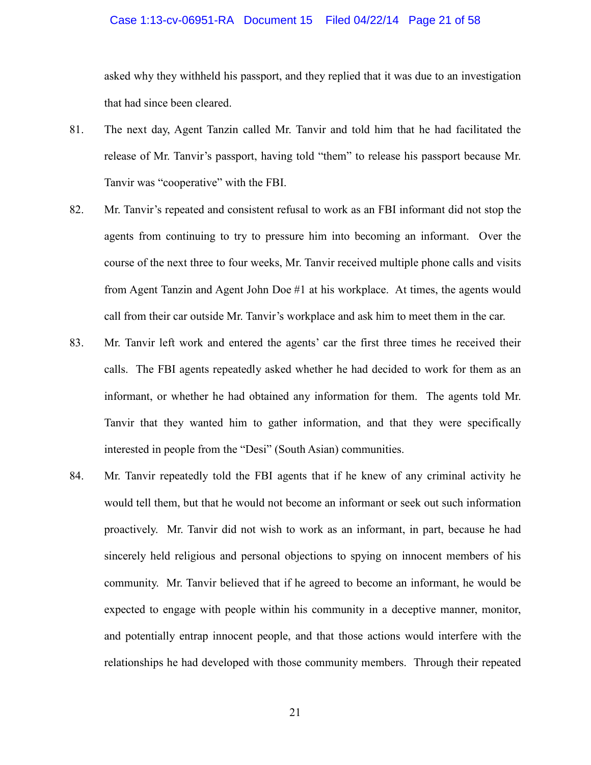asked why they withheld his passport, and they replied that it was due to an investigation that had since been cleared.

81. The next day, Agent Tanzin called Mr. Tanvir and told him that he had facilitated the release of Mr. Tanvir's passport, having told "them" to release his passport because Mr. Tanvir was "cooperative" with the FBI.

82. Mr. Tanvir's repeated and consistent refusal to work as an FBI informant did not stop the agents from continuing to try to pressure him into becoming an informant. Over the course of the next three to four weeks, Mr. Tanvir received multiple phone calls and visits from Agent Tanzin and Agent John Doe #1 at his workplace. At times, the agents would call from their car outside Mr. Tanvir's workplace and ask him to meet them in the car.

83. Mr. Tanvir left work and entered the agents' car the first three times he received their calls. The FBI agents repeatedly asked whether he had decided to work for them as an informant, or whether he had obtained any information for them. The agents told Mr. Tanvir that they wanted him to gather information, and that they were specifically interested in people from the "Desi" (South Asian) communities.

84. Mr. Tanvir repeatedly told the FBI agents that if he knew of any criminal activity he would tell them, but that he would not become an informant or seek out such information proactively. Mr. Tanvir did not wish to work as an informant, in part, because he had sincerely held religious and personal objections to spying on innocent members of his community. Mr. Tanvir believed that if he agreed to become an informant, he would be expected to engage with people within his community in a deceptive manner, monitor, and potentially entrap innocent people, and that those actions would interfere with the relationships he had developed with those community members. Through their repeated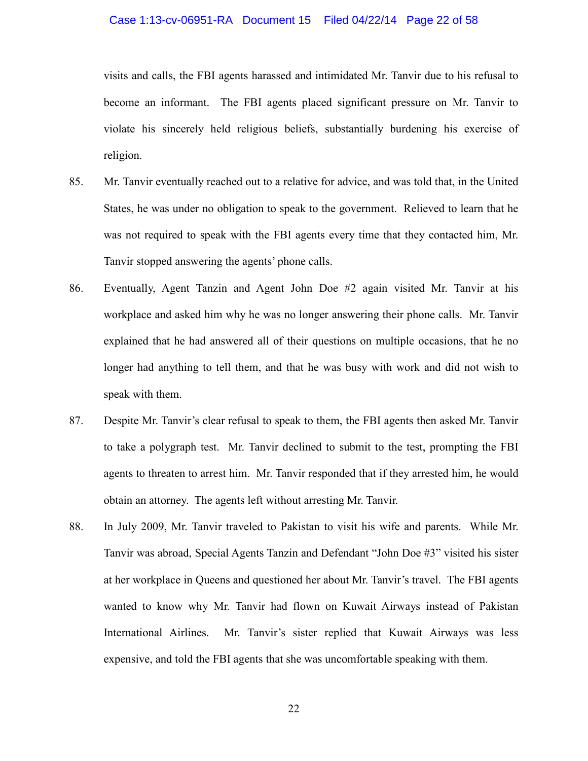visits and calls, the FBI agents harassed and intimidated Mr. Tanvir due to his refusal to become an informant. The FBI agents placed significant pressure on Mr. Tanvir to violate his sincerely held religious beliefs, substantially burdening his exercise of religion.

85. Mr. Tanvir eventually reached out to a relative for advice, and was told that, in the United States, he was under no obligation to speak to the government. Relieved to learn that he was not required to speak with the FBI agents every time that they contacted him, Mr. Tanvir stopped answering the agents' phone calls.

86. Eventually, Agent Tanzin and Agent John Doe #2 again visited Mr. Tanvir at his workplace and asked him why he was no longer answering their phone calls. Mr. Tanvir explained that he had answered all of their questions on multiple occasions, that he no longer had anything to tell them, and that he was busy with work and did not wish to speak with them.

87. Despite Mr. Tanvir's clear refusal to speak to them, the FBI agents then asked Mr. Tanvir to take a polygraph test. Mr. Tanvir declined to submit to the test, prompting the FBI agents to threaten to arrest him. Mr. Tanvir responded that if they arrested him, he would obtain an attorney. The agents left without arresting Mr. Tanvir.

88. In July 2009, Mr. Tanvir traveled to Pakistan to visit his wife and parents. While Mr. Tanvir was abroad, Special Agents Tanzin and Defendant "John Doe #3" visited his sister at her workplace in Queens and questioned her about Mr. Tanvir's travel. The FBI agents wanted to know why Mr. Tanvir had flown on Kuwait Airways instead of Pakistan International Airlines. Mr. Tanvir's sister replied that Kuwait Airways was less expensive, and told the FBI agents that she was uncomfortable speaking with them.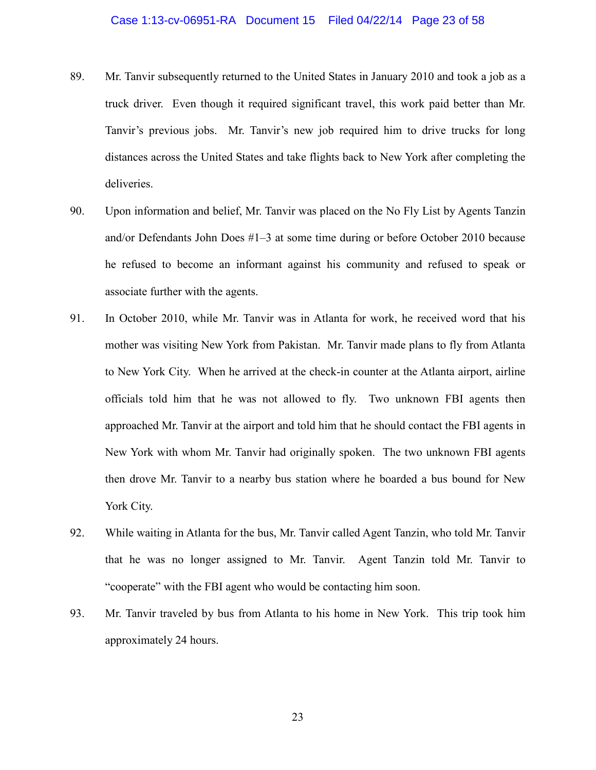89. Mr. Tanvir subsequently returned to the United States in January 2010 and took a job as a truck driver. Even though it required significant travel, this work paid better than Mr. Tanvir's previous jobs. Mr. Tanvir's new job required him to drive trucks for long distances across the United States and take flights back to New York after completing the deliveries.

90. Upon information and belief, Mr. Tanvir was placed on the No Fly List by Agents Tanzin and/or Defendants John Does #1–3 at some time during or before October 2010 because he refused to become an informant against his community and refused to speak or associate further with the agents.

91. In October 2010, while Mr. Tanvir was in Atlanta for work, he received word that his mother was visiting New York from Pakistan. Mr. Tanvir made plans to fly from Atlanta to New York City. When he arrived at the check-in counter at the Atlanta airport, airline officials told him that he was not allowed to fly. Two unknown FBI agents then approached Mr. Tanvir at the airport and told him that he should contact the FBI agents in New York with whom Mr. Tanvir had originally spoken. The two unknown FBI agents then drove Mr. Tanvir to a nearby bus station where he boarded a bus bound for New York City.

92. While waiting in Atlanta for the bus, Mr. Tanvir called Agent Tanzin, who told Mr. Tanvir that he was no longer assigned to Mr. Tanvir. Agent Tanzin told Mr. Tanvir to "cooperate" with the FBI agent who would be contacting him soon.

93. Mr. Tanvir traveled by bus from Atlanta to his home in New York. This trip took him approximately 24 hours.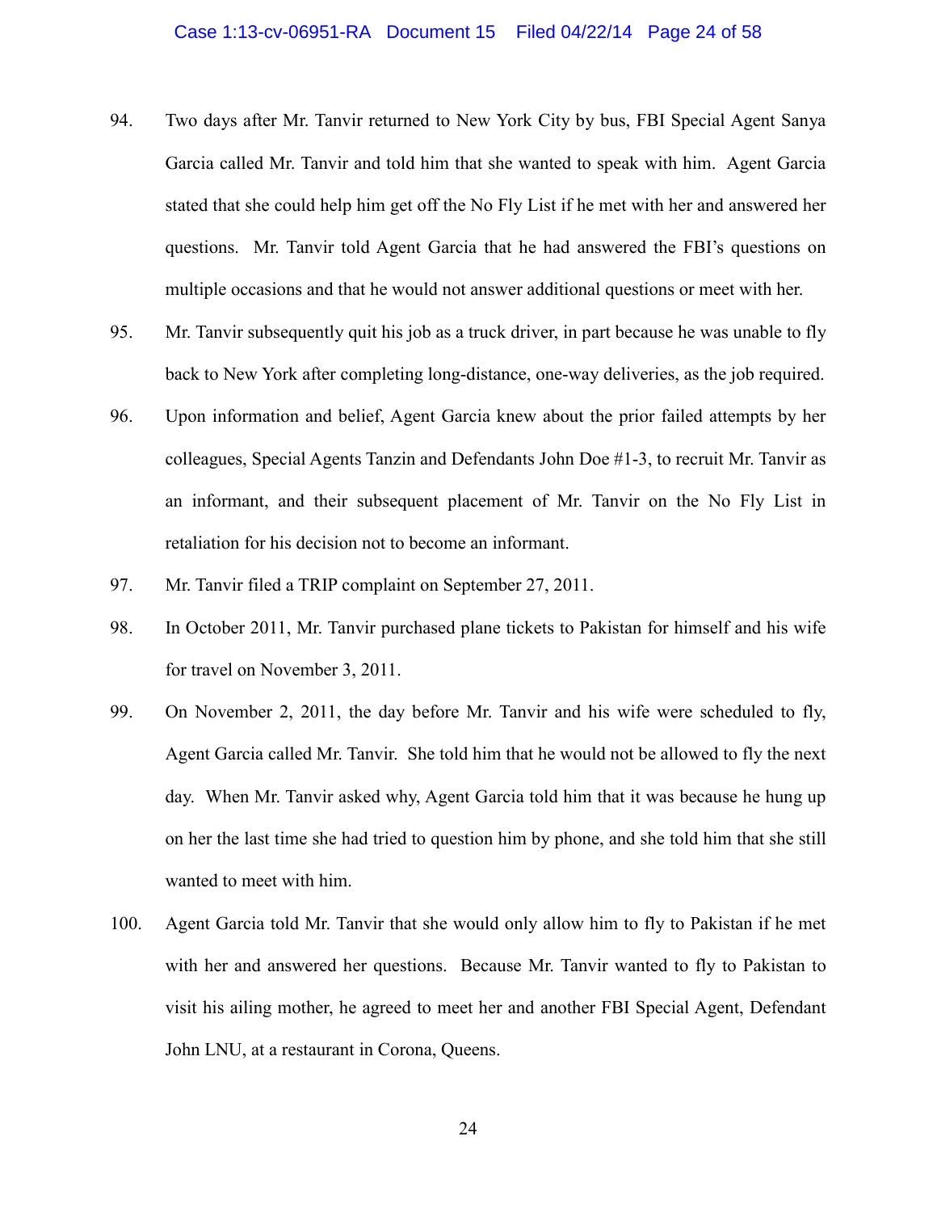94. Two days after Mr. Tanvir returned to New York City by bus, FBI Special Agent Sanya Garcia called Mr. Tanvir and told him that she wanted to speak with him. Agent Garcia stated that she could help him get off the No Fly List if he met with her and answered her questions. Mr. Tanvir told Agent Garcia that he had answered the FBI's questions on multiple occasions and that he would not answer additional questions or meet with her.

95. Mr. Tanvir subsequently quit his job as a truck driver, in part because he was unable to fly back to New York after completing long-distance, one-way deliveries, as the job required.

96. Upon information and belief, Agent Garcia knew about the prior failed attempts by her colleagues, Special Agents Tanzin and Defendants John Doe #1-3, to recruit Mr. Tanvir as an informant, and their subsequent placement of Mr. Tanvir on the No Fly List in retaliation for his decision not to become an informant.

97. Mr. Tanvir filed a TRIP complaint on September 27, 2011.

98. In October 2011, Mr. Tanvir purchased plane tickets to Pakistan for himself and his wife for travel on November 3, 2011.

99. On November 2, 2011, the day before Mr. Tanvir and his wife were scheduled to fly, Agent Garcia called Mr. Tanvir. She told him that he would not be allowed to fly the next day. When Mr. Tanvir asked why, Agent Garcia told him that it was because he hung up on her the last time she had tried to question him by phone, and she told him that she still wanted to meet with him.

100. Agent Garcia told Mr. Tanvir that she would only allow him to fly to Pakistan if he met with her and answered her questions. Because Mr. Tanvir wanted to fly to Pakistan to visit his ailing mother, he agreed to meet her and another FBI Special Agent, Defendant John LNU, at a restaurant in Corona, Queens.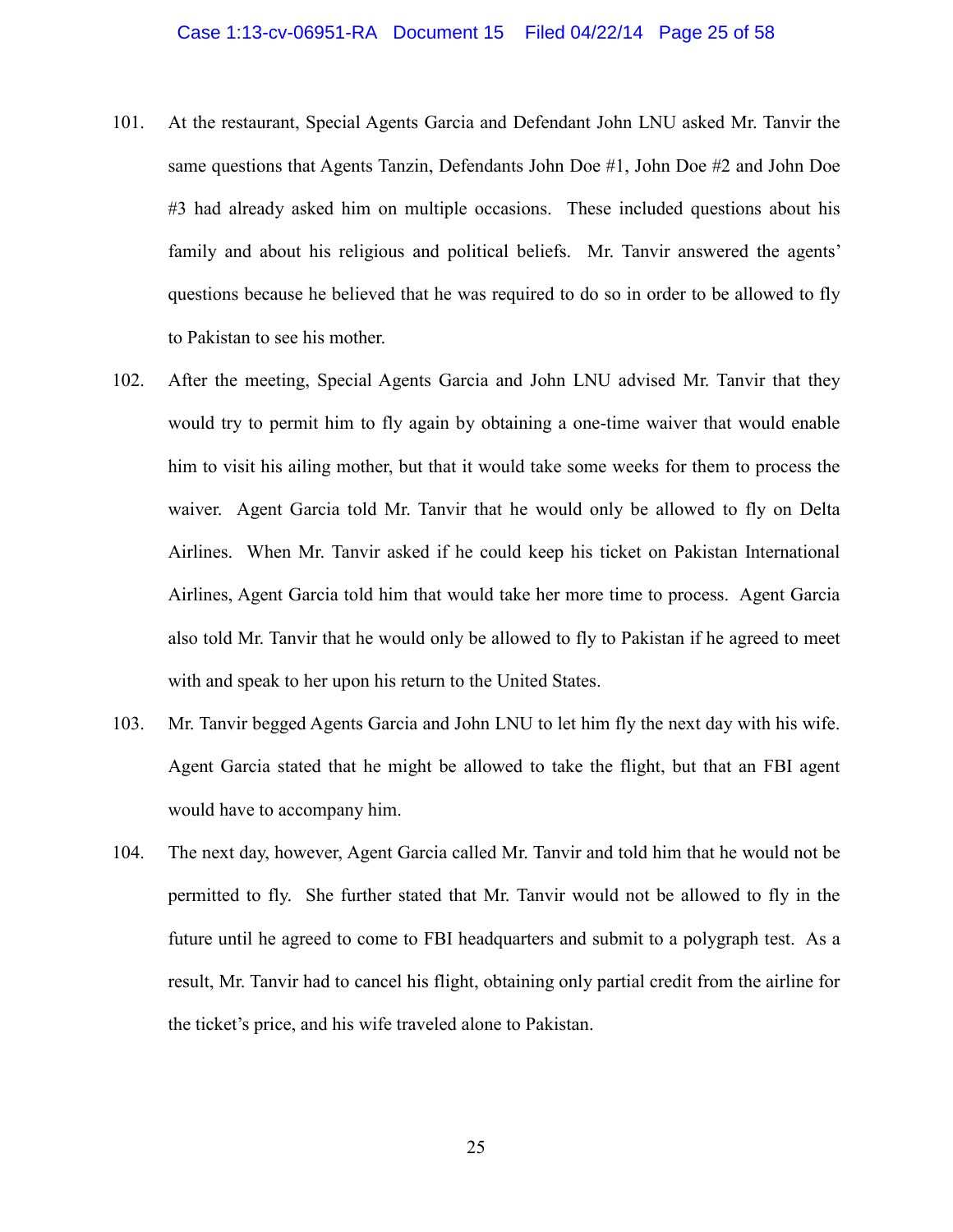101. At the restaurant, Special Agents Garcia and Defendant John LNU asked Mr. Tanvir the same questions that Agents Tanzin, Defendants John Doe #1, John Doe #2 and John Doe #3 had already asked him on multiple occasions. These included questions about his family and about his religious and political beliefs. Mr. Tanvir answered the agents' questions because he believed that he was required to do so in order to be allowed to fly to Pakistan to see his mother.

102. After the meeting, Special Agents Garcia and John LNU advised Mr. Tanvir that they would try to permit him to fly again by obtaining a one-time waiver that would enable him to visit his ailing mother, but that it would take some weeks for them to process the waiver. Agent Garcia told Mr. Tanvir that he would only be allowed to fly on Delta Airlines. When Mr. Tanvir asked if he could keep his ticket on Pakistan International Airlines, Agent Garcia told him that would take her more time to process. Agent Garcia also told Mr. Tanvir that he would only be allowed to fly to Pakistan if he agreed to meet with and speak to her upon his return to the United States.

103. Mr. Tanvir begged Agents Garcia and John LNU to let him fly the next day with his wife. Agent Garcia stated that he might be allowed to take the flight, but that an FBI agent would have to accompany him.

104. The next day, however, Agent Garcia called Mr. Tanvir and told him that he would not be permitted to fly. She further stated that Mr. Tanvir would not be allowed to fly in the future until he agreed to come to FBI headquarters and submit to a polygraph test. As a result, Mr. Tanvir had to cancel his flight, obtaining only partial credit from the airline for the ticket's price, and his wife traveled alone to Pakistan.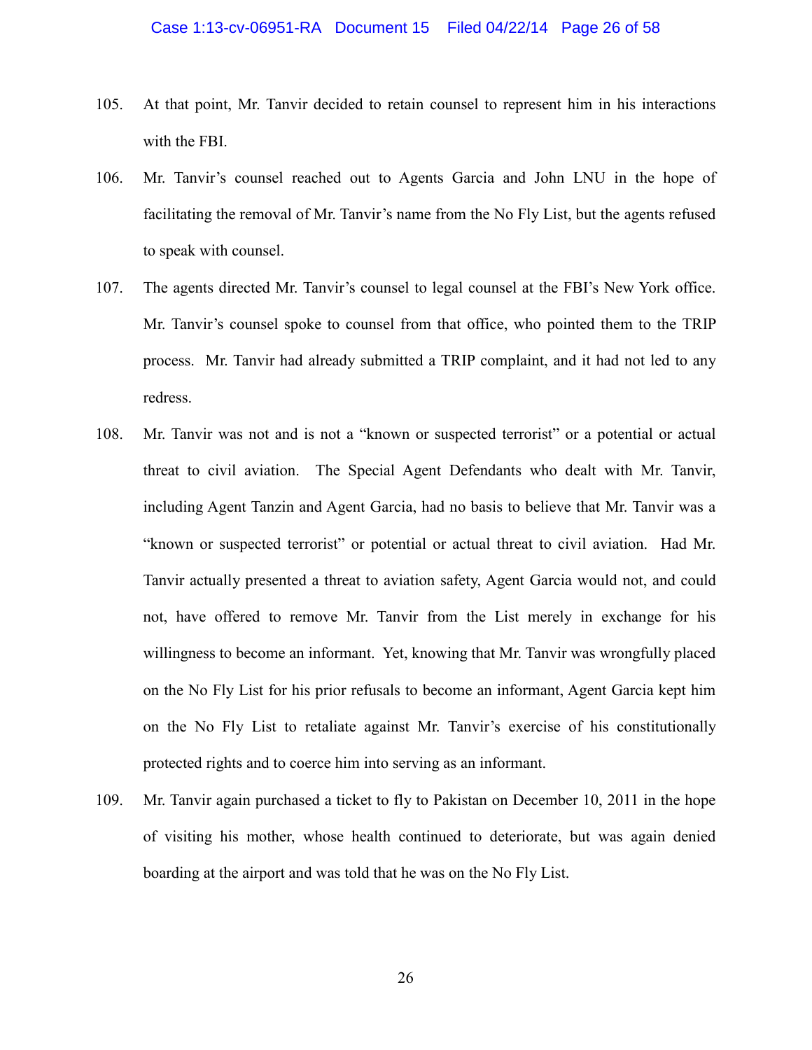105. At that point, Mr. Tanvir decided to retain counsel to represent him in his interactions with the FBI.

106. Mr. Tanvir's counsel reached out to Agents Garcia and John LNU in the hope of facilitating the removal of Mr. Tanvir's name from the No Fly List, but the agents refused to speak with counsel.

107. The agents directed Mr. Tanvir's counsel to legal counsel at the FBI's New York office. Mr. Tanvir's counsel spoke to counsel from that office, who pointed them to the TRIP process. Mr. Tanvir had already submitted a TRIP complaint, and it had not led to any redress.

108. Mr. Tanvir was not and is not a "known or suspected terrorist" or a potential or actual threat to civil aviation. The Special Agent Defendants who dealt with Mr. Tanvir, including Agent Tanzin and Agent Garcia, had no basis to believe that Mr. Tanvir was a "known or suspected terrorist" or potential or actual threat to civil aviation. Had Mr. Tanvir actually presented a threat to aviation safety, Agent Garcia would not, and could not, have offered to remove Mr. Tanvir from the List merely in exchange for his willingness to become an informant. Yet, knowing that Mr. Tanvir was wrongfully placed on the No Fly List for his prior refusals to become an informant, Agent Garcia kept him on the No Fly List to retaliate against Mr. Tanvir's exercise of his constitutionally protected rights and to coerce him into serving as an informant.

109. Mr. Tanvir again purchased a ticket to fly to Pakistan on December 10, 2011 in the hope of visiting his mother, whose health continued to deteriorate, but was again denied boarding at the airport and was told that he was on the No Fly List.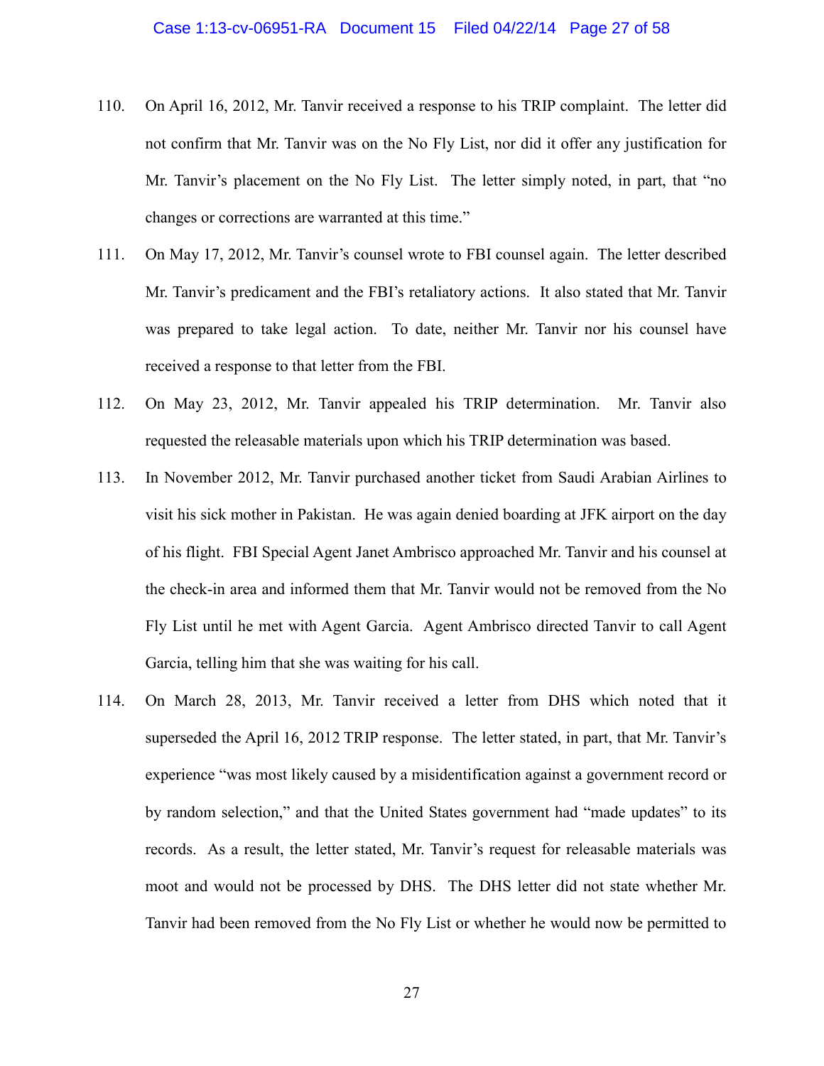110. On April 16, 2012, Mr. Tanvir received a response to his TRIP complaint. The letter did not confirm that Mr. Tanvir was on the No Fly List, nor did it offer any justification for Mr. Tanvir's placement on the No Fly List. The letter simply noted, in part, that "no changes or corrections are warranted at this time."

111. On May 17, 2012, Mr. Tanvir's counsel wrote to FBI counsel again. The letter described Mr. Tanvir's predicament and the FBI's retaliatory actions. It also stated that Mr. Tanvir was prepared to take legal action. To date, neither Mr. Tanvir nor his counsel have received a response to that letter from the FBI.

112. On May 23, 2012, Mr. Tanvir appealed his TRIP determination. Mr. Tanvir also requested the releasable materials upon which his TRIP determination was based.

113. In November 2012, Mr. Tanvir purchased another ticket from Saudi Arabian Airlines to visit his sick mother in Pakistan. He was again denied boarding at JFK airport on the day of his flight. FBI Special Agent Janet Ambrisco approached Mr. Tanvir and his counsel at the check-in area and informed them that Mr. Tanvir would not be removed from the No Fly List until he met with Agent Garcia. Agent Ambrisco directed Tanvir to call Agent Garcia, telling him that she was waiting for his call.

114. On March 28, 2013, Mr. Tanvir received a letter from DHS which noted that it superseded the April 16, 2012 TRIP response. The letter stated, in part, that Mr. Tanvir's experience "was most likely caused by a misidentification against a government record or by random selection," and that the United States government had "made updates" to its records. As a result, the letter stated, Mr. Tanvir's request for releasable materials was moot and would not be processed by DHS. The DHS letter did not state whether Mr. Tanvir had been removed from the No Fly List or whether he would now be permitted to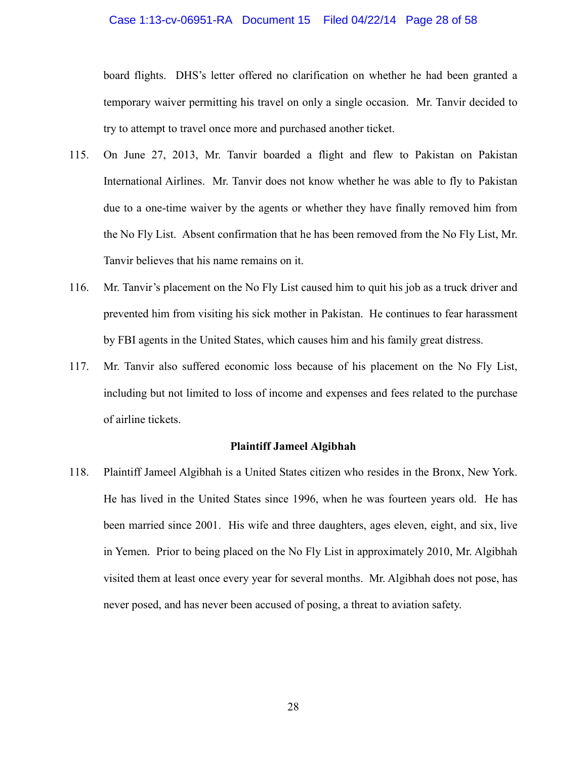board flights. DHS's letter offered no clarification on whether he had been granted a temporary waiver permitting his travel on only a single occasion. Mr. Tanvir decided to try to attempt to travel once more and purchased another ticket.

115. On June 27, 2013, Mr. Tanvir boarded a flight and flew to Pakistan on Pakistan International Airlines. Mr. Tanvir does not know whether he was able to fly to Pakistan due to a one-time waiver by the agents or whether they have finally removed him from the No Fly List. Absent confirmation that he has been removed from the No Fly List, Mr. Tanvir believes that his name remains on it.

116. Mr. Tanvir's placement on the No Fly List caused him to quit his job as a truck driver and prevented him from visiting his sick mother in Pakistan. He continues to fear harassment by FBI agents in the United States, which causes him and his family great distress.

117. Mr. Tanvir also suffered economic loss because of his placement on the No Fly List, including but not limited to loss of income and expenses and fees related to the purchase of airline tickets.

**Plaintiff Jameel Algibhah**

118. Plaintiff Jameel Algibhah is a United States citizen who resides in the Bronx, New York. He has lived in the United States since 1996, when he was fourteen years old. He has been married since 2001. His wife and three daughters, ages eleven, eight, and six, live in Yemen. Prior to being placed on the No Fly List in approximately 2010, Mr. Algibhah visited them at least once every year for several months. Mr. Algibhah does not pose, has never posed, and has never been accused of posing, a threat to aviation safety.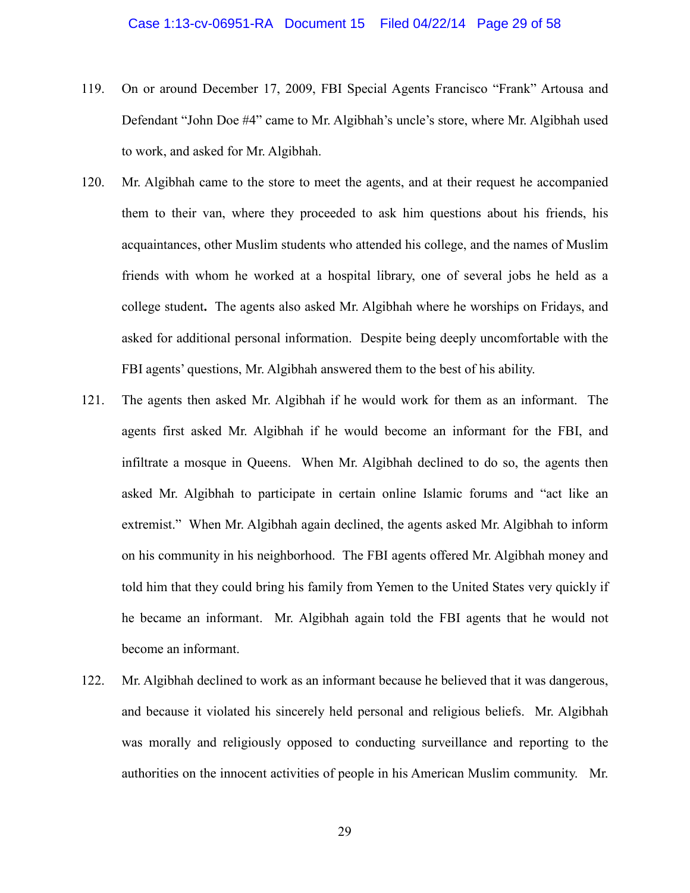119. On or around December 17, 2009, FBI Special Agents Francisco "Frank" Artousa and Defendant "John Doe #4" came to Mr. Algibhah's uncle's store, where Mr. Algibhah used to work, and asked for Mr. Algibhah.

120. Mr. Algibhah came to the store to meet the agents, and at their request he accompanied them to their van, where they proceeded to ask him questions about his friends, his acquaintances, other Muslim students who attended his college, and the names of Muslim friends with whom he worked at a hospital library, one of several jobs he held as a college student**.** The agents also asked Mr. Algibhah where he worships on Fridays, and asked for additional personal information. Despite being deeply uncomfortable with the FBI agents' questions, Mr. Algibhah answered them to the best of his ability.

121. The agents then asked Mr. Algibhah if he would work for them as an informant. The agents first asked Mr. Algibhah if he would become an informant for the FBI, and infiltrate a mosque in Queens. When Mr. Algibhah declined to do so, the agents then asked Mr. Algibhah to participate in certain online Islamic forums and "act like an extremist." When Mr. Algibhah again declined, the agents asked Mr. Algibhah to inform on his community in his neighborhood. The FBI agents offered Mr. Algibhah money and told him that they could bring his family from Yemen to the United States very quickly if he became an informant. Mr. Algibhah again told the FBI agents that he would not become an informant.

122. Mr. Algibhah declined to work as an informant because he believed that it was dangerous, and because it violated his sincerely held personal and religious beliefs. Mr. Algibhah was morally and religiously opposed to conducting surveillance and reporting to the authorities on the innocent activities of people in his American Muslim community. Mr.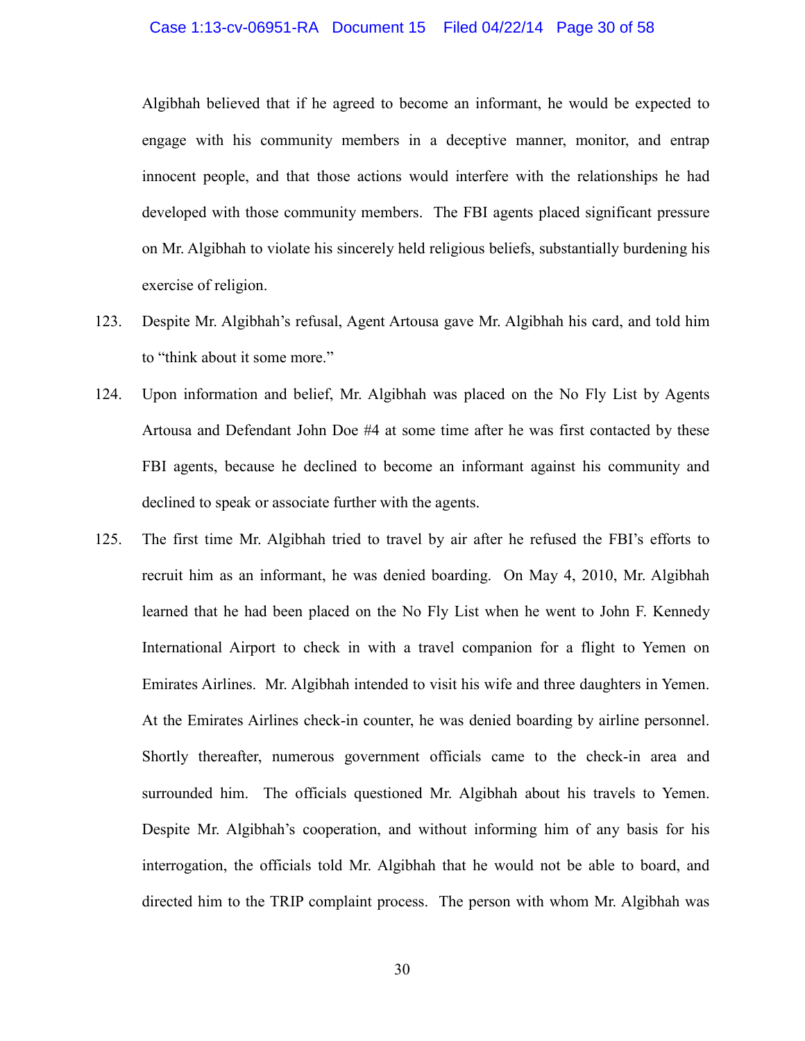Algibhah believed that if he agreed to become an informant, he would be expected to engage with his community members in a deceptive manner, monitor, and entrap innocent people, and that those actions would interfere with the relationships he had developed with those community members. The FBI agents placed significant pressure on Mr. Algibhah to violate his sincerely held religious beliefs, substantially burdening his exercise of religion.

123. Despite Mr. Algibhah's refusal, Agent Artousa gave Mr. Algibhah his card, and told him to "think about it some more."

124. Upon information and belief, Mr. Algibhah was placed on the No Fly List by Agents Artousa and Defendant John Doe #4 at some time after he was first contacted by these FBI agents, because he declined to become an informant against his community and declined to speak or associate further with the agents.

125. The first time Mr. Algibhah tried to travel by air after he refused the FBI's efforts to recruit him as an informant, he was denied boarding. On May 4, 2010, Mr. Algibhah learned that he had been placed on the No Fly List when he went to John F. Kennedy International Airport to check in with a travel companion for a flight to Yemen on Emirates Airlines. Mr. Algibhah intended to visit his wife and three daughters in Yemen. At the Emirates Airlines check-in counter, he was denied boarding by airline personnel. Shortly thereafter, numerous government officials came to the check-in area and surrounded him. The officials questioned Mr. Algibhah about his travels to Yemen. Despite Mr. Algibhah's cooperation, and without informing him of any basis for his interrogation, the officials told Mr. Algibhah that he would not be able to board, and directed him to the TRIP complaint process. The person with whom Mr. Algibhah was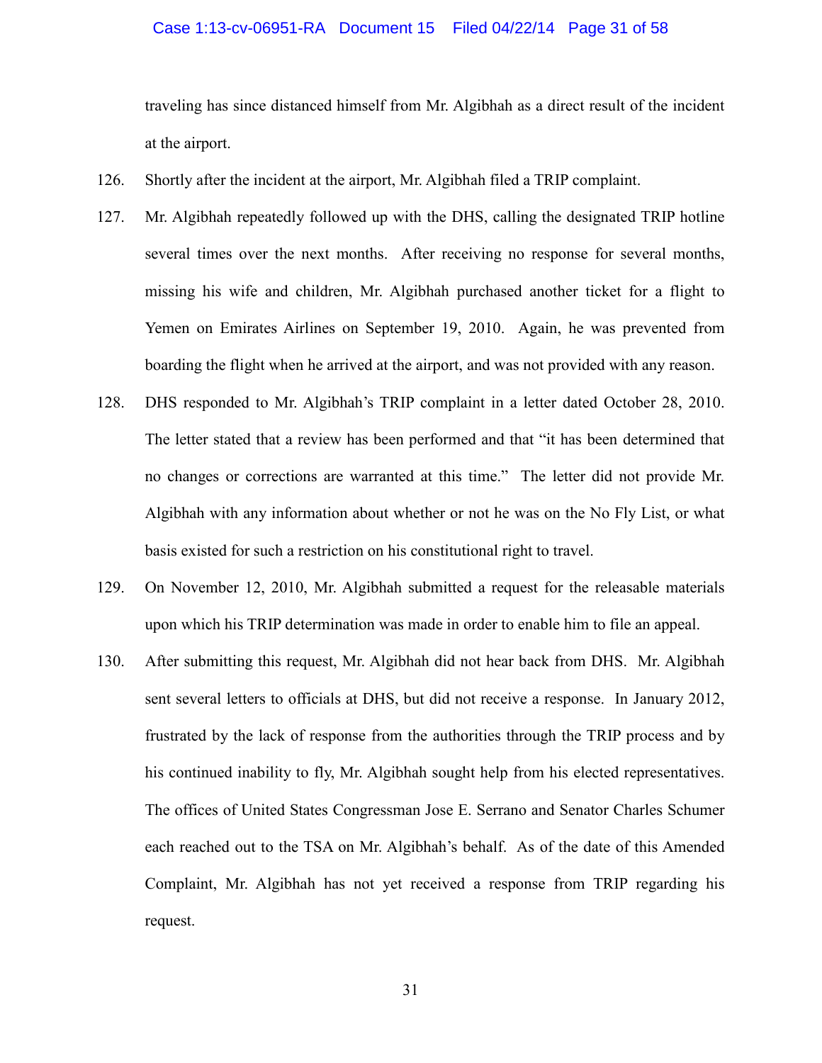traveling has since distanced himself from Mr. Algibhah as a direct result of the incident at the airport.

126. Shortly after the incident at the airport, Mr. Algibhah filed a TRIP complaint.

127. Mr. Algibhah repeatedly followed up with the DHS, calling the designated TRIP hotline several times over the next months. After receiving no response for several months, missing his wife and children, Mr. Algibhah purchased another ticket for a flight to Yemen on Emirates Airlines on September 19, 2010. Again, he was prevented from boarding the flight when he arrived at the airport, and was not provided with any reason.

128. DHS responded to Mr. Algibhah's TRIP complaint in a letter dated October 28, 2010. The letter stated that a review has been performed and that "it has been determined that no changes or corrections are warranted at this time." The letter did not provide Mr. Algibhah with any information about whether or not he was on the No Fly List, or what basis existed for such a restriction on his constitutional right to travel.

129. On November 12, 2010, Mr. Algibhah submitted a request for the releasable materials upon which his TRIP determination was made in order to enable him to file an appeal.

130. After submitting this request, Mr. Algibhah did not hear back from DHS. Mr. Algibhah sent several letters to officials at DHS, but did not receive a response. In January 2012, frustrated by the lack of response from the authorities through the TRIP process and by his continued inability to fly, Mr. Algibhah sought help from his elected representatives. The offices of United States Congressman Jose E. Serrano and Senator Charles Schumer each reached out to the TSA on Mr. Algibhah's behalf. As of the date of this Amended Complaint, Mr. Algibhah has not yet received a response from TRIP regarding his request.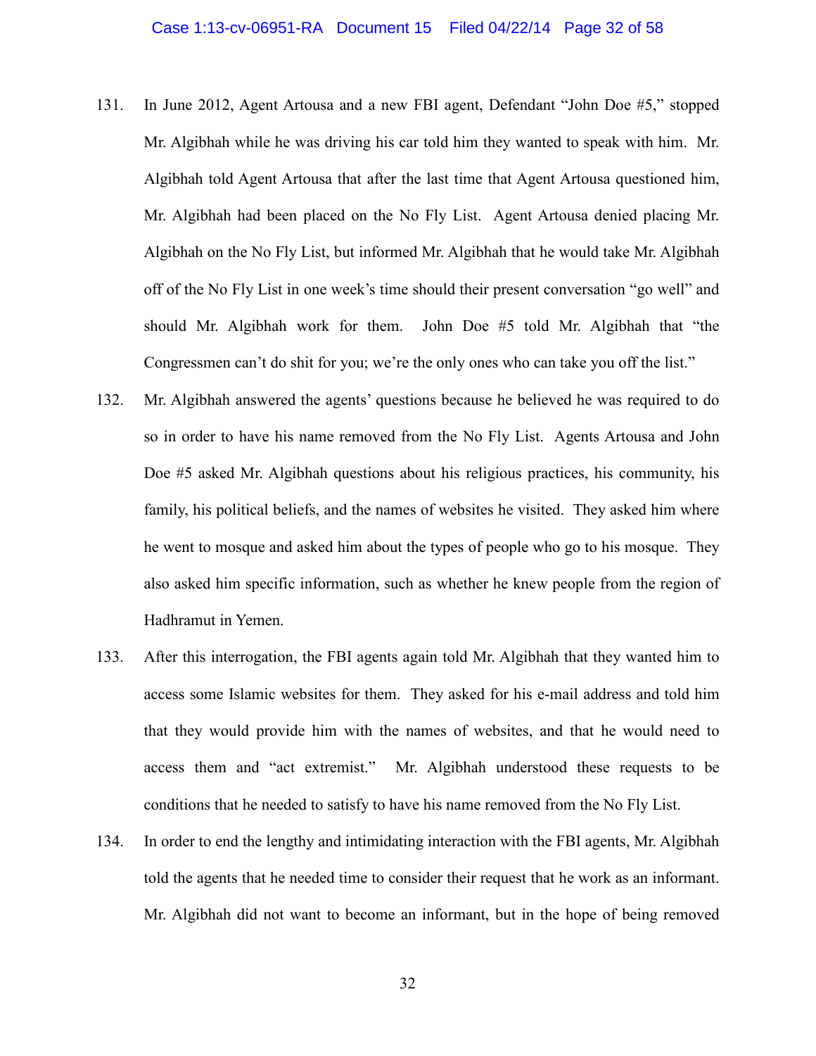131. In June 2012, Agent Artousa and a new FBI agent, Defendant "John Doe #5," stopped Mr. Algibhah while he was driving his car told him they wanted to speak with him. Mr. Algibhah told Agent Artousa that after the last time that Agent Artousa questioned him, Mr. Algibhah had been placed on the No Fly List. Agent Artousa denied placing Mr. Algibhah on the No Fly List, but informed Mr. Algibhah that he would take Mr. Algibhah off of the No Fly List in one week's time should their present conversation "go well" and should Mr. Algibhah work for them. John Doe #5 told Mr. Algibhah that "the Congressmen can't do shit for you; we're the only ones who can take you off the list."

132. Mr. Algibhah answered the agents' questions because he believed he was required to do so in order to have his name removed from the No Fly List. Agents Artousa and John Doe #5 asked Mr. Algibhah questions about his religious practices, his community, his family, his political beliefs, and the names of websites he visited. They asked him where he went to mosque and asked him about the types of people who go to his mosque. They also asked him specific information, such as whether he knew people from the region of Hadhramut in Yemen.

133. After this interrogation, the FBI agents again told Mr. Algibhah that they wanted him to access some Islamic websites for them. They asked for his e-mail address and told him that they would provide him with the names of websites, and that he would need to access them and "act extremist." Mr. Algibhah understood these requests to be conditions that he needed to satisfy to have his name removed from the No Fly List.

134. In order to end the lengthy and intimidating interaction with the FBI agents, Mr. Algibhah told the agents that he needed time to consider their request that he work as an informant. Mr. Algibhah did not want to become an informant, but in the hope of being removed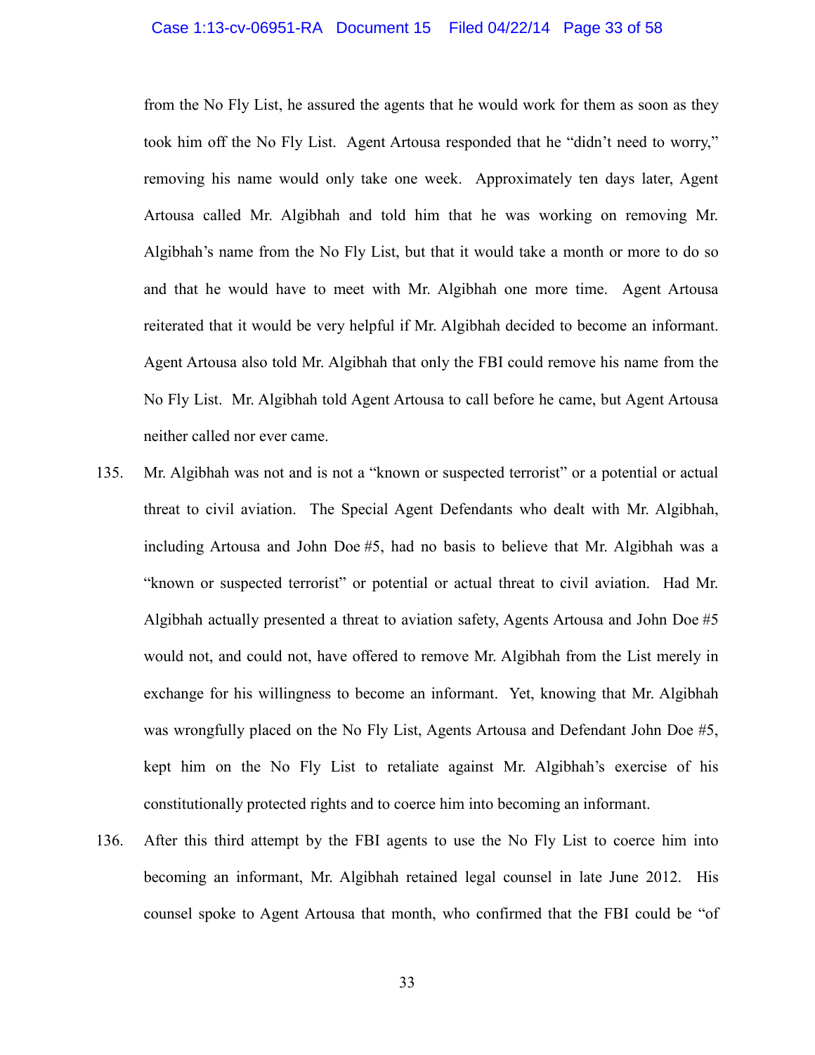from the No Fly List, he assured the agents that he would work for them as soon as they took him off the No Fly List. Agent Artousa responded that he "didn't need to worry," removing his name would only take one week. Approximately ten days later, Agent Artousa called Mr. Algibhah and told him that he was working on removing Mr. Algibhah's name from the No Fly List, but that it would take a month or more to do so and that he would have to meet with Mr. Algibhah one more time. Agent Artousa reiterated that it would be very helpful if Mr. Algibhah decided to become an informant. Agent Artousa also told Mr. Algibhah that only the FBI could remove his name from the No Fly List. Mr. Algibhah told Agent Artousa to call before he came, but Agent Artousa neither called nor ever came.

135. Mr. Algibhah was not and is not a "known or suspected terrorist" or a potential or actual threat to civil aviation. The Special Agent Defendants who dealt with Mr. Algibhah, including Artousa and John Doe #5, had no basis to believe that Mr. Algibhah was a "known or suspected terrorist" or potential or actual threat to civil aviation. Had Mr. Algibhah actually presented a threat to aviation safety, Agents Artousa and John Doe #5 would not, and could not, have offered to remove Mr. Algibhah from the List merely in exchange for his willingness to become an informant. Yet, knowing that Mr. Algibhah was wrongfully placed on the No Fly List, Agents Artousa and Defendant John Doe #5, kept him on the No Fly List to retaliate against Mr. Algibhah's exercise of his constitutionally protected rights and to coerce him into becoming an informant.

136. After this third attempt by the FBI agents to use the No Fly List to coerce him into becoming an informant, Mr. Algibhah retained legal counsel in late June 2012. His counsel spoke to Agent Artousa that month, who confirmed that the FBI could be "of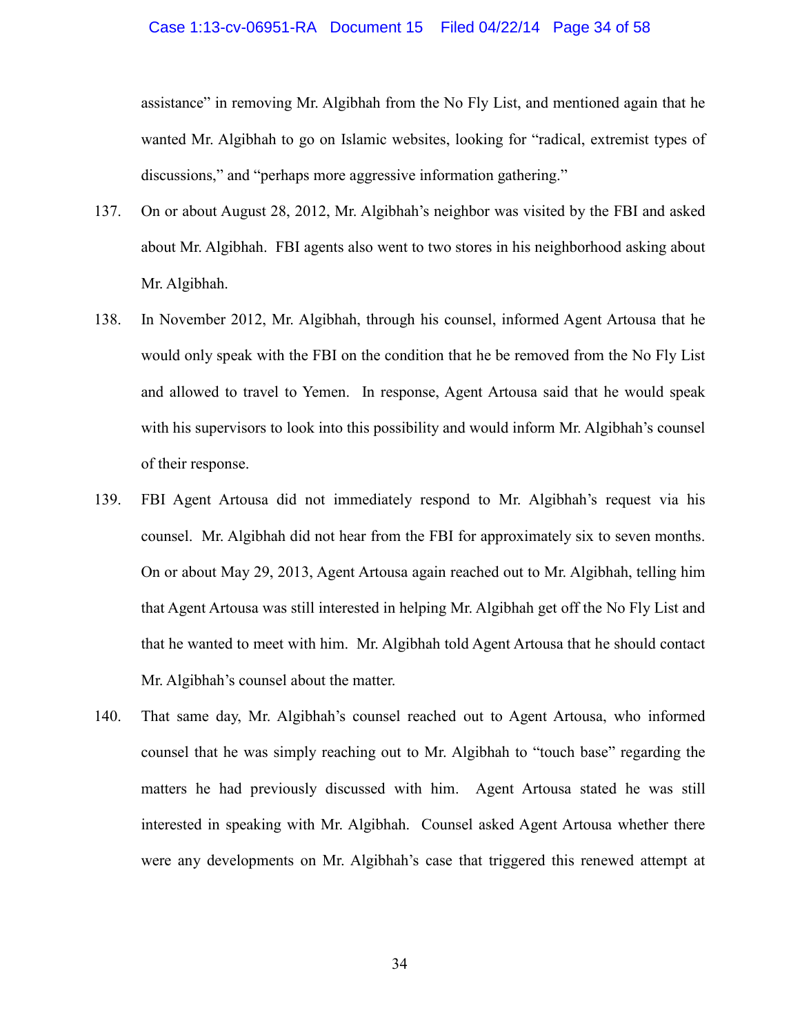assistance" in removing Mr. Algibhah from the No Fly List, and mentioned again that he wanted Mr. Algibhah to go on Islamic websites, looking for "radical, extremist types of discussions," and "perhaps more aggressive information gathering."

137. On or about August 28, 2012, Mr. Algibhah's neighbor was visited by the FBI and asked about Mr. Algibhah. FBI agents also went to two stores in his neighborhood asking about Mr. Algibhah.

138. In November 2012, Mr. Algibhah, through his counsel, informed Agent Artousa that he would only speak with the FBI on the condition that he be removed from the No Fly List and allowed to travel to Yemen. In response, Agent Artousa said that he would speak with his supervisors to look into this possibility and would inform Mr. Algibhah's counsel of their response.

139. FBI Agent Artousa did not immediately respond to Mr. Algibhah's request via his counsel. Mr. Algibhah did not hear from the FBI for approximately six to seven months. On or about May 29, 2013, Agent Artousa again reached out to Mr. Algibhah, telling him that Agent Artousa was still interested in helping Mr. Algibhah get off the No Fly List and that he wanted to meet with him. Mr. Algibhah told Agent Artousa that he should contact Mr. Algibhah's counsel about the matter.

140. That same day, Mr. Algibhah's counsel reached out to Agent Artousa, who informed counsel that he was simply reaching out to Mr. Algibhah to "touch base" regarding the matters he had previously discussed with him. Agent Artousa stated he was still interested in speaking with Mr. Algibhah. Counsel asked Agent Artousa whether there were any developments on Mr. Algibhah's case that triggered this renewed attempt at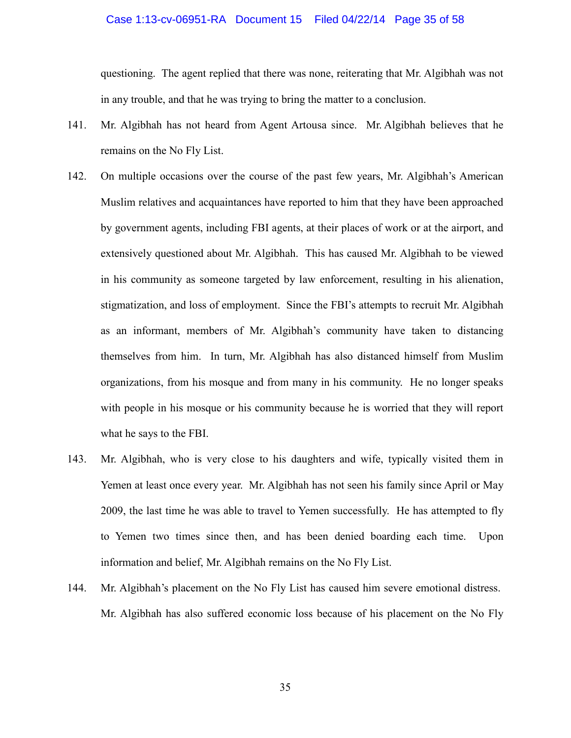questioning. The agent replied that there was none, reiterating that Mr. Algibhah was not in any trouble, and that he was trying to bring the matter to a conclusion.

141. Mr. Algibhah has not heard from Agent Artousa since. Mr. Algibhah believes that he remains on the No Fly List.

142. On multiple occasions over the course of the past few years, Mr. Algibhah's American Muslim relatives and acquaintances have reported to him that they have been approached by government agents, including FBI agents, at their places of work or at the airport, and extensively questioned about Mr. Algibhah. This has caused Mr. Algibhah to be viewed in his community as someone targeted by law enforcement, resulting in his alienation, stigmatization, and loss of employment. Since the FBI's attempts to recruit Mr. Algibhah as an informant, members of Mr. Algibhah's community have taken to distancing themselves from him. In turn, Mr. Algibhah has also distanced himself from Muslim organizations, from his mosque and from many in his community. He no longer speaks with people in his mosque or his community because he is worried that they will report what he says to the FBI.

143. Mr. Algibhah, who is very close to his daughters and wife, typically visited them in Yemen at least once every year. Mr. Algibhah has not seen his family since April or May 2009, the last time he was able to travel to Yemen successfully. He has attempted to fly to Yemen two times since then, and has been denied boarding each time. Upon information and belief, Mr. Algibhah remains on the No Fly List.

144. Mr. Algibhah's placement on the No Fly List has caused him severe emotional distress. Mr. Algibhah has also suffered economic loss because of his placement on the No Fly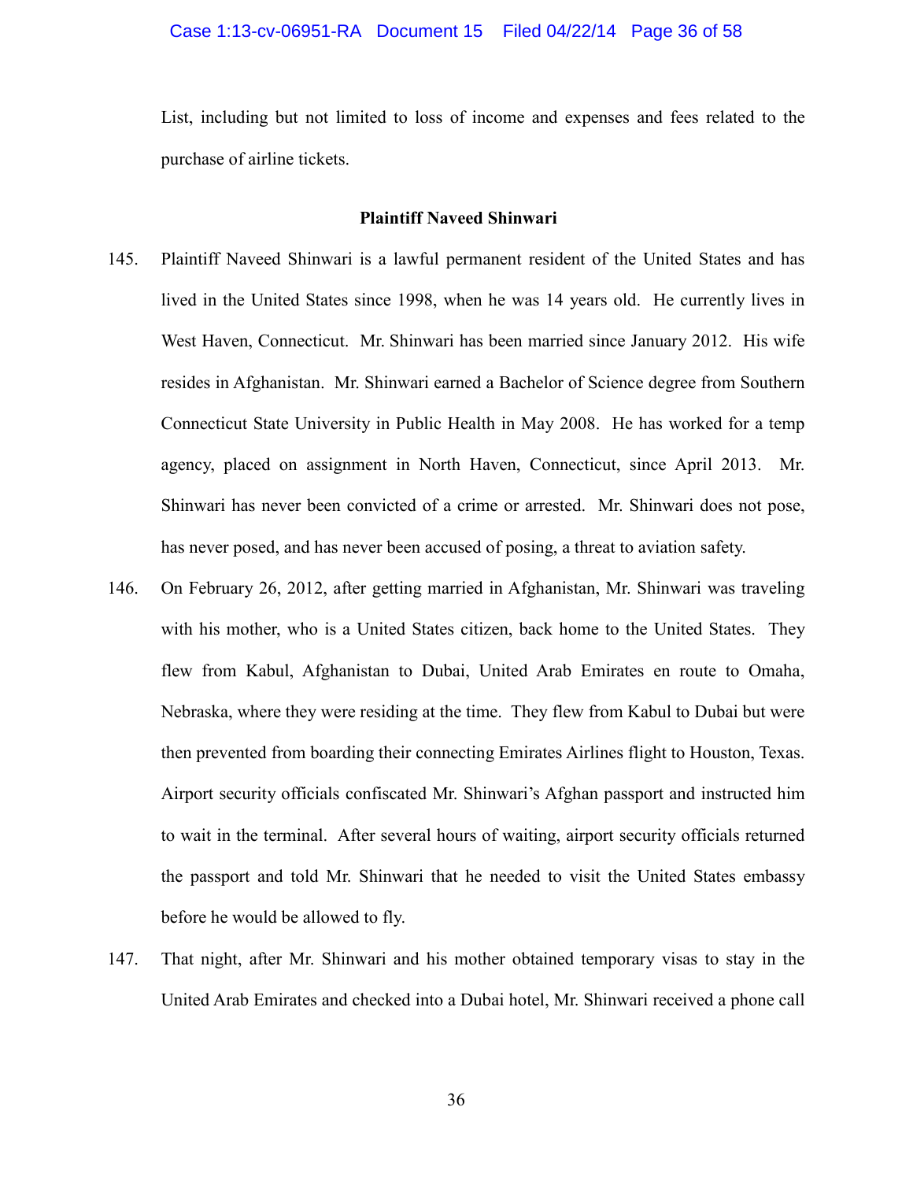List, including but not limited to loss of income and expenses and fees related to the purchase of airline tickets.

**Plaintiff Naveed Shinwari**

145. Plaintiff Naveed Shinwari is a lawful permanent resident of the United States and has lived in the United States since 1998, when he was 14 years old. He currently lives in West Haven, Connecticut. Mr. Shinwari has been married since January 2012. His wife resides in Afghanistan. Mr. Shinwari earned a Bachelor of Science degree from Southern Connecticut State University in Public Health in May 2008. He has worked for a temp agency, placed on assignment in North Haven, Connecticut, since April 2013. Mr. Shinwari has never been convicted of a crime or arrested. Mr. Shinwari does not pose, has never posed, and has never been accused of posing, a threat to aviation safety.

146. On February 26, 2012, after getting married in Afghanistan, Mr. Shinwari was traveling with his mother, who is a United States citizen, back home to the United States. They flew from Kabul, Afghanistan to Dubai, United Arab Emirates en route to Omaha, Nebraska, where they were residing at the time. They flew from Kabul to Dubai but were then prevented from boarding their connecting Emirates Airlines flight to Houston, Texas. Airport security officials confiscated Mr. Shinwari's Afghan passport and instructed him to wait in the terminal. After several hours of waiting, airport security officials returned the passport and told Mr. Shinwari that he needed to visit the United States embassy before he would be allowed to fly.

147. That night, after Mr. Shinwari and his mother obtained temporary visas to stay in the United Arab Emirates and checked into a Dubai hotel, Mr. Shinwari received a phone call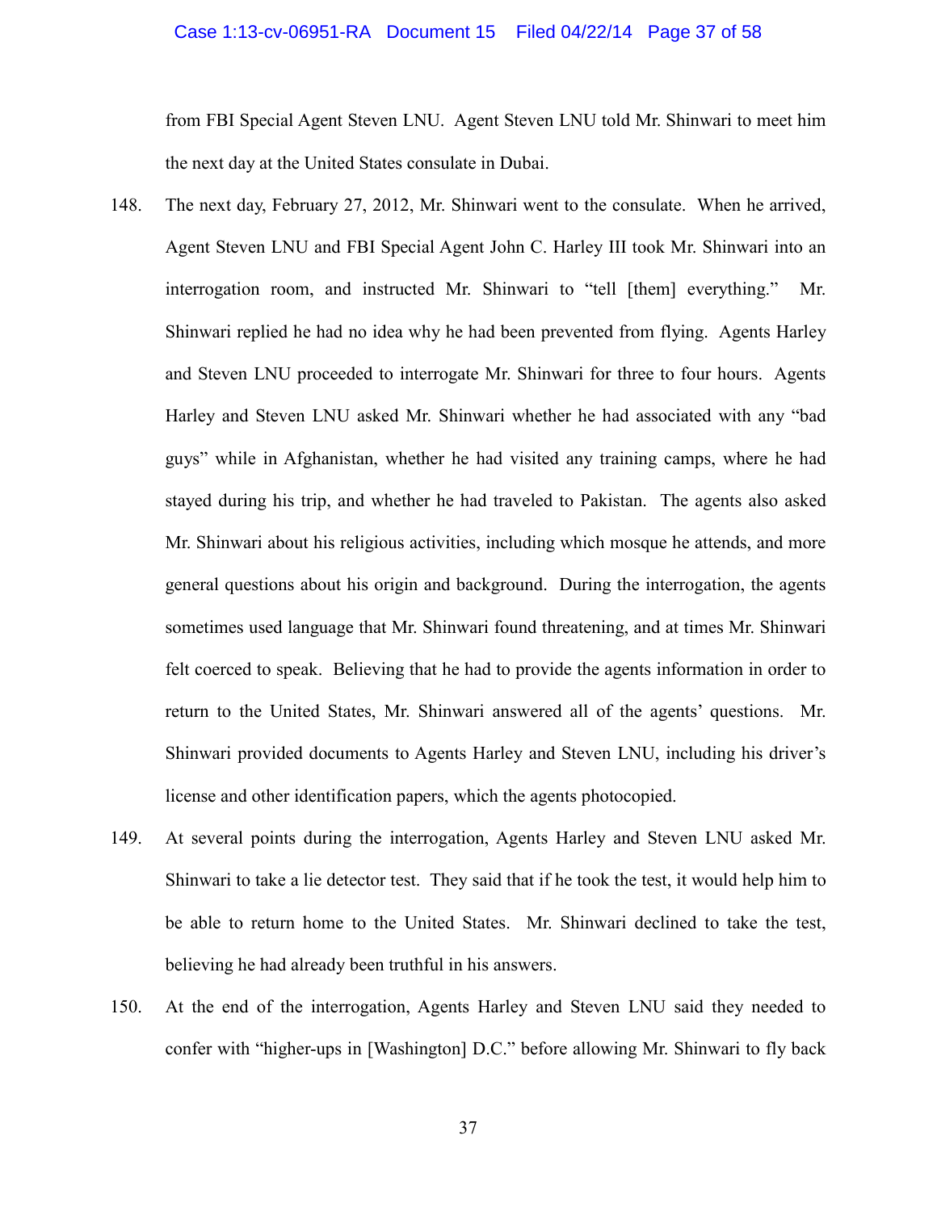from FBI Special Agent Steven LNU. Agent Steven LNU told Mr. Shinwari to meet him the next day at the United States consulate in Dubai.

148. The next day, February 27, 2012, Mr. Shinwari went to the consulate. When he arrived, Agent Steven LNU and FBI Special Agent John C. Harley III took Mr. Shinwari into an interrogation room, and instructed Mr. Shinwari to "tell [them] everything." Mr. Shinwari replied he had no idea why he had been prevented from flying. Agents Harley and Steven LNU proceeded to interrogate Mr. Shinwari for three to four hours. Agents Harley and Steven LNU asked Mr. Shinwari whether he had associated with any "bad guys" while in Afghanistan, whether he had visited any training camps, where he had stayed during his trip, and whether he had traveled to Pakistan. The agents also asked Mr. Shinwari about his religious activities, including which mosque he attends, and more general questions about his origin and background. During the interrogation, the agents sometimes used language that Mr. Shinwari found threatening, and at times Mr. Shinwari felt coerced to speak. Believing that he had to provide the agents information in order to return to the United States, Mr. Shinwari answered all of the agents' questions. Mr. Shinwari provided documents to Agents Harley and Steven LNU, including his driver's license and other identification papers, which the agents photocopied.

149. At several points during the interrogation, Agents Harley and Steven LNU asked Mr. Shinwari to take a lie detector test. They said that if he took the test, it would help him to be able to return home to the United States. Mr. Shinwari declined to take the test, believing he had already been truthful in his answers.

150. At the end of the interrogation, Agents Harley and Steven LNU said they needed to confer with "higher-ups in [Washington] D.C." before allowing Mr. Shinwari to fly back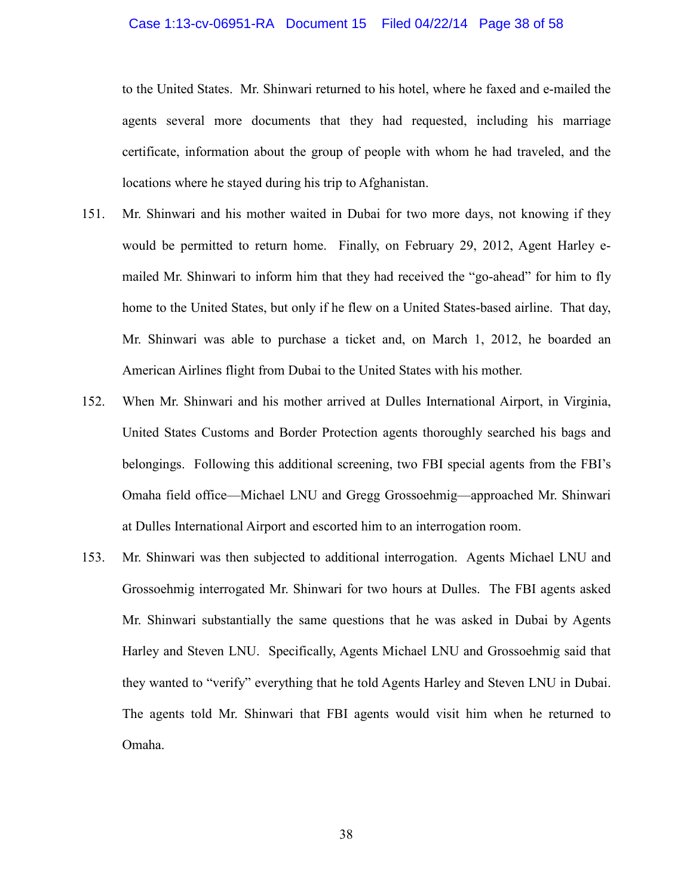to the United States. Mr. Shinwari returned to his hotel, where he faxed and e-mailed the agents several more documents that they had requested, including his marriage certificate, information about the group of people with whom he had traveled, and the locations where he stayed during his trip to Afghanistan.

151. Mr. Shinwari and his mother waited in Dubai for two more days, not knowing if they would be permitted to return home. Finally, on February 29, 2012, Agent Harley e-mailed Mr. Shinwari to inform him that they had received the "go-ahead" for him to fly home to the United States, but only if he flew on a United States-based airline. That day, Mr. Shinwari was able to purchase a ticket and, on March 1, 2012, he boarded an American Airlines flight from Dubai to the United States with his mother.

152. When Mr. Shinwari and his mother arrived at Dulles International Airport, in Virginia, United States Customs and Border Protection agents thoroughly searched his bags and belongings. Following this additional screening, two FBI special agents from the FBI's Omaha field office—Michael LNU and Gregg Grossoehmig—approached Mr. Shinwari at Dulles International Airport and escorted him to an interrogation room.

153. Mr. Shinwari was then subjected to additional interrogation. Agents Michael LNU and Grossoehmig interrogated Mr. Shinwari for two hours at Dulles. The FBI agents asked Mr. Shinwari substantially the same questions that he was asked in Dubai by Agents Harley and Steven LNU. Specifically, Agents Michael LNU and Grossoehmig said that they wanted to "verify" everything that he told Agents Harley and Steven LNU in Dubai. The agents told Mr. Shinwari that FBI agents would visit him when he returned to Omaha.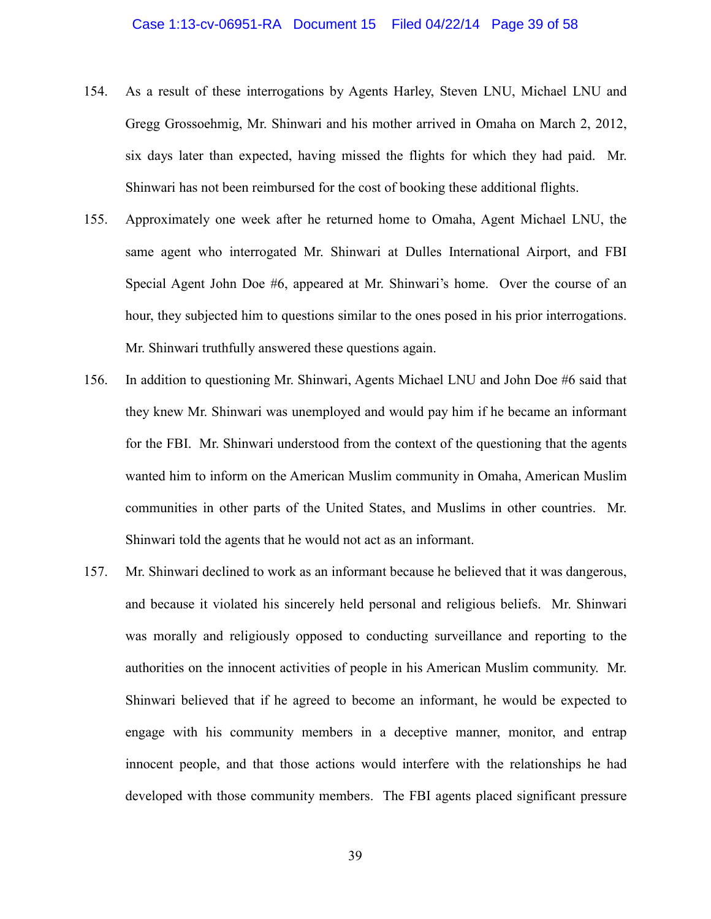154. As a result of these interrogations by Agents Harley, Steven LNU, Michael LNU and Gregg Grossoehmig, Mr. Shinwari and his mother arrived in Omaha on March 2, 2012, six days later than expected, having missed the flights for which they had paid. Mr. Shinwari has not been reimbursed for the cost of booking these additional flights.

155. Approximately one week after he returned home to Omaha, Agent Michael LNU, the same agent who interrogated Mr. Shinwari at Dulles International Airport, and FBI Special Agent John Doe #6, appeared at Mr. Shinwari's home. Over the course of an hour, they subjected him to questions similar to the ones posed in his prior interrogations. Mr. Shinwari truthfully answered these questions again.

156. In addition to questioning Mr. Shinwari, Agents Michael LNU and John Doe #6 said that they knew Mr. Shinwari was unemployed and would pay him if he became an informant for the FBI. Mr. Shinwari understood from the context of the questioning that the agents wanted him to inform on the American Muslim community in Omaha, American Muslim communities in other parts of the United States, and Muslims in other countries. Mr. Shinwari told the agents that he would not act as an informant.

157. Mr. Shinwari declined to work as an informant because he believed that it was dangerous, and because it violated his sincerely held personal and religious beliefs. Mr. Shinwari was morally and religiously opposed to conducting surveillance and reporting to the authorities on the innocent activities of people in his American Muslim community. Mr. Shinwari believed that if he agreed to become an informant, he would be expected to engage with his community members in a deceptive manner, monitor, and entrap innocent people, and that those actions would interfere with the relationships he had developed with those community members. The FBI agents placed significant pressure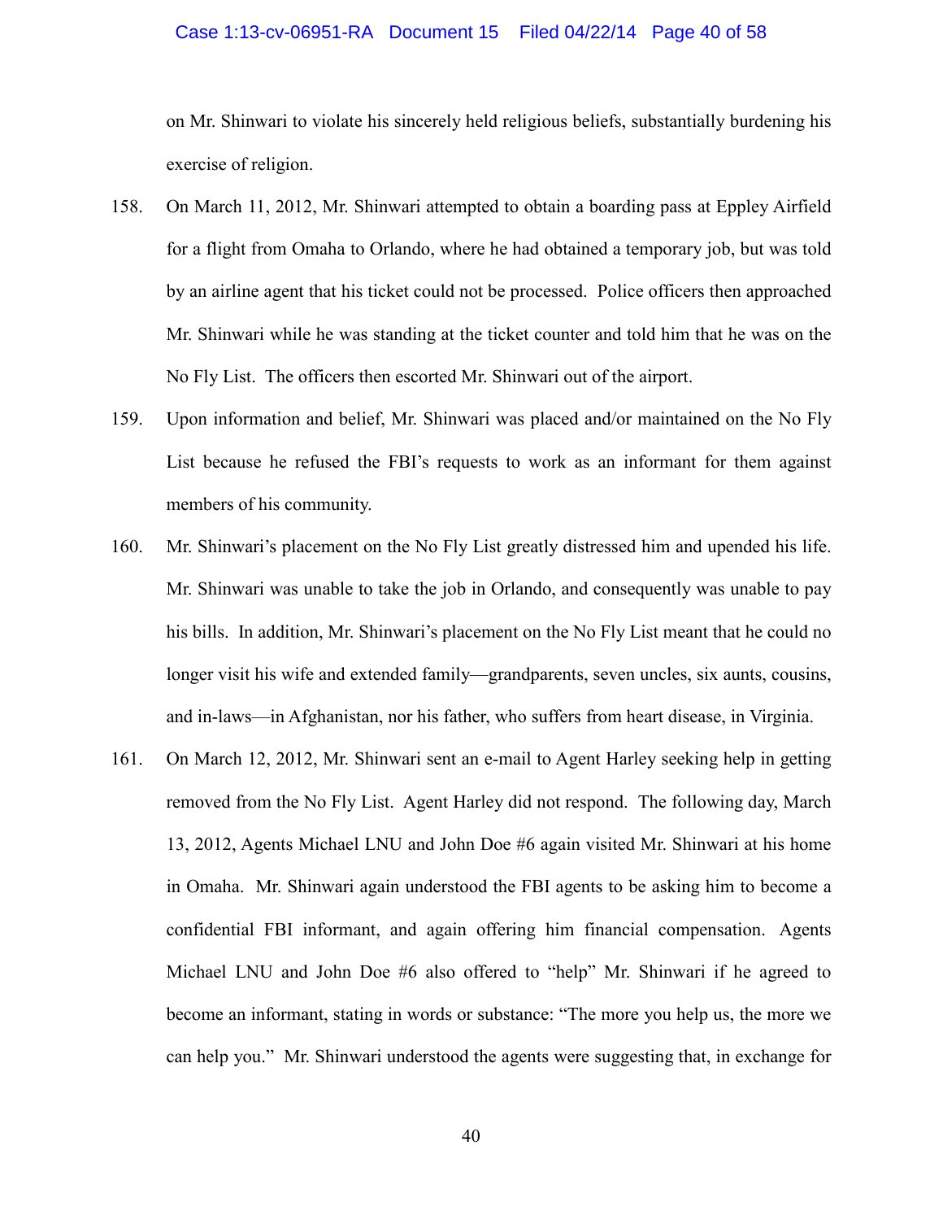on Mr. Shinwari to violate his sincerely held religious beliefs, substantially burdening his exercise of religion.

158. On March 11, 2012, Mr. Shinwari attempted to obtain a boarding pass at Eppley Airfield for a flight from Omaha to Orlando, where he had obtained a temporary job, but was told by an airline agent that his ticket could not be processed. Police officers then approached Mr. Shinwari while he was standing at the ticket counter and told him that he was on the No Fly List. The officers then escorted Mr. Shinwari out of the airport.

159. Upon information and belief, Mr. Shinwari was placed and/or maintained on the No Fly List because he refused the FBI's requests to work as an informant for them against members of his community.

160. Mr. Shinwari's placement on the No Fly List greatly distressed him and upended his life. Mr. Shinwari was unable to take the job in Orlando, and consequently was unable to pay his bills. In addition, Mr. Shinwari's placement on the No Fly List meant that he could no longer visit his wife and extended family—grandparents, seven uncles, six aunts, cousins, and in-laws—in Afghanistan, nor his father, who suffers from heart disease, in Virginia.

161. On March 12, 2012, Mr. Shinwari sent an e-mail to Agent Harley seeking help in getting removed from the No Fly List. Agent Harley did not respond. The following day, March 13, 2012, Agents Michael LNU and John Doe #6 again visited Mr. Shinwari at his home in Omaha. Mr. Shinwari again understood the FBI agents to be asking him to become a confidential FBI informant, and again offering him financial compensation. Agents Michael LNU and John Doe #6 also offered to "help" Mr. Shinwari if he agreed to become an informant, stating in words or substance: "The more you help us, the more we can help you." Mr. Shinwari understood the agents were suggesting that, in exchange for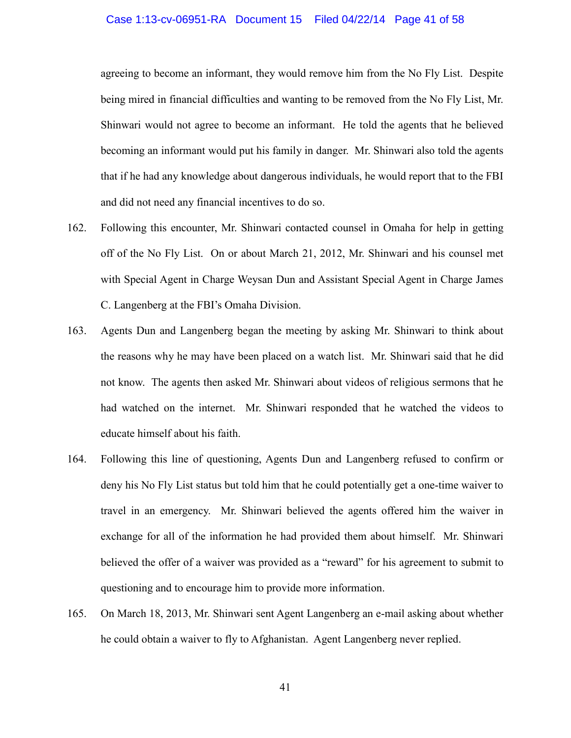agreeing to become an informant, they would remove him from the No Fly List. Despite being mired in financial difficulties and wanting to be removed from the No Fly List, Mr. Shinwari would not agree to become an informant. He told the agents that he believed becoming an informant would put his family in danger. Mr. Shinwari also told the agents that if he had any knowledge about dangerous individuals, he would report that to the FBI and did not need any financial incentives to do so.

162. Following this encounter, Mr. Shinwari contacted counsel in Omaha for help in getting off of the No Fly List. On or about March 21, 2012, Mr. Shinwari and his counsel met with Special Agent in Charge Weysan Dun and Assistant Special Agent in Charge James C. Langenberg at the FBI's Omaha Division.

163. Agents Dun and Langenberg began the meeting by asking Mr. Shinwari to think about the reasons why he may have been placed on a watch list. Mr. Shinwari said that he did not know. The agents then asked Mr. Shinwari about videos of religious sermons that he had watched on the internet. Mr. Shinwari responded that he watched the videos to educate himself about his faith.

164. Following this line of questioning, Agents Dun and Langenberg refused to confirm or deny his No Fly List status but told him that he could potentially get a one-time waiver to travel in an emergency. Mr. Shinwari believed the agents offered him the waiver in exchange for all of the information he had provided them about himself. Mr. Shinwari believed the offer of a waiver was provided as a "reward" for his agreement to submit to questioning and to encourage him to provide more information.

165. On March 18, 2013, Mr. Shinwari sent Agent Langenberg an e-mail asking about whether he could obtain a waiver to fly to Afghanistan. Agent Langenberg never replied.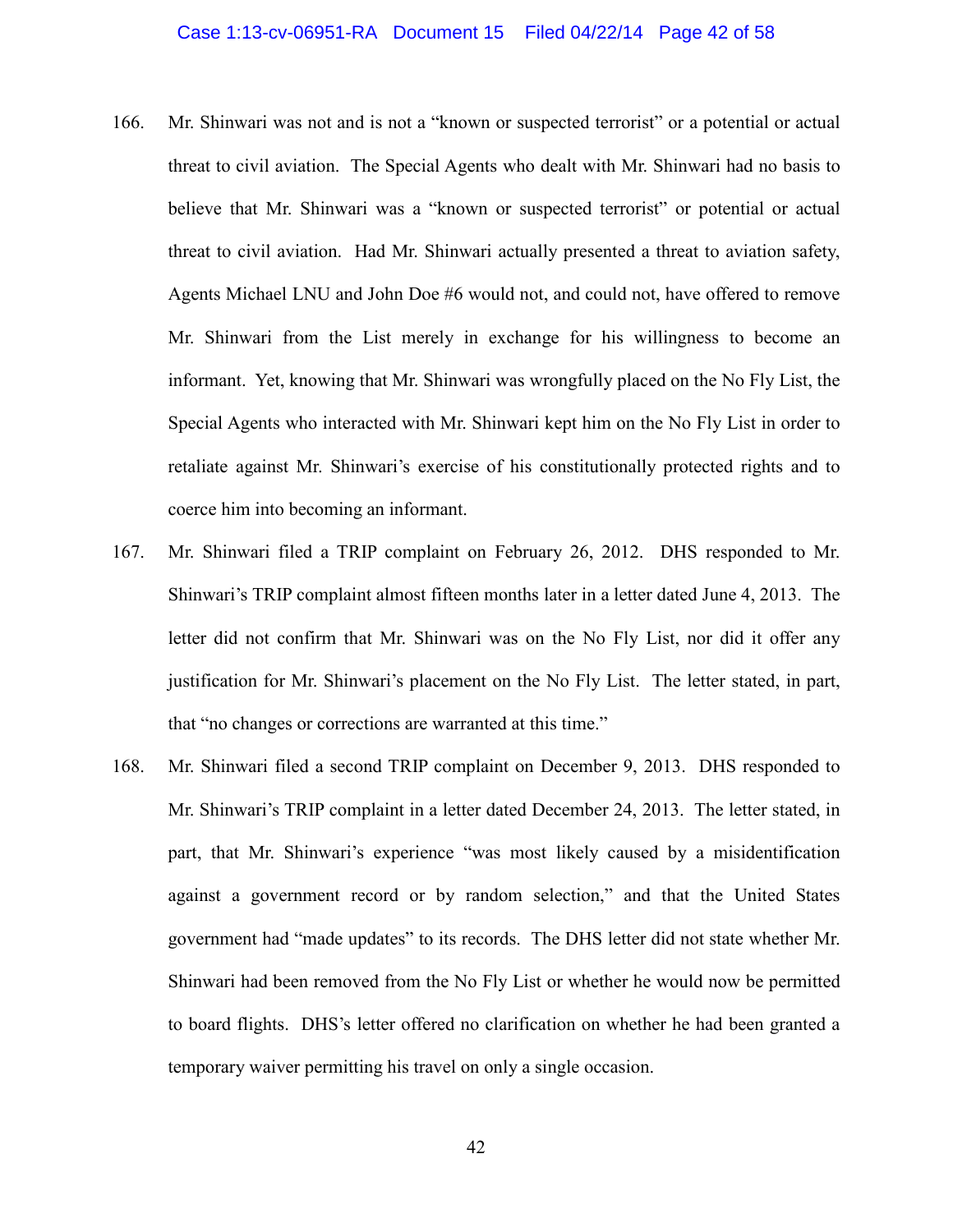166. Mr. Shinwari was not and is not a "known or suspected terrorist" or a potential or actual threat to civil aviation. The Special Agents who dealt with Mr. Shinwari had no basis to believe that Mr. Shinwari was a "known or suspected terrorist" or potential or actual threat to civil aviation. Had Mr. Shinwari actually presented a threat to aviation safety, Agents Michael LNU and John Doe #6 would not, and could not, have offered to remove Mr. Shinwari from the List merely in exchange for his willingness to become an informant. Yet, knowing that Mr. Shinwari was wrongfully placed on the No Fly List, the Special Agents who interacted with Mr. Shinwari kept him on the No Fly List in order to retaliate against Mr. Shinwari's exercise of his constitutionally protected rights and to coerce him into becoming an informant.

167. Mr. Shinwari filed a TRIP complaint on February 26, 2012. DHS responded to Mr. Shinwari's TRIP complaint almost fifteen months later in a letter dated June 4, 2013. The letter did not confirm that Mr. Shinwari was on the No Fly List, nor did it offer any justification for Mr. Shinwari's placement on the No Fly List. The letter stated, in part, that "no changes or corrections are warranted at this time."

168. Mr. Shinwari filed a second TRIP complaint on December 9, 2013. DHS responded to Mr. Shinwari's TRIP complaint in a letter dated December 24, 2013. The letter stated, in part, that Mr. Shinwari's experience "was most likely caused by a misidentification against a government record or by random selection," and that the United States government had "made updates" to its records. The DHS letter did not state whether Mr. Shinwari had been removed from the No Fly List or whether he would now be permitted to board flights. DHS's letter offered no clarification on whether he had been granted a temporary waiver permitting his travel on only a single occasion.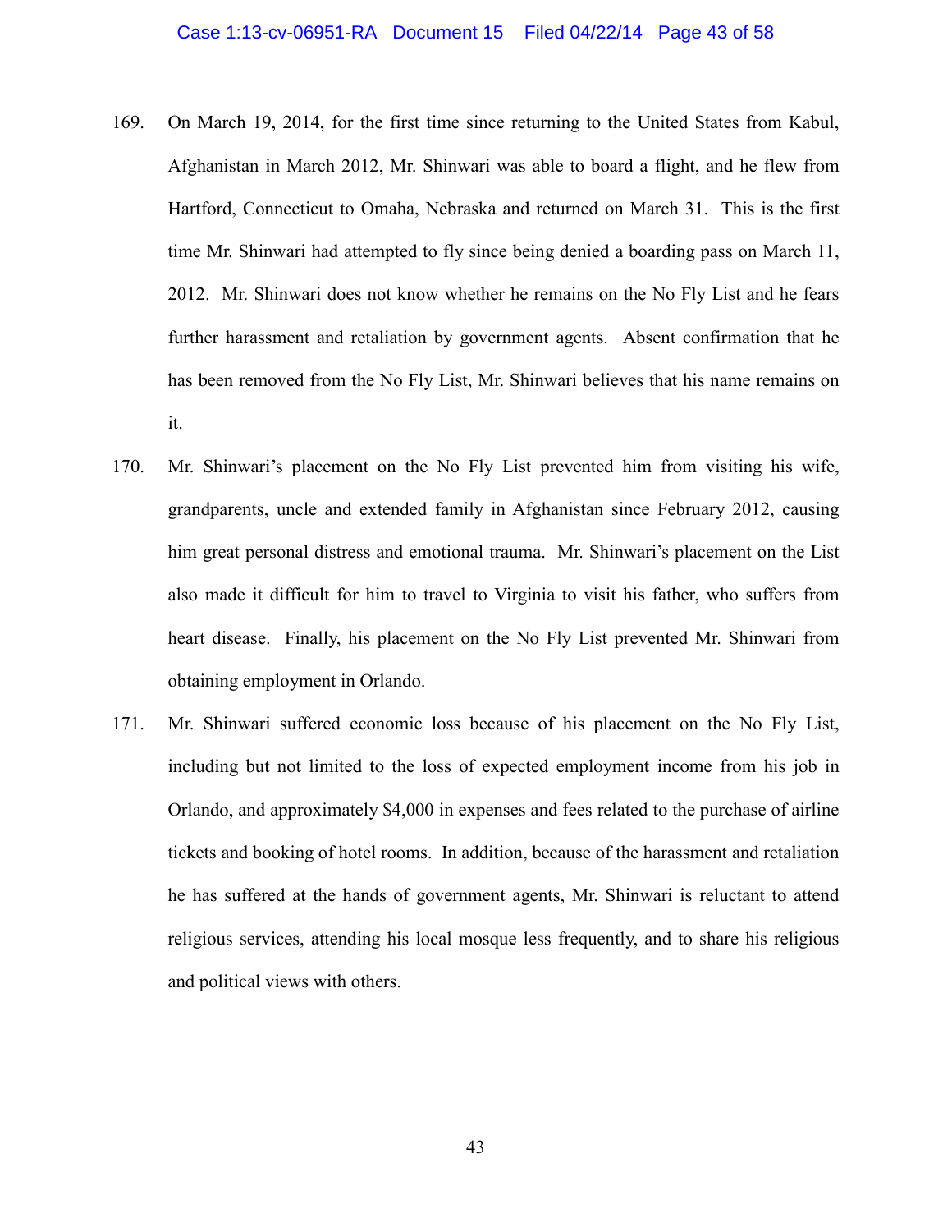169. On March 19, 2014, for the first time since returning to the United States from Kabul, Afghanistan in March 2012, Mr. Shinwari was able to board a flight, and he flew from Hartford, Connecticut to Omaha, Nebraska and returned on March 31. This is the first time Mr. Shinwari had attempted to fly since being denied a boarding pass on March 11, 2012. Mr. Shinwari does not know whether he remains on the No Fly List and he fears further harassment and retaliation by government agents. Absent confirmation that he has been removed from the No Fly List, Mr. Shinwari believes that his name remains on it.

170. Mr. Shinwari's placement on the No Fly List prevented him from visiting his wife, grandparents, uncle and extended family in Afghanistan since February 2012, causing him great personal distress and emotional trauma. Mr. Shinwari's placement on the List also made it difficult for him to travel to Virginia to visit his father, who suffers from heart disease. Finally, his placement on the No Fly List prevented Mr. Shinwari from obtaining employment in Orlando.

171. Mr. Shinwari suffered economic loss because of his placement on the No Fly List, including but not limited to the loss of expected employment income from his job in Orlando, and approximately $4,000 in expenses and fees related to the purchase of airline tickets and booking of hotel rooms. In addition, because of the harassment and retaliation he has suffered at the hands of government agents, Mr. Shinwari is reluctant to attend religious services, attending his local mosque less frequently, and to share his religious and political views with others.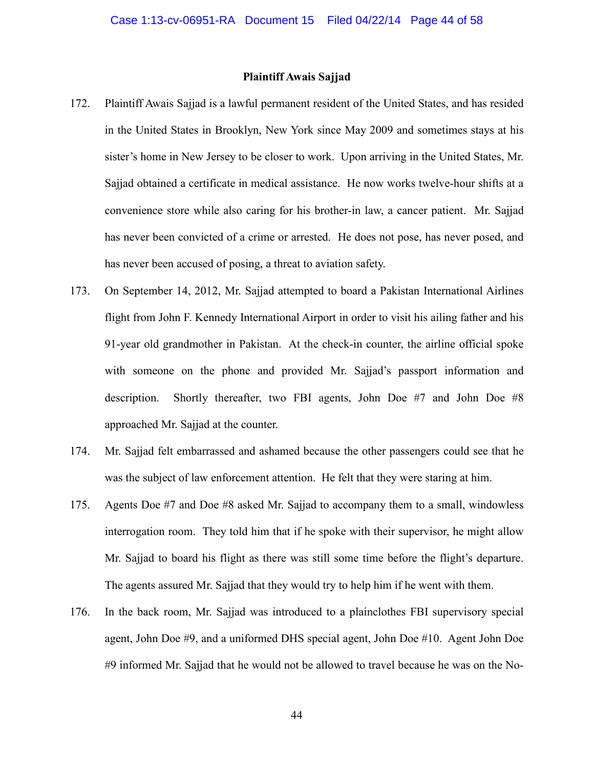**Plaintiff Awais Sajjad**

172. Plaintiff Awais Sajjad is a lawful permanent resident of the United States, and has resided in the United States in Brooklyn, New York since May 2009 and sometimes stays at his sister's home in New Jersey to be closer to work. Upon arriving in the United States, Mr. Sajjad obtained a certificate in medical assistance. He now works twelve-hour shifts at a convenience store while also caring for his brother-in law, a cancer patient. Mr. Sajjad has never been convicted of a crime or arrested. He does not pose, has never posed, and has never been accused of posing, a threat to aviation safety.

173. On September 14, 2012, Mr. Sajjad attempted to board a Pakistan International Airlines flight from John F. Kennedy International Airport in order to visit his ailing father and his 91-year old grandmother in Pakistan. At the check-in counter, the airline official spoke with someone on the phone and provided Mr. Sajjad's passport information and description. Shortly thereafter, two FBI agents, John Doe #7 and John Doe #8 approached Mr. Sajjad at the counter.

174. Mr. Sajjad felt embarrassed and ashamed because the other passengers could see that he was the subject of law enforcement attention. He felt that they were staring at him.

175. Agents Doe #7 and Doe #8 asked Mr. Sajjad to accompany them to a small, windowless interrogation room. They told him that if he spoke with their supervisor, he might allow Mr. Sajjad to board his flight as there was still some time before the flight's departure. The agents assured Mr. Sajjad that they would try to help him if he went with them.

176. In the back room, Mr. Sajjad was introduced to a plainclothes FBI supervisory special agent, John Doe #9, and a uniformed DHS special agent, John Doe #10. Agent John Doe #9 informed Mr. Sajjad that he would not be allowed to travel because he was on the No-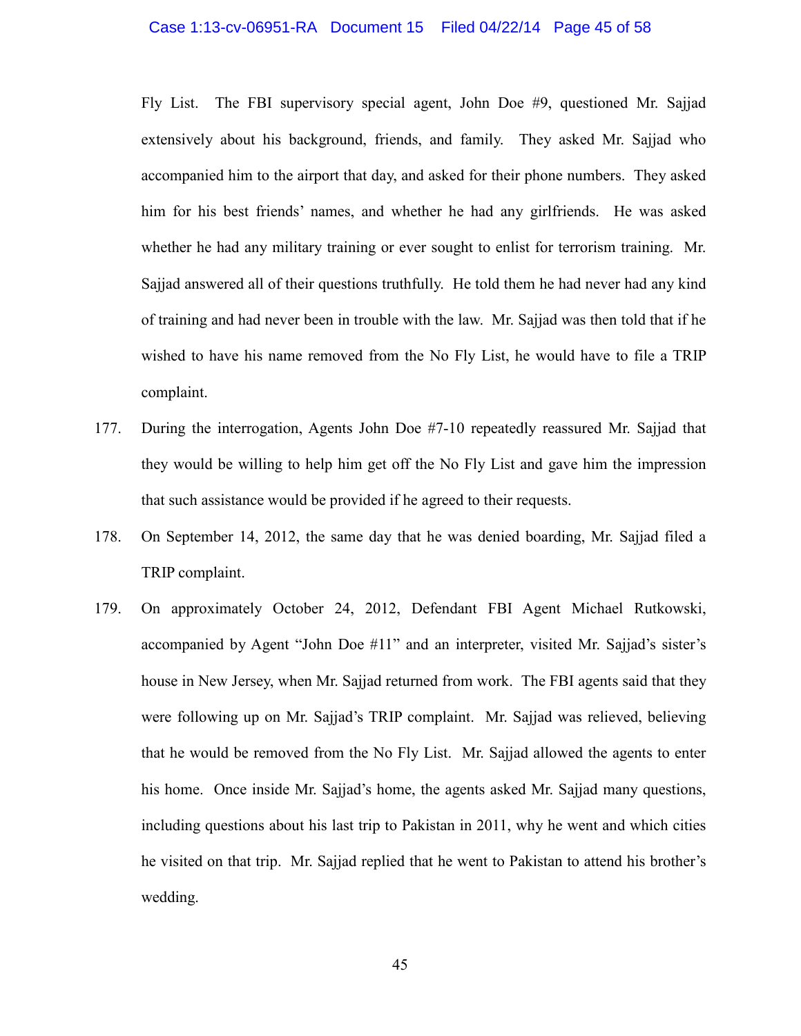Fly List. The FBI supervisory special agent, John Doe #9, questioned Mr. Sajjad extensively about his background, friends, and family. They asked Mr. Sajjad who accompanied him to the airport that day, and asked for their phone numbers. They asked him for his best friends' names, and whether he had any girlfriends. He was asked whether he had any military training or ever sought to enlist for terrorism training. Mr. Sajjad answered all of their questions truthfully. He told them he had never had any kind of training and had never been in trouble with the law. Mr. Sajjad was then told that if he wished to have his name removed from the No Fly List, he would have to file a TRIP complaint.

177. During the interrogation, Agents John Doe #7-10 repeatedly reassured Mr. Sajjad that they would be willing to help him get off the No Fly List and gave him the impression that such assistance would be provided if he agreed to their requests.

178. On September 14, 2012, the same day that he was denied boarding, Mr. Sajjad filed a TRIP complaint.

179. On approximately October 24, 2012, Defendant FBI Agent Michael Rutkowski, accompanied by Agent "John Doe #11" and an interpreter, visited Mr. Sajjad's sister's house in New Jersey, when Mr. Sajjad returned from work. The FBI agents said that they were following up on Mr. Sajjad's TRIP complaint. Mr. Sajjad was relieved, believing that he would be removed from the No Fly List. Mr. Sajjad allowed the agents to enter his home. Once inside Mr. Sajjad's home, the agents asked Mr. Sajjad many questions, including questions about his last trip to Pakistan in 2011, why he went and which cities he visited on that trip. Mr. Sajjad replied that he went to Pakistan to attend his brother's wedding.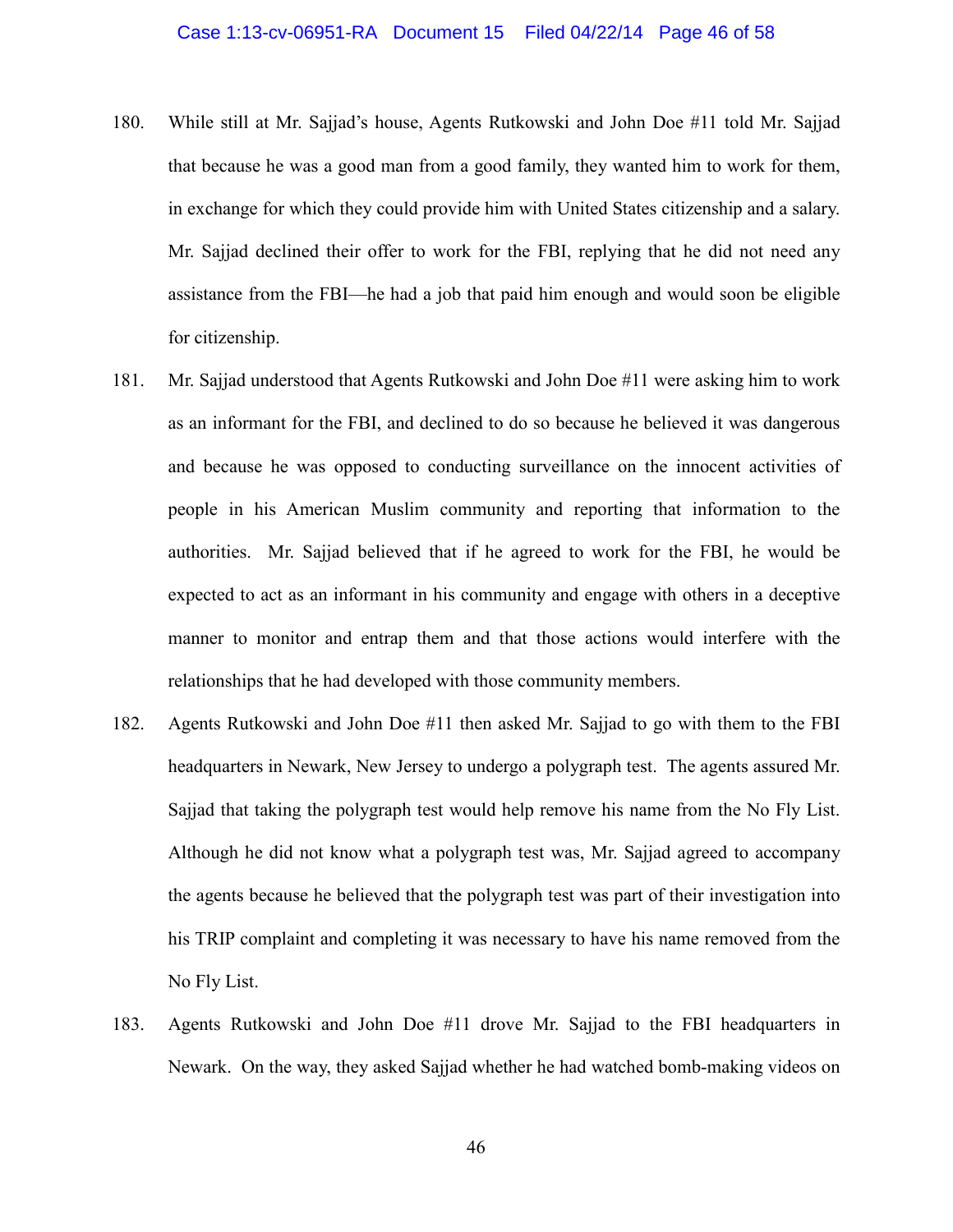180. While still at Mr. Sajjad's house, Agents Rutkowski and John Doe #11 told Mr. Sajjad that because he was a good man from a good family, they wanted him to work for them, in exchange for which they could provide him with United States citizenship and a salary. Mr. Sajjad declined their offer to work for the FBI, replying that he did not need any assistance from the FBI—he had a job that paid him enough and would soon be eligible for citizenship.

181. Mr. Sajjad understood that Agents Rutkowski and John Doe #11 were asking him to work as an informant for the FBI, and declined to do so because he believed it was dangerous and because he was opposed to conducting surveillance on the innocent activities of people in his American Muslim community and reporting that information to the authorities. Mr. Sajjad believed that if he agreed to work for the FBI, he would be expected to act as an informant in his community and engage with others in a deceptive manner to monitor and entrap them and that those actions would interfere with the relationships that he had developed with those community members.

182. Agents Rutkowski and John Doe #11 then asked Mr. Sajjad to go with them to the FBI headquarters in Newark, New Jersey to undergo a polygraph test. The agents assured Mr. Sajjad that taking the polygraph test would help remove his name from the No Fly List. Although he did not know what a polygraph test was, Mr. Sajjad agreed to accompany the agents because he believed that the polygraph test was part of their investigation into his TRIP complaint and completing it was necessary to have his name removed from the No Fly List.

183. Agents Rutkowski and John Doe #11 drove Mr. Sajjad to the FBI headquarters in Newark. On the way, they asked Sajjad whether he had watched bomb-making videos on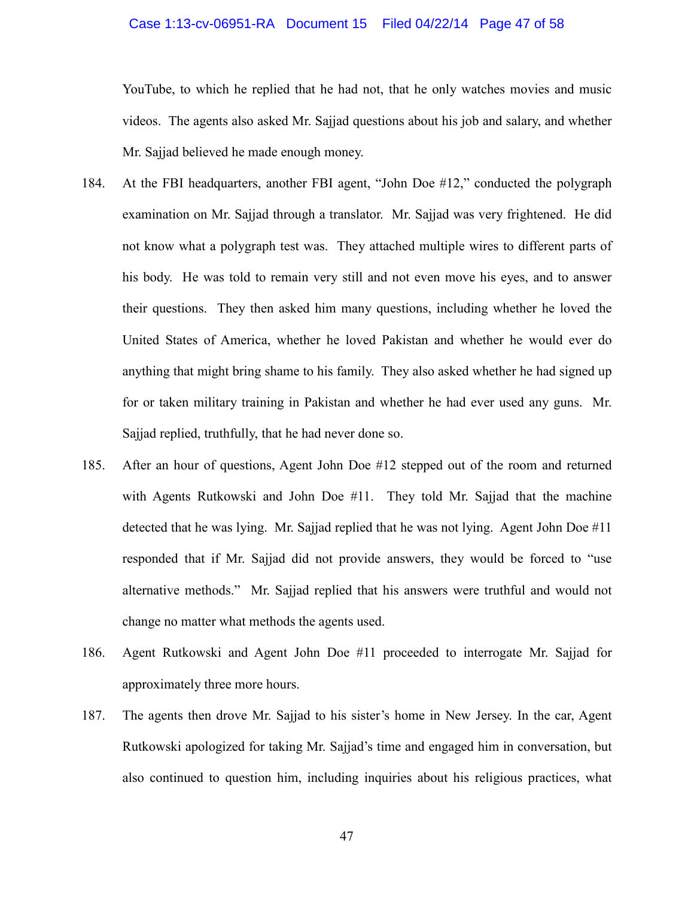YouTube, to which he replied that he had not, that he only watches movies and music videos. The agents also asked Mr. Sajjad questions about his job and salary, and whether Mr. Sajjad believed he made enough money.

184. At the FBI headquarters, another FBI agent, "John Doe #12," conducted the polygraph examination on Mr. Sajjad through a translator. Mr. Sajjad was very frightened. He did not know what a polygraph test was. They attached multiple wires to different parts of his body. He was told to remain very still and not even move his eyes, and to answer their questions. They then asked him many questions, including whether he loved the United States of America, whether he loved Pakistan and whether he would ever do anything that might bring shame to his family. They also asked whether he had signed up for or taken military training in Pakistan and whether he had ever used any guns. Mr. Sajjad replied, truthfully, that he had never done so.

185. After an hour of questions, Agent John Doe #12 stepped out of the room and returned with Agents Rutkowski and John Doe #11. They told Mr. Sajjad that the machine detected that he was lying. Mr. Sajjad replied that he was not lying. Agent John Doe #11 responded that if Mr. Sajjad did not provide answers, they would be forced to "use alternative methods." Mr. Sajjad replied that his answers were truthful and would not change no matter what methods the agents used.

186. Agent Rutkowski and Agent John Doe #11 proceeded to interrogate Mr. Sajjad for approximately three more hours.

187. The agents then drove Mr. Sajjad to his sister's home in New Jersey. In the car, Agent Rutkowski apologized for taking Mr. Sajjad's time and engaged him in conversation, but also continued to question him, including inquiries about his religious practices, what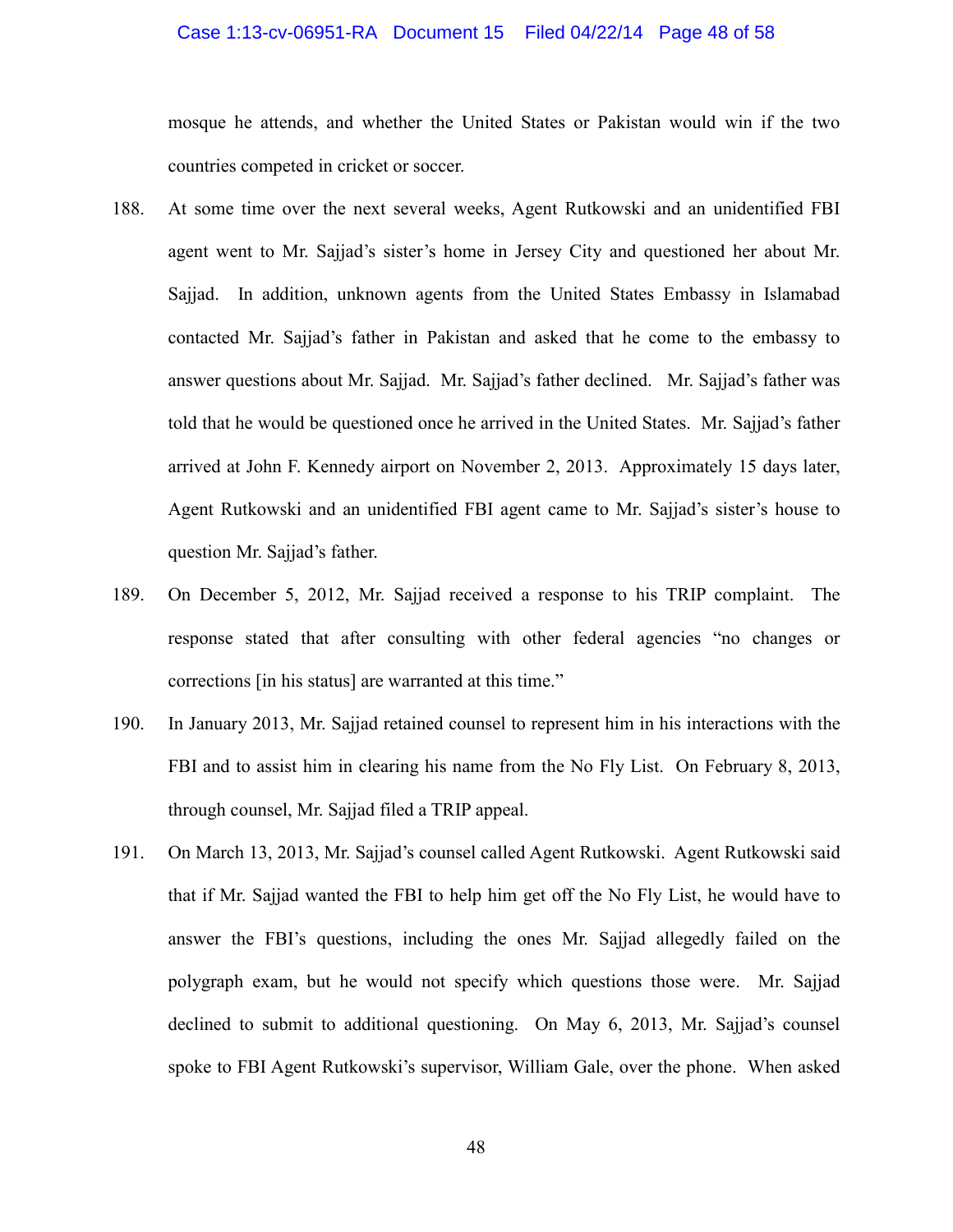mosque he attends, and whether the United States or Pakistan would win if the two countries competed in cricket or soccer.

188. At some time over the next several weeks, Agent Rutkowski and an unidentified FBI agent went to Mr. Sajjad's sister's home in Jersey City and questioned her about Mr. Sajjad. In addition, unknown agents from the United States Embassy in Islamabad contacted Mr. Sajjad's father in Pakistan and asked that he come to the embassy to answer questions about Mr. Sajjad. Mr. Sajjad's father declined. Mr. Sajjad's father was told that he would be questioned once he arrived in the United States. Mr. Sajjad's father arrived at John F. Kennedy airport on November 2, 2013. Approximately 15 days later, Agent Rutkowski and an unidentified FBI agent came to Mr. Sajjad's sister's house to question Mr. Sajjad's father.

189. On December 5, 2012, Mr. Sajjad received a response to his TRIP complaint. The response stated that after consulting with other federal agencies "no changes or corrections [in his status] are warranted at this time."

190. In January 2013, Mr. Sajjad retained counsel to represent him in his interactions with the FBI and to assist him in clearing his name from the No Fly List. On February 8, 2013, through counsel, Mr. Sajjad filed a TRIP appeal.

191. On March 13, 2013, Mr. Sajjad's counsel called Agent Rutkowski. Agent Rutkowski said that if Mr. Sajjad wanted the FBI to help him get off the No Fly List, he would have to answer the FBI's questions, including the ones Mr. Sajjad allegedly failed on the polygraph exam, but he would not specify which questions those were. Mr. Sajjad declined to submit to additional questioning. On May 6, 2013, Mr. Sajjad's counsel spoke to FBI Agent Rutkowski's supervisor, William Gale, over the phone. When asked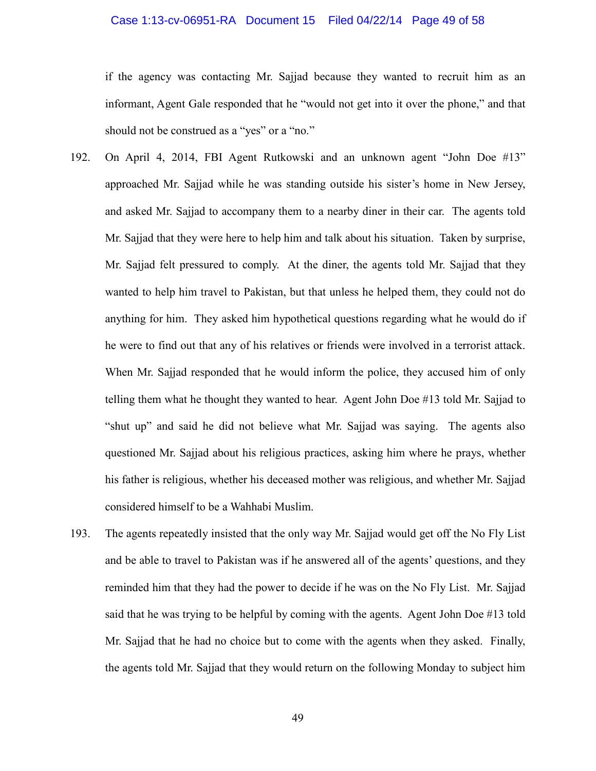if the agency was contacting Mr. Sajjad because they wanted to recruit him as an informant, Agent Gale responded that he "would not get into it over the phone," and that should not be construed as a "yes" or a "no."

192. On April 4, 2014, FBI Agent Rutkowski and an unknown agent "John Doe #13" approached Mr. Sajjad while he was standing outside his sister's home in New Jersey, and asked Mr. Sajjad to accompany them to a nearby diner in their car. The agents told Mr. Sajjad that they were here to help him and talk about his situation. Taken by surprise, Mr. Sajjad felt pressured to comply. At the diner, the agents told Mr. Sajjad that they wanted to help him travel to Pakistan, but that unless he helped them, they could not do anything for him. They asked him hypothetical questions regarding what he would do if he were to find out that any of his relatives or friends were involved in a terrorist attack. When Mr. Sajjad responded that he would inform the police, they accused him of only telling them what he thought they wanted to hear. Agent John Doe #13 told Mr. Sajjad to "shut up" and said he did not believe what Mr. Sajjad was saying. The agents also questioned Mr. Sajjad about his religious practices, asking him where he prays, whether his father is religious, whether his deceased mother was religious, and whether Mr. Sajjad considered himself to be a Wahhabi Muslim.

193. The agents repeatedly insisted that the only way Mr. Sajjad would get off the No Fly List and be able to travel to Pakistan was if he answered all of the agents' questions, and they reminded him that they had the power to decide if he was on the No Fly List. Mr. Sajjad said that he was trying to be helpful by coming with the agents. Agent John Doe #13 told Mr. Sajjad that he had no choice but to come with the agents when they asked. Finally, the agents told Mr. Sajjad that they would return on the following Monday to subject him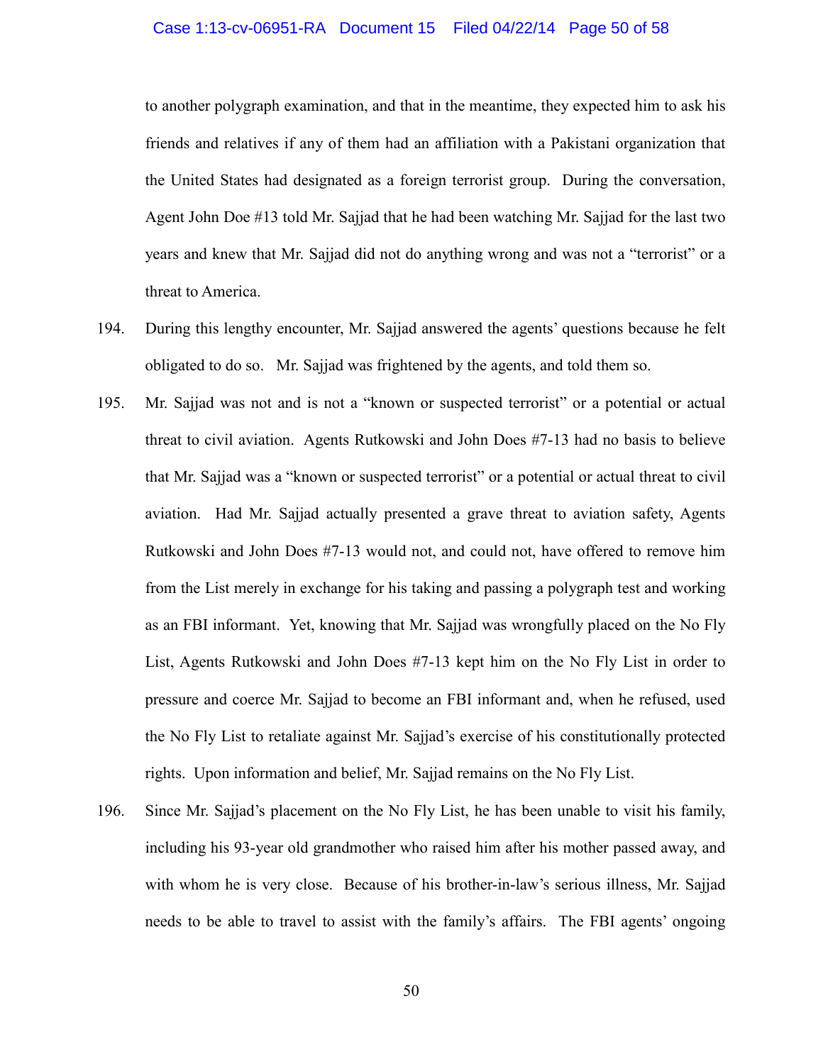to another polygraph examination, and that in the meantime, they expected him to ask his friends and relatives if any of them had an affiliation with a Pakistani organization that the United States had designated as a foreign terrorist group. During the conversation, Agent John Doe #13 told Mr. Sajjad that he had been watching Mr. Sajjad for the last two years and knew that Mr. Sajjad did not do anything wrong and was not a "terrorist" or a threat to America.

194. During this lengthy encounter, Mr. Sajjad answered the agents' questions because he felt obligated to do so. Mr. Sajjad was frightened by the agents, and told them so.

195. Mr. Sajjad was not and is not a "known or suspected terrorist" or a potential or actual threat to civil aviation. Agents Rutkowski and John Does #7-13 had no basis to believe that Mr. Sajjad was a "known or suspected terrorist" or a potential or actual threat to civil aviation. Had Mr. Sajjad actually presented a grave threat to aviation safety, Agents Rutkowski and John Does #7-13 would not, and could not, have offered to remove him from the List merely in exchange for his taking and passing a polygraph test and working as an FBI informant. Yet, knowing that Mr. Sajjad was wrongfully placed on the No Fly List, Agents Rutkowski and John Does #7-13 kept him on the No Fly List in order to pressure and coerce Mr. Sajjad to become an FBI informant and, when he refused, used the No Fly List to retaliate against Mr. Sajjad's exercise of his constitutionally protected rights. Upon information and belief, Mr. Sajjad remains on the No Fly List.

196. Since Mr. Sajjad's placement on the No Fly List, he has been unable to visit his family, including his 93-year old grandmother who raised him after his mother passed away, and with whom he is very close. Because of his brother-in-law's serious illness, Mr. Sajjad needs to be able to travel to assist with the family's affairs. The FBI agents' ongoing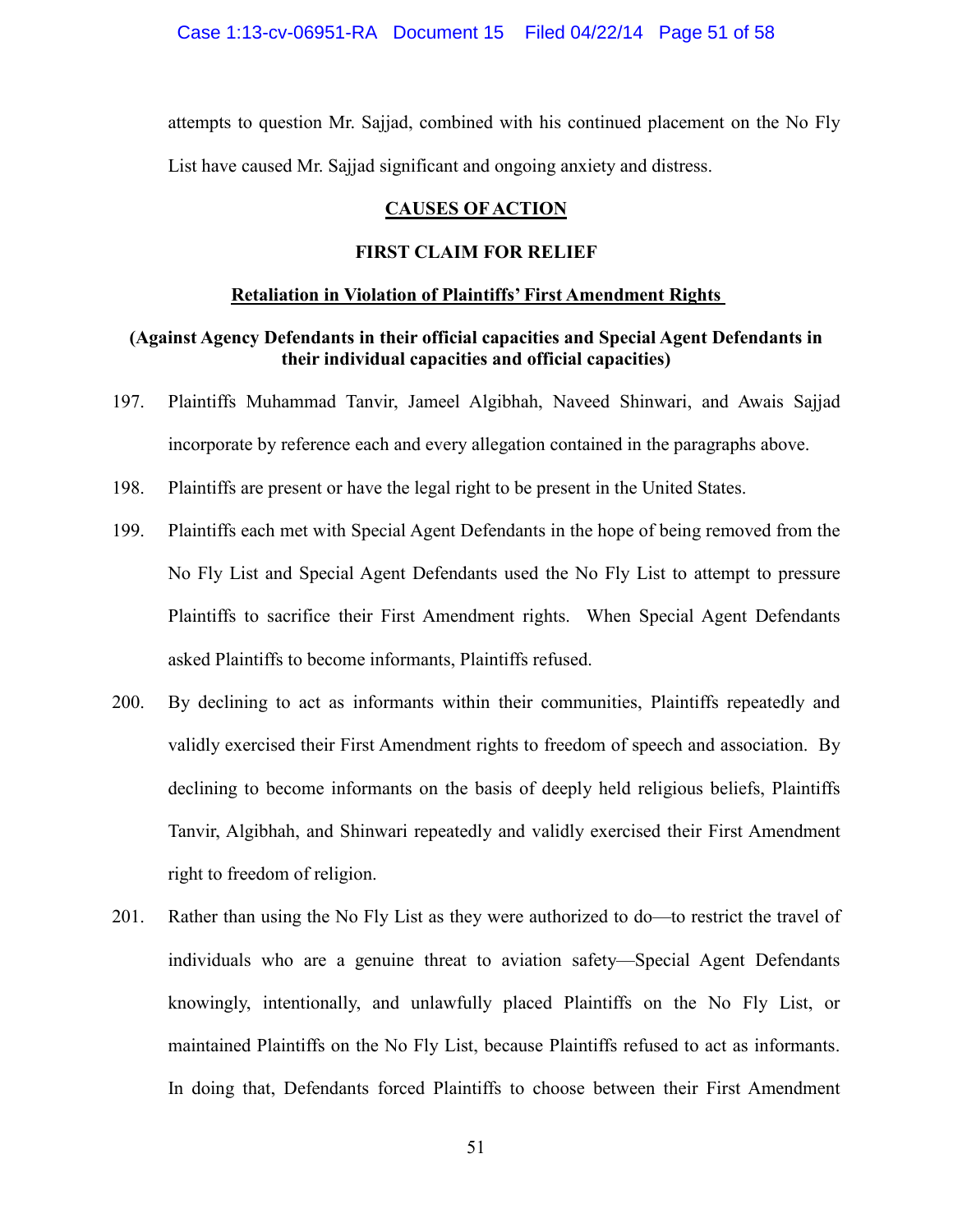attempts to question Mr. Sajjad, combined with his continued placement on the No Fly List have caused Mr. Sajjad significant and ongoing anxiety and distress.

## CAUSES OF ACTION

### FIRST CLAIM FOR RELIEF

### Retaliation in Violation of Plaintiffs' First Amendment Rights

**(Against Agency Defendants in their official capacities and Special Agent Defendants in their individual capacities and official capacities)**

197. Plaintiffs Muhammad Tanvir, Jameel Algibhah, Naveed Shinwari, and Awais Sajjad incorporate by reference each and every allegation contained in the paragraphs above.

198. Plaintiffs are present or have the legal right to be present in the United States.

199. Plaintiffs each met with Special Agent Defendants in the hope of being removed from the No Fly List and Special Agent Defendants used the No Fly List to attempt to pressure Plaintiffs to sacrifice their First Amendment rights. When Special Agent Defendants asked Plaintiffs to become informants, Plaintiffs refused.

200. By declining to act as informants within their communities, Plaintiffs repeatedly and validly exercised their First Amendment rights to freedom of speech and association. By declining to become informants on the basis of deeply held religious beliefs, Plaintiffs Tanvir, Algibhah, and Shinwari repeatedly and validly exercised their First Amendment right to freedom of religion.

201. Rather than using the No Fly List as they were authorized to do—to restrict the travel of individuals who are a genuine threat to aviation safety—Special Agent Defendants knowingly, intentionally, and unlawfully placed Plaintiffs on the No Fly List, or maintained Plaintiffs on the No Fly List, because Plaintiffs refused to act as informants. In doing that, Defendants forced Plaintiffs to choose between their First Amendment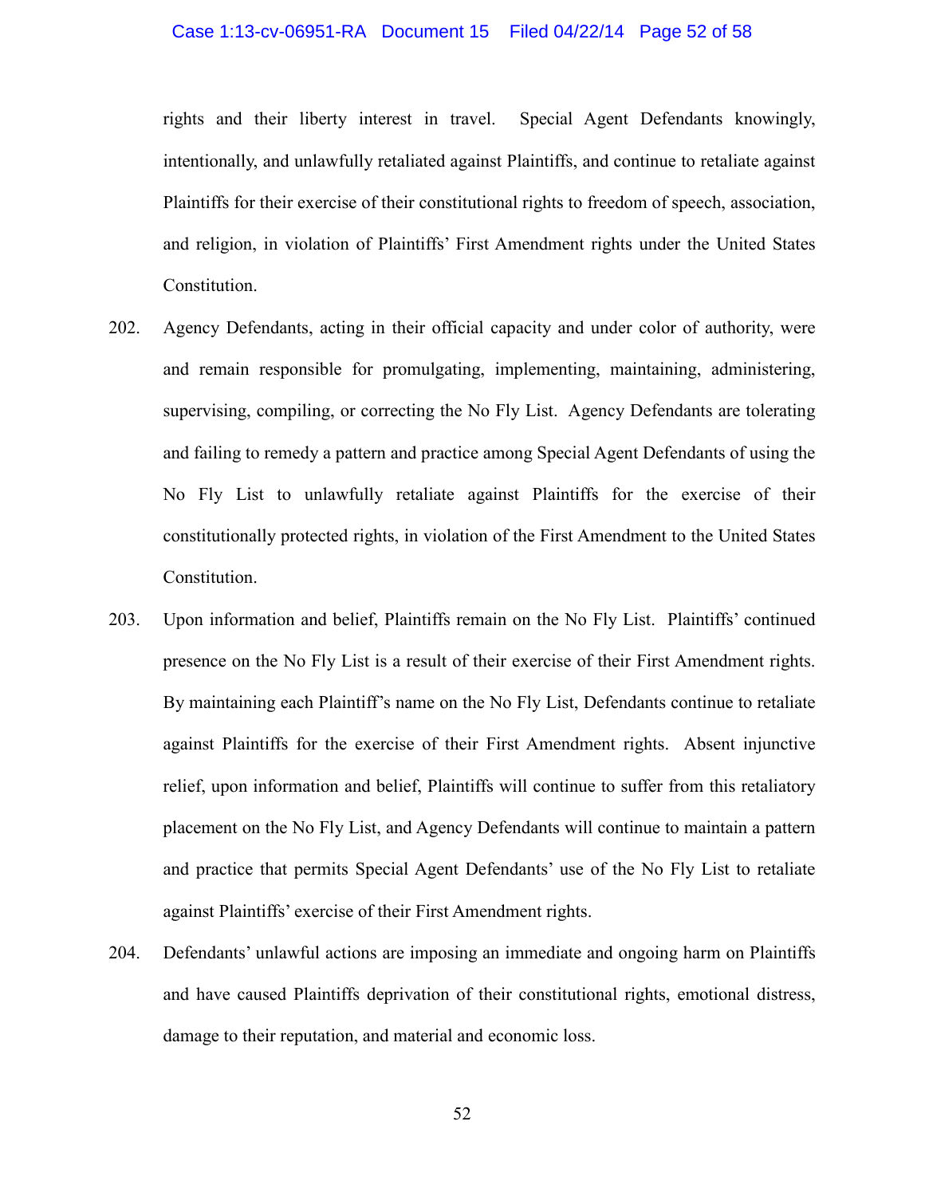rights and their liberty interest in travel. Special Agent Defendants knowingly, intentionally, and unlawfully retaliated against Plaintiffs, and continue to retaliate against Plaintiffs for their exercise of their constitutional rights to freedom of speech, association, and religion, in violation of Plaintiffs' First Amendment rights under the United States Constitution.

202. Agency Defendants, acting in their official capacity and under color of authority, were and remain responsible for promulgating, implementing, maintaining, administering, supervising, compiling, or correcting the No Fly List. Agency Defendants are tolerating and failing to remedy a pattern and practice among Special Agent Defendants of using the No Fly List to unlawfully retaliate against Plaintiffs for the exercise of their constitutionally protected rights, in violation of the First Amendment to the United States Constitution.

203. Upon information and belief, Plaintiffs remain on the No Fly List. Plaintiffs' continued presence on the No Fly List is a result of their exercise of their First Amendment rights. By maintaining each Plaintiff's name on the No Fly List, Defendants continue to retaliate against Plaintiffs for the exercise of their First Amendment rights. Absent injunctive relief, upon information and belief, Plaintiffs will continue to suffer from this retaliatory placement on the No Fly List, and Agency Defendants will continue to maintain a pattern and practice that permits Special Agent Defendants' use of the No Fly List to retaliate against Plaintiffs' exercise of their First Amendment rights.

204. Defendants' unlawful actions are imposing an immediate and ongoing harm on Plaintiffs and have caused Plaintiffs deprivation of their constitutional rights, emotional distress, damage to their reputation, and material and economic loss.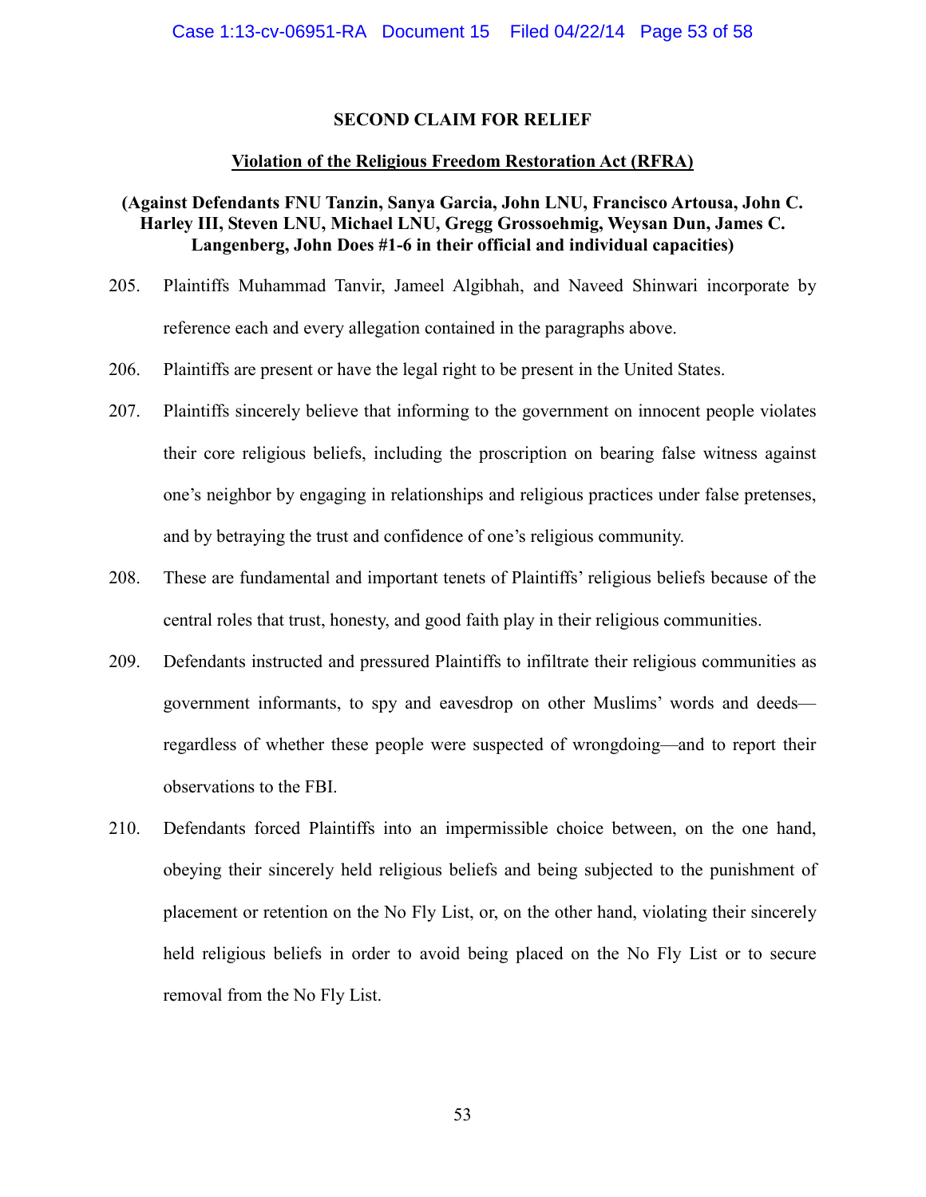## SECOND CLAIM FOR RELIEF

### Violation of the Religious Freedom Restoration Act (RFRA)

**(Against Defendants FNU Tanzin, Sanya Garcia, John LNU, Francisco Artousa, John C. Harley III, Steven LNU, Michael LNU, Gregg Grossoehmig, Weysan Dun, James C. Langenberg, John Does #1-6 in their official and individual capacities)**

205. Plaintiffs Muhammad Tanvir, Jameel Algibhah, and Naveed Shinwari incorporate by reference each and every allegation contained in the paragraphs above.

206. Plaintiffs are present or have the legal right to be present in the United States.

207. Plaintiffs sincerely believe that informing to the government on innocent people violates their core religious beliefs, including the proscription on bearing false witness against one's neighbor by engaging in relationships and religious practices under false pretenses, and by betraying the trust and confidence of one's religious community.

208. These are fundamental and important tenets of Plaintiffs' religious beliefs because of the central roles that trust, honesty, and good faith play in their religious communities.

209. Defendants instructed and pressured Plaintiffs to infiltrate their religious communities as government informants, to spy and eavesdrop on other Muslims' words and deeds—regardless of whether these people were suspected of wrongdoing—and to report their observations to the FBI.

210. Defendants forced Plaintiffs into an impermissible choice between, on the one hand, obeying their sincerely held religious beliefs and being subjected to the punishment of placement or retention on the No Fly List, or, on the other hand, violating their sincerely held religious beliefs in order to avoid being placed on the No Fly List or to secure removal from the No Fly List.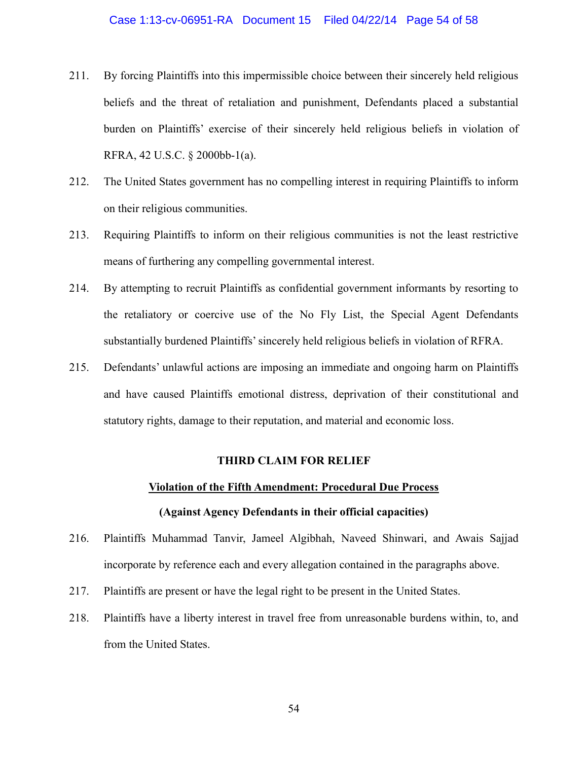211. By forcing Plaintiffs into this impermissible choice between their sincerely held religious beliefs and the threat of retaliation and punishment, Defendants placed a substantial burden on Plaintiffs' exercise of their sincerely held religious beliefs in violation of RFRA, 42 U.S.C. § 2000bb-1(a).

212. The United States government has no compelling interest in requiring Plaintiffs to inform on their religious communities.

213. Requiring Plaintiffs to inform on their religious communities is not the least restrictive means of furthering any compelling governmental interest.

214. By attempting to recruit Plaintiffs as confidential government informants by resorting to the retaliatory or coercive use of the No Fly List, the Special Agent Defendants substantially burdened Plaintiffs' sincerely held religious beliefs in violation of RFRA.

215. Defendants' unlawful actions are imposing an immediate and ongoing harm on Plaintiffs and have caused Plaintiffs emotional distress, deprivation of their constitutional and statutory rights, damage to their reputation, and material and economic loss.

**THIRD CLAIM FOR RELIEF**

**<u>Violation of the Fifth Amendment: Procedural Due Process</u>**

**(Against Agency Defendants in their official capacities)**

216. Plaintiffs Muhammad Tanvir, Jameel Algibhah, Naveed Shinwari, and Awais Sajjad incorporate by reference each and every allegation contained in the paragraphs above.

217. Plaintiffs are present or have the legal right to be present in the United States.

218. Plaintiffs have a liberty interest in travel free from unreasonable burdens within, to, and from the United States.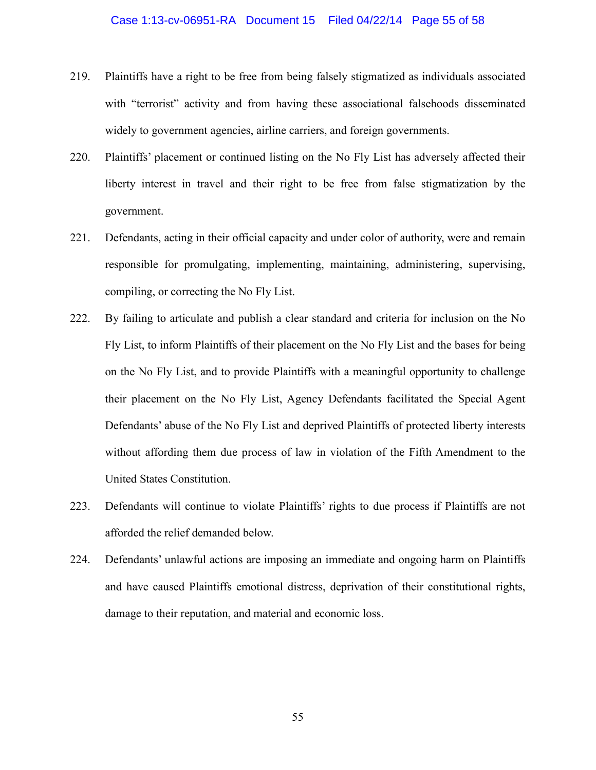219. Plaintiffs have a right to be free from being falsely stigmatized as individuals associated with "terrorist" activity and from having these associational falsehoods disseminated widely to government agencies, airline carriers, and foreign governments.

220. Plaintiffs' placement or continued listing on the No Fly List has adversely affected their liberty interest in travel and their right to be free from false stigmatization by the government.

221. Defendants, acting in their official capacity and under color of authority, were and remain responsible for promulgating, implementing, maintaining, administering, supervising, compiling, or correcting the No Fly List.

222. By failing to articulate and publish a clear standard and criteria for inclusion on the No Fly List, to inform Plaintiffs of their placement on the No Fly List and the bases for being on the No Fly List, and to provide Plaintiffs with a meaningful opportunity to challenge their placement on the No Fly List, Agency Defendants facilitated the Special Agent Defendants' abuse of the No Fly List and deprived Plaintiffs of protected liberty interests without affording them due process of law in violation of the Fifth Amendment to the United States Constitution.

223. Defendants will continue to violate Plaintiffs' rights to due process if Plaintiffs are not afforded the relief demanded below.

224. Defendants' unlawful actions are imposing an immediate and ongoing harm on Plaintiffs and have caused Plaintiffs emotional distress, deprivation of their constitutional rights, damage to their reputation, and material and economic loss.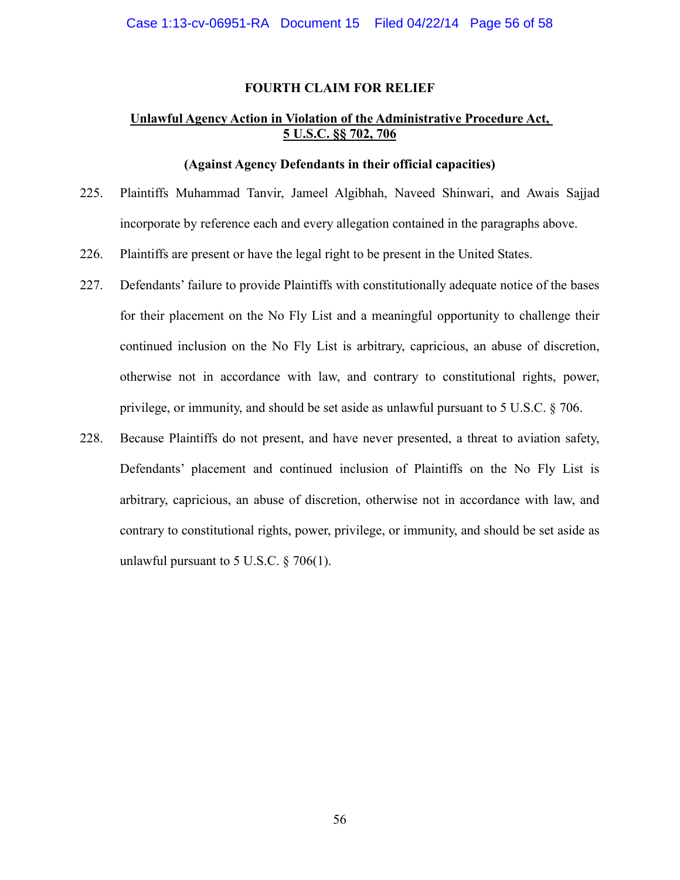## FOURTH CLAIM FOR RELIEF

**Unlawful Agency Action in Violation of the Administrative Procedure Act, 5 U.S.C. §§ 702, 706**

**(Against Agency Defendants in their official capacities)**

225. Plaintiffs Muhammad Tanvir, Jameel Algibhah, Naveed Shinwari, and Awais Sajjad incorporate by reference each and every allegation contained in the paragraphs above.

226. Plaintiffs are present or have the legal right to be present in the United States.

227. Defendants' failure to provide Plaintiffs with constitutionally adequate notice of the bases for their placement on the No Fly List and a meaningful opportunity to challenge their continued inclusion on the No Fly List is arbitrary, capricious, an abuse of discretion, otherwise not in accordance with law, and contrary to constitutional rights, power, privilege, or immunity, and should be set aside as unlawful pursuant to 5 U.S.C. § 706.

228. Because Plaintiffs do not present, and have never presented, a threat to aviation safety, Defendants' placement and continued inclusion of Plaintiffs on the No Fly List is arbitrary, capricious, an abuse of discretion, otherwise not in accordance with law, and contrary to constitutional rights, power, privilege, or immunity, and should be set aside as unlawful pursuant to 5 U.S.C. § 706(1).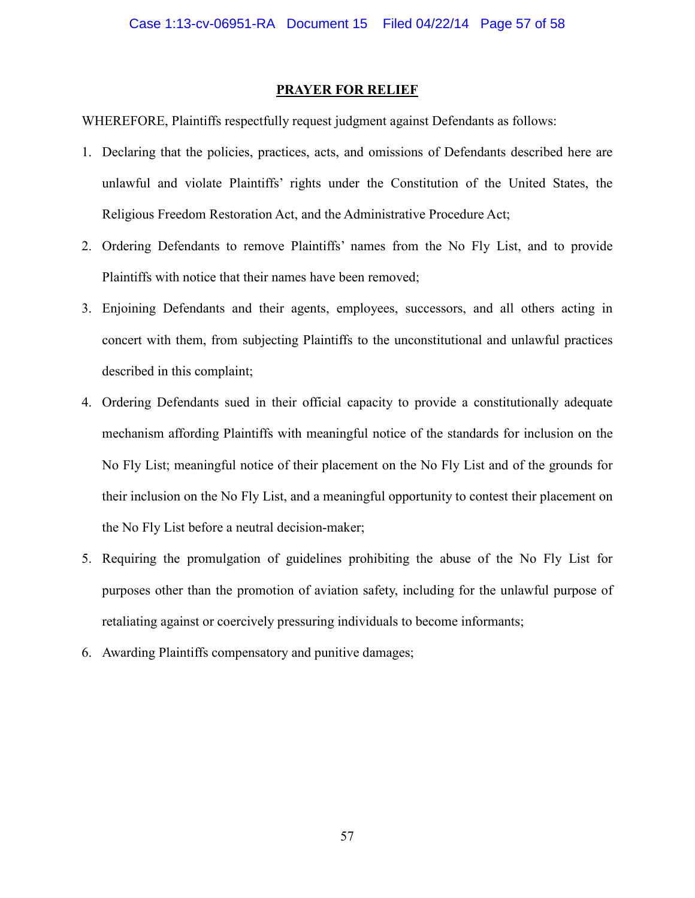## PRAYER FOR RELIEF

WHEREFORE, Plaintiffs respectfully request judgment against Defendants as follows:

1. Declaring that the policies, practices, acts, and omissions of Defendants described here are unlawful and violate Plaintiffs' rights under the Constitution of the United States, the Religious Freedom Restoration Act, and the Administrative Procedure Act;
2. Ordering Defendants to remove Plaintiffs' names from the No Fly List, and to provide Plaintiffs with notice that their names have been removed;
3. Enjoining Defendants and their agents, employees, successors, and all others acting in concert with them, from subjecting Plaintiffs to the unconstitutional and unlawful practices described in this complaint;
4. Ordering Defendants sued in their official capacity to provide a constitutionally adequate mechanism affording Plaintiffs with meaningful notice of the standards for inclusion on the No Fly List; meaningful notice of their placement on the No Fly List and of the grounds for their inclusion on the No Fly List, and a meaningful opportunity to contest their placement on the No Fly List before a neutral decision-maker;
5. Requiring the promulgation of guidelines prohibiting the abuse of the No Fly List for purposes other than the promotion of aviation safety, including for the unlawful purpose of retaliating against or coercively pressuring individuals to become informants;
6. Awarding Plaintiffs compensatory and punitive damages;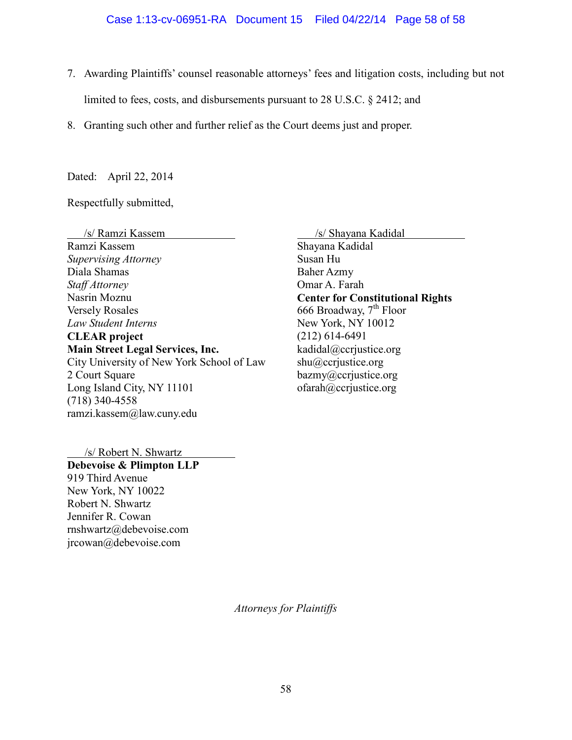7. Awarding Plaintiffs' counsel reasonable attorneys' fees and litigation costs, including but not limited to fees, costs, and disbursements pursuant to 28 U.S.C. § 2412; and

8. Granting such other and further relief as the Court deems just and proper.

Dated: April 22, 2014

Respectfully submitted,

/s/ Ramzi Kassem
Ramzi Kassem
*Supervising Attorney*
Diala Shamas
*Staff Attorney*
Nasrin Moznu
Versely Rosales
*Law Student Interns*
**CLEAR project**
**Main Street Legal Services, Inc.**
City University of New York School of Law
2 Court Square
Long Island City, NY 11101
(718) 340-4558
ramzi.kassem@law.cuny.edu

/s/ Shayana Kadidal
Shayana Kadidal
Susan Hu
Baher Azmy
Omar A. Farah
**Center for Constitutional Rights**
666 Broadway, 7th Floor
New York, NY 10012
(212) 614-6491
kadidal@ccrjustice.org
shu@ccrjustice.org
bazmy@ccrjustice.org
ofarah@ccrjustice.org

/s/ Robert N. Shwartz
**Debevoise & Plimpton LLP**
919 Third Avenue
New York, NY 10022
Robert N. Shwartz
Jennifer R. Cowan
rnshwartz@debevoise.com
jrcowan@debevoise.com

*Attorneys for Plaintiffs*